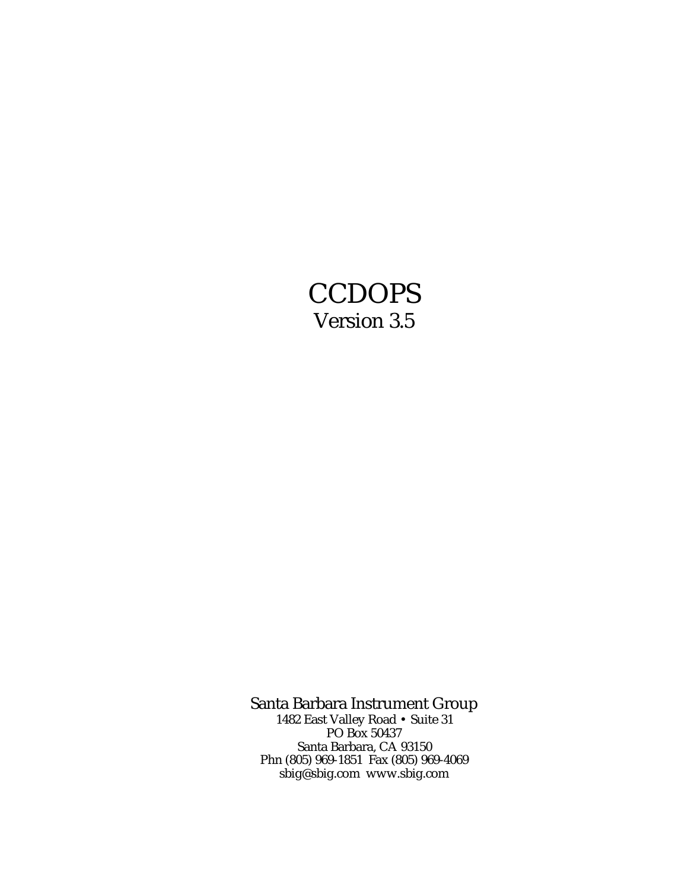# CCDOPS

Version 3.5

Santa Barbara Instrument Group

1482 East Valley Road • Suite 31
PO Box 50437
Santa Barbara, CA 93150
Phn (805) 969-1851 Fax (805) 969-4069
sbig@sbig.com www.sbig.com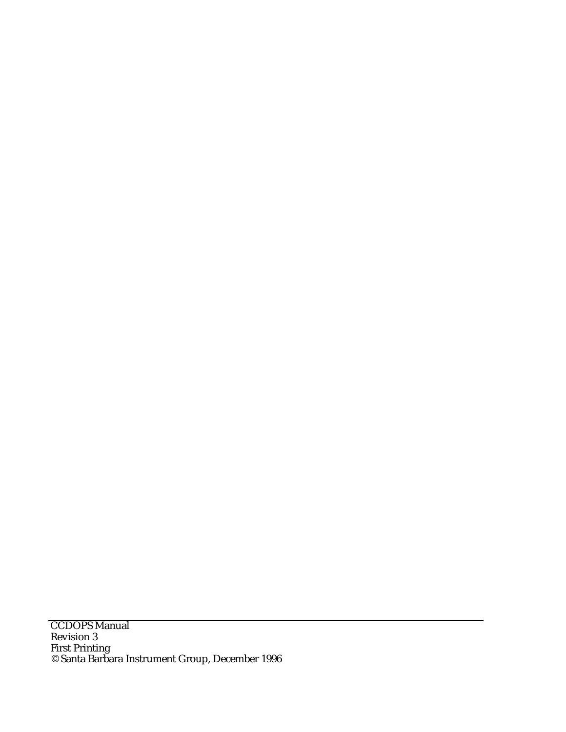---

CCDOPS Manual  
Revision 3  
First Printing  
© Santa Barbara Instrument Group, December 1996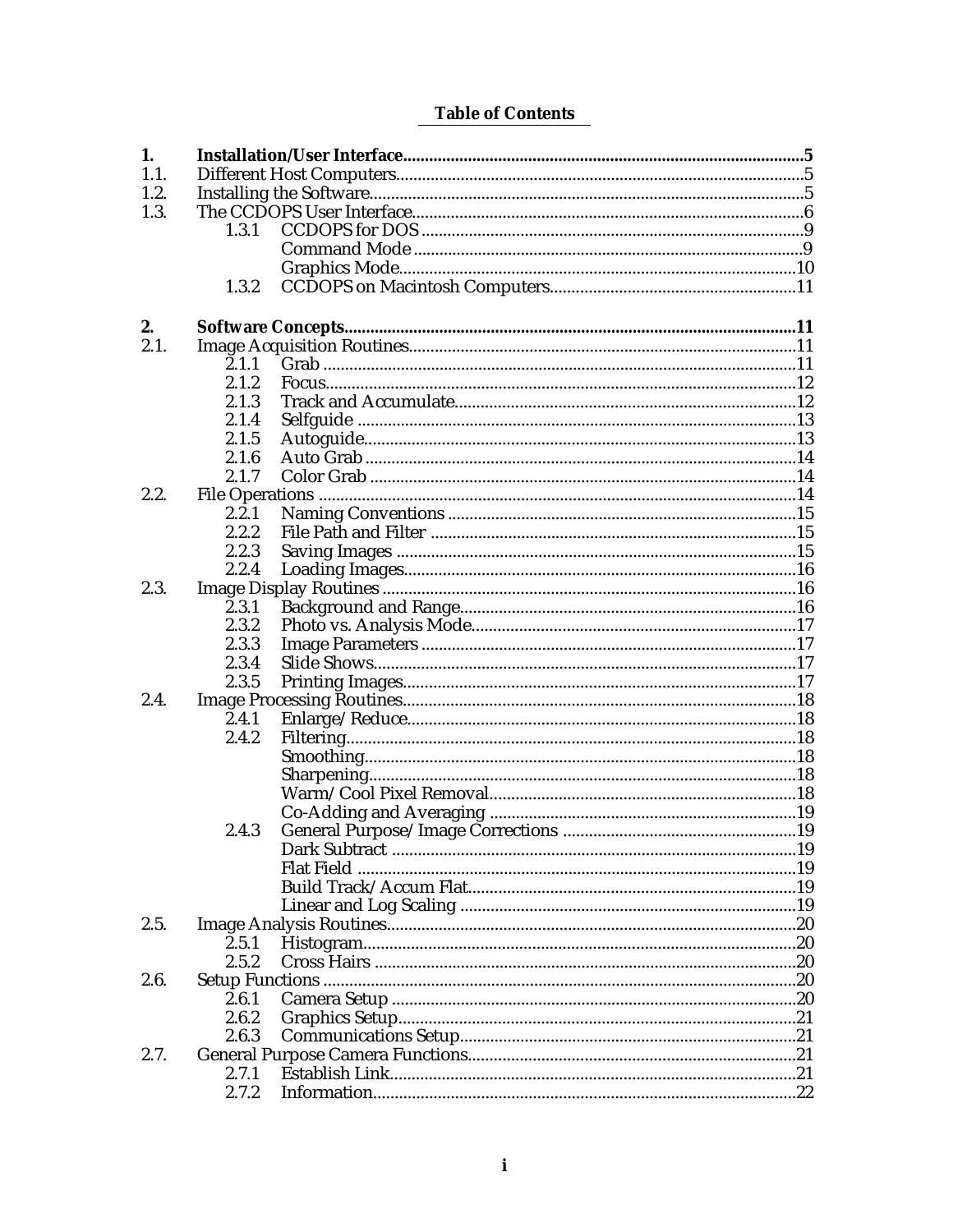# Table of Contents

| | | | |
|---|---|---|---|
| **1.** | | **Installation/User Interface** | **5** |
| 1.1. | | Different Host Computers | 5 |
| 1.2. | | Installing the Software | 5 |
| 1.3. | | The CCDOPS User Interface | 6 |
| | 1.3.1 | CCDOPS for DOS | 9 |
| | | Command Mode | 9 |
| | | Graphics Mode | 10 |
| | 1.3.2 | CCDOPS on Macintosh Computers | 11 |
| **2.** | | **Software Concepts** | **11** |
| 2.1. | | Image Acquisition Routines | 11 |
| | 2.1.1 | Grab | 11 |
| | 2.1.2 | Focus | 12 |
| | 2.1.3 | Track and Accumulate | 12 |
| | 2.1.4 | Selfguide | 13 |
| | 2.1.5 | Autoguide | 13 |
| | 2.1.6 | Auto Grab | 14 |
| | 2.1.7 | Color Grab | 14 |
| 2.2. | | File Operations | 14 |
| | 2.2.1 | Naming Conventions | 15 |
| | 2.2.2 | File Path and Filter | 15 |
| | 2.2.3 | Saving Images | 15 |
| | 2.2.4 | Loading Images | 16 |
| 2.3. | | Image Display Routines | 16 |
| | 2.3.1 | Background and Range | 16 |
| | 2.3.2 | Photo vs. Analysis Mode | 17 |
| | 2.3.3 | Image Parameters | 17 |
| | 2.3.4 | Slide Shows | 17 |
| | 2.3.5 | Printing Images | 17 |
| 2.4. | | Image Processing Routines | 18 |
| | 2.4.1 | Enlarge/Reduce | 18 |
| | 2.4.2 | Filtering | 18 |
| | | Smoothing | 18 |
| | | Sharpening | 18 |
| | | Warm/Cool Pixel Removal | 18 |
| | | Co-Adding and Averaging | 19 |
| | 2.4.3 | General Purpose/Image Corrections | 19 |
| | | Dark Subtract | 19 |
| | | Flat Field | 19 |
| | | Build Track/Accum Flat | 19 |
| | | Linear and Log Scaling | 19 |
| 2.5. | | Image Analysis Routines | 20 |
| | 2.5.1 | Histogram | 20 |
| | 2.5.2 | Cross Hairs | 20 |
| 2.6. | | Setup Functions | 20 |
| | 2.6.1 | Camera Setup | 20 |
| | 2.6.2 | Graphics Setup | 21 |
| | 2.6.3 | Communications Setup | 21 |
| 2.7. | | General Purpose Camera Functions | 21 |
| | 2.7.1 | Establish Link | 21 |
| | 2.7.2 | Information | 22 |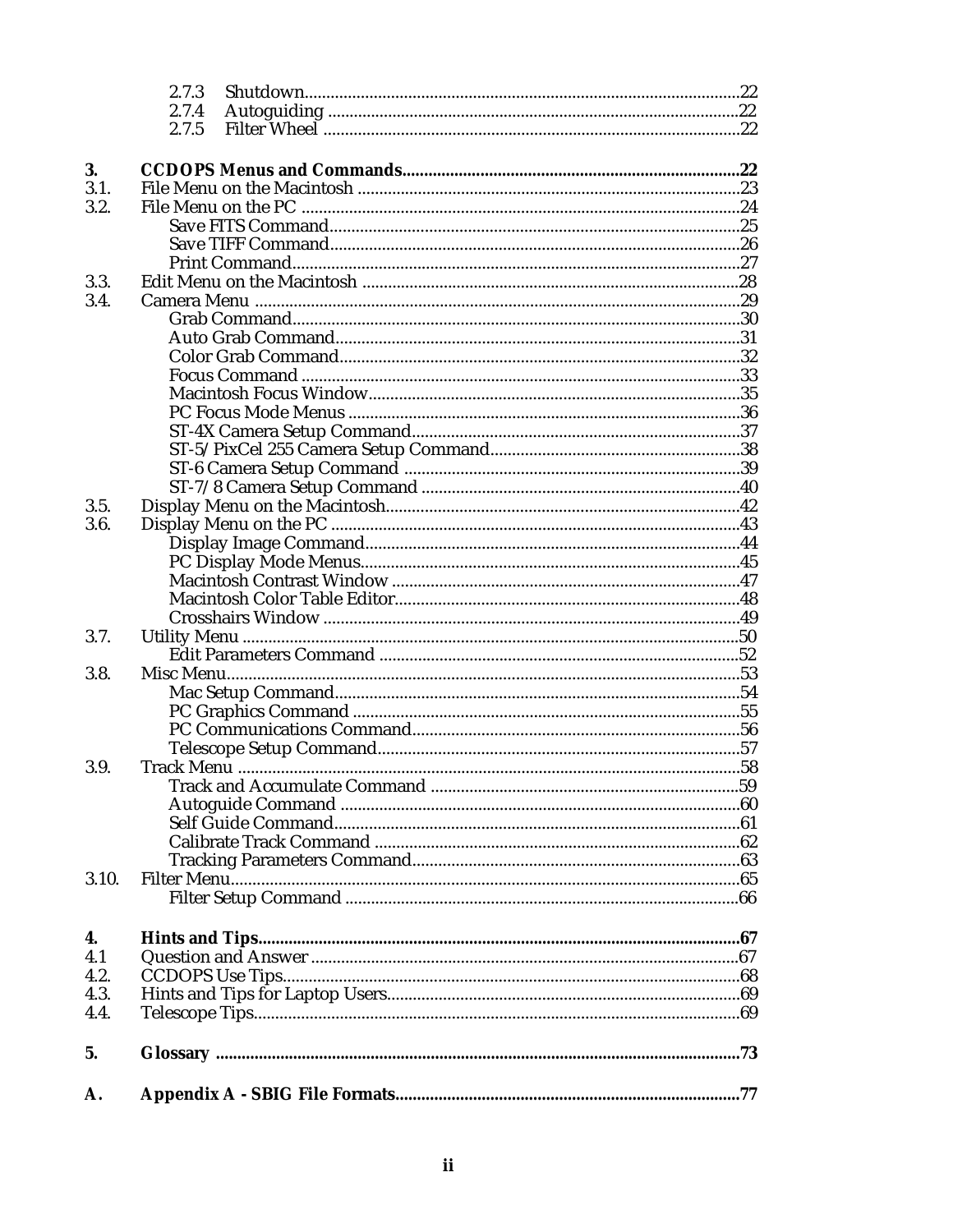2.7.3 Shutdown....................................................................................22
2.7.4 Autoguiding ...............................................................................22
2.7.5 Filter Wheel ................................................................................22

**3. CCDOPS Menus and Commands..............................................................................22**

3.1. File Menu on the Macintosh ........................................................................23
3.2. File Menu on the PC .....................................................................................24
  Save FITS Command..............................................................................25
  Save TIFF Command..............................................................................26
  Print Command.......................................................................................27
3.3. Edit Menu on the Macintosh .......................................................................28
3.4. Camera Menu ................................................................................................29
  Grab Command.......................................................................................30
  Auto Grab Command.............................................................................31
  Color Grab Command............................................................................32
  Focus Command .....................................................................................33
  Macintosh Focus Window......................................................................35
  PC Focus Mode Menus ..........................................................................36
  ST-4X Camera Setup Command............................................................37
  ST-5/PixCel 255 Camera Setup Command..........................................38
  ST-6 Camera Setup Command .............................................................39
  ST-7/8 Camera Setup Command .........................................................40
3.5. Display Menu on the Macintosh.................................................................42
3.6. Display Menu on the PC ..............................................................................43
  Display Image Command......................................................................44
  PC Display Mode Menus.......................................................................45
  Macintosh Contrast Window ................................................................47
  Macintosh Color Table Editor...............................................................48
  Crosshairs Window ................................................................................49
3.7. Utility Menu ...................................................................................................50
  Edit Parameters Command ...................................................................52
3.8. Misc Menu.......................................................................................................53
  Mac Setup Command.............................................................................54
  PC Graphics Command .........................................................................55
  PC Communications Command...........................................................56
  Telescope Setup Command...................................................................57
3.9. Track Menu ....................................................................................................58
  Track and Accumulate Command .......................................................59
  Autoguide Command ............................................................................60
  Self Guide Command.............................................................................61
  Calibrate Track Command ....................................................................62
  Tracking Parameters Command...........................................................63
3.10. Filter Menu......................................................................................................65
  Filter Setup Command ..........................................................................66

**4. Hints and Tips...............................................................................................................67**

4.1 Question and Answer ...................................................................................67
4.2. CCDOPS Use Tips.........................................................................................68
4.3. Hints and Tips for Laptop Users.................................................................69
4.4. Telescope Tips................................................................................................69

**5. Glossary .........................................................................................................................73**

**A. Appendix A - SBIG File Formats..............................................................................77**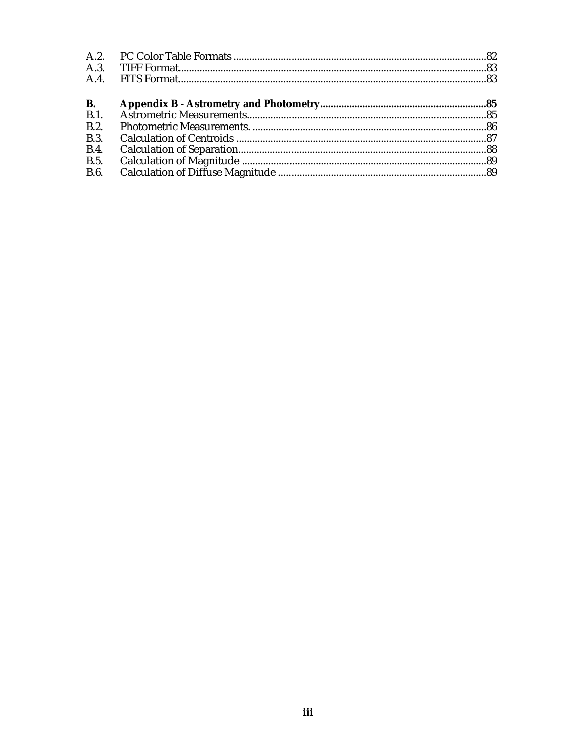A.2. PC Color Table Formats ....................................................................................82
A.3. TIFF Format.......................................................................................................83
A.4. FITS Format.......................................................................................................83

**B. Appendix B - Astrometry and Photometry ...............................................................85**
B.1. Astrometric Measurements..............................................................................85
B.2. Photometric Measurements. ............................................................................86
B.3. Calculation of Centroids ..................................................................................87
B.4. Calculation of Separation.................................................................................88
B.5. Calculation of Magnitude ................................................................................89
B.6. Calculation of Diffuse Magnitude ...................................................................89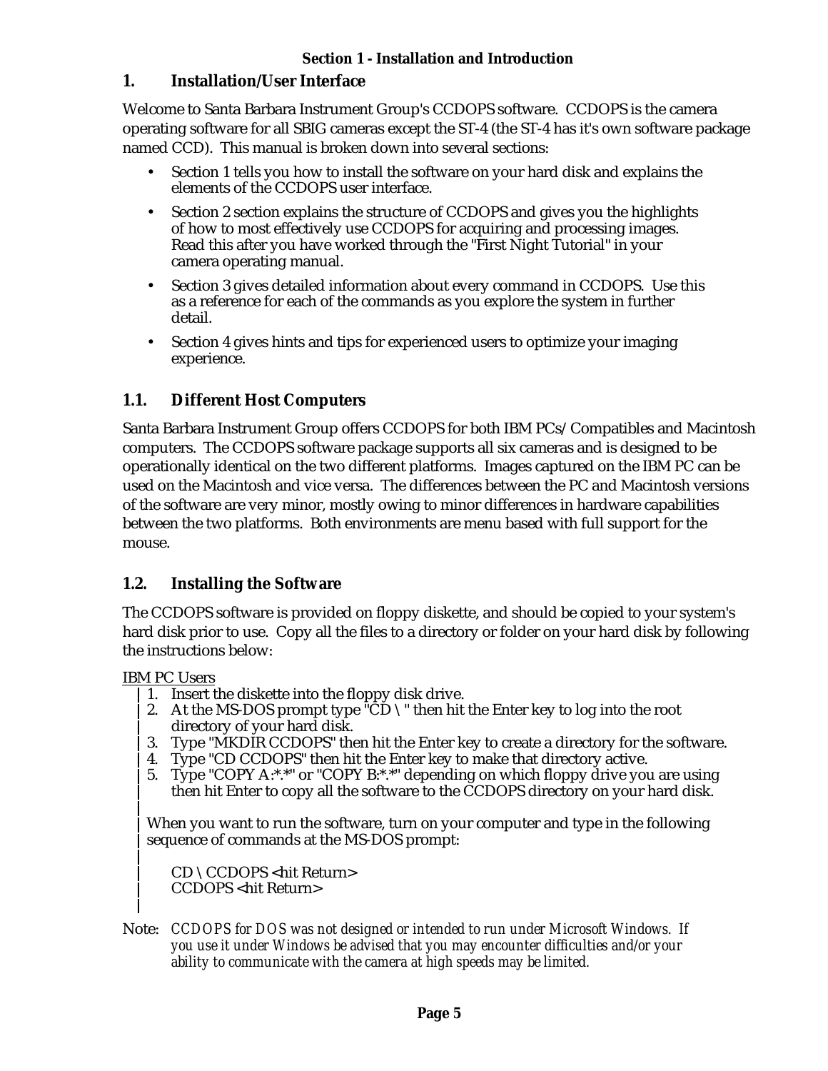**Section 1 - Installation and Introduction**

# 1. Installation/User Interface

Welcome to Santa Barbara Instrument Group's CCDOPS software. CCDOPS is the camera operating software for all SBIG cameras except the ST-4 (the ST-4 has it's own software package named CCD). This manual is broken down into several sections:

- Section 1 tells you how to install the software on your hard disk and explains the elements of the CCDOPS user interface.
- Section 2 section explains the structure of CCDOPS and gives you the highlights of how to most effectively use CCDOPS for acquiring and processing images. Read this after you have worked through the "First Night Tutorial" in your camera operating manual.
- Section 3 gives detailed information about every command in CCDOPS. Use this as a reference for each of the commands as you explore the system in further detail.
- Section 4 gives hints and tips for experienced users to optimize your imaging experience.

## 1.1. Different Host Computers

Santa Barbara Instrument Group offers CCDOPS for both IBM PCs/Compatibles and Macintosh computers. The CCDOPS software package supports all six cameras and is designed to be operationally identical on the two different platforms. Images captured on the IBM PC can be used on the Macintosh and vice versa. The differences between the PC and Macintosh versions of the software are very minor, mostly owing to minor differences in hardware capabilities between the two platforms. Both environments are menu based with full support for the mouse.

## 1.2. Installing the Software

The CCDOPS software is provided on floppy diskette, and should be copied to your system's hard disk prior to use. Copy all the files to a directory or folder on your hard disk by following the instructions below:

IBM PC Users

1. Insert the diskette into the floppy disk drive.
2. At the MS-DOS prompt type "CD \ " then hit the Enter key to log into the root directory of your hard disk.
3. Type "MKDIR CCDOPS" then hit the Enter key to create a directory for the software.
4. Type "CD CCDOPS" then hit the Enter key to make that directory active.
5. Type "COPY A:*.*" or "COPY B:*.*" depending on which floppy drive you are using then hit Enter to copy all the software to the CCDOPS directory on your hard disk.

When you want to run the software, turn on your computer and type in the following sequence of commands at the MS-DOS prompt:

```
CD \ CCDOPS <hit Return>
CCDOPS <hit Return>
```

Note: *CCDOPS for DOS was not designed or intended to run under Microsoft Windows. If you use it under Windows be advised that you may encounter difficulties and/or your ability to communicate with the camera at high speeds may be limited.*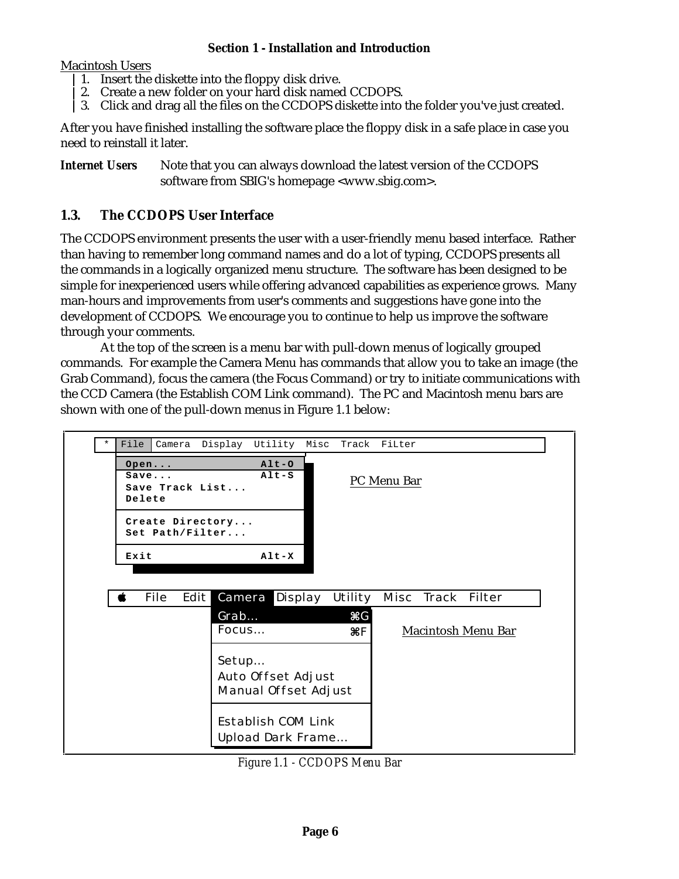Macintosh Users

1. Insert the diskette into the floppy disk drive.
2. Create a new folder on your hard disk named CCDOPS.
3. Click and drag all the files on the CCDOPS diskette into the folder you've just created.

After you have finished installing the software place the floppy disk in a safe place in case you need to reinstall it later.

**Internet Users** Note that you can always download the latest version of the CCDOPS software from SBIG's homepage <www.sbig.com>.

## 1.3. The CCDOPS User Interface

The CCDOPS environment presents the user with a user-friendly menu based interface. Rather than having to remember long command names and do a lot of typing, CCDOPS presents all the commands in a logically organized menu structure. The software has been designed to be simple for inexperienced users while offering advanced capabilities as experience grows. Many man-hours and improvements from user's comments and suggestions have gone into the development of CCDOPS. We encourage you to continue to help us improve the software through your comments.

At the top of the screen is a menu bar with pull-down menus of logically grouped commands. For example the Camera Menu has commands that allow you to take an image (the Grab Command), focus the camera (the Focus Command) or try to initiate communications with the CCD Camera (the Establish COM Link command). The PC and Macintosh menu bars are shown with one of the pull-down menus in Figure 1.1 below:

PC Menu Bar

```
* | File | Camera  Display  Utility  Misc  Track  FiLter

  Open...               Alt-O
  Save...               Alt-S
  Save Track List...
  Delete
  ---------------------------
  Create Directory...
  Set Path/Filter...
  ---------------------------
  Exit                  Alt-X
```

Macintosh Menu Bar

```
   File  Edit | Camera | Display  Utility  Misc  Track  Filter

               Grab...                ⌘G
               Focus...               ⌘F
               -------------------------
               Setup...
               Auto Offset Adjust
               Manual Offset Adjust
               -------------------------
               Establish COM Link
               Upload Dark Frame...
```

*Figure 1.1 - CCDOPS Menu Bar*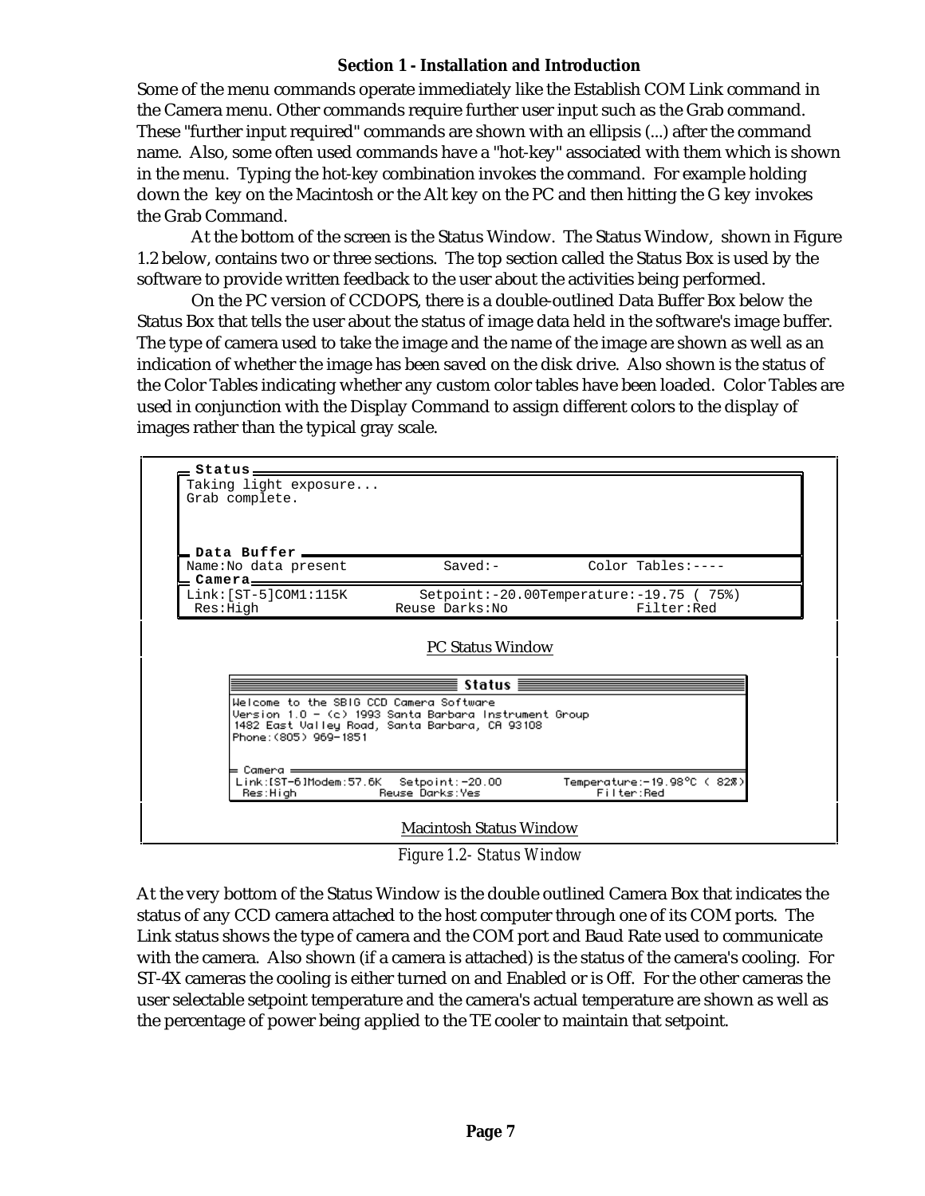Some of the menu commands operate immediately like the Establish COM Link command in the Camera menu. Other commands require further user input such as the Grab command. These "further input required" commands are shown with an ellipsis (...) after the command name. Also, some often used commands have a "hot-key" associated with them which is shown in the menu. Typing the hot-key combination invokes the command. For example holding down the  key on the Macintosh or the Alt key on the PC and then hitting the G key invokes the Grab Command.

At the bottom of the screen is the Status Window. The Status Window, shown in Figure 1.2 below, contains two or three sections. The top section called the Status Box is used by the software to provide written feedback to the user about the activities being performed.

On the PC version of CCDOPS, there is a double-outlined Data Buffer Box below the Status Box that tells the user about the status of image data held in the software's image buffer. The type of camera used to take the image and the name of the image are shown as well as an indication of whether the image has been saved on the disk drive. Also shown is the status of the Color Tables indicating whether any custom color tables have been loaded. Color Tables are used in conjunction with the Display Command to assign different colors to the display of images rather than the typical gray scale.

```
Status
Taking light exposure...
Grab complete.

Data Buffer
Name:No data present          Saved:-          Color Tables:----
Camera
Link:[ST-5]COM1:115K        Setpoint:-20.00Temperature:-19.75 ( 75%)
 Res:High                   Reuse Darks:No              Filter:Red
```

PC Status Window

```
Status
Welcome to the SBIG CCD Camera Software
Version 1.0 - (c) 1993 Santa Barbara Instrument Group
1482 East Valley Road, Santa Barbara, CA 93108
Phone:(805) 969-1851

Camera
Link:[ST-6]Modem:57.6K   Setpoint:-20.00        Temperature:-19.98°C ( 82%)
 Res:High            Reuse Darks:Yes                  Filter:Red
```

Macintosh Status Window

*Figure 1.2- Status Window*

At the very bottom of the Status Window is the double outlined Camera Box that indicates the status of any CCD camera attached to the host computer through one of its COM ports. The Link status shows the type of camera and the COM port and Baud Rate used to communicate with the camera. Also shown (if a camera is attached) is the status of the camera's cooling. For ST-4X cameras the cooling is either turned on and Enabled or is Off. For the other cameras the user selectable setpoint temperature and the camera's actual temperature are shown as well as the percentage of power being applied to the TE cooler to maintain that setpoint.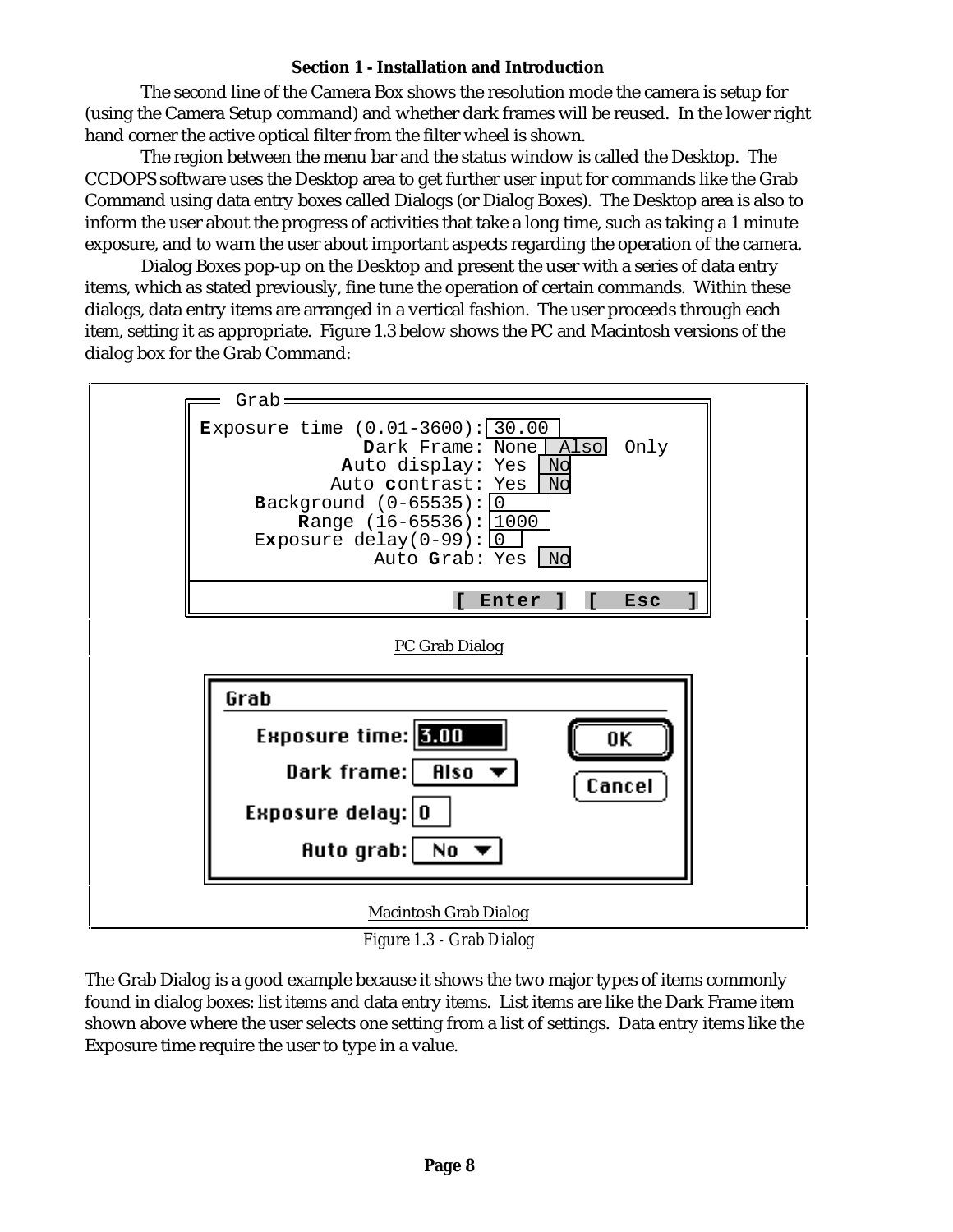The second line of the Camera Box shows the resolution mode the camera is setup for (using the Camera Setup command) and whether dark frames will be reused. In the lower right hand corner the active optical filter from the filter wheel is shown.

The region between the menu bar and the status window is called the Desktop. The CCDOPS software uses the Desktop area to get further user input for commands like the Grab Command using data entry boxes called Dialogs (or Dialog Boxes). The Desktop area is also to inform the user about the progress of activities that take a long time, such as taking a 1 minute exposure, and to warn the user about important aspects regarding the operation of the camera.

Dialog Boxes pop-up on the Desktop and present the user with a series of data entry items, which as stated previously, fine tune the operation of certain commands. Within these dialogs, data entry items are arranged in a vertical fashion. The user proceeds through each item, setting it as appropriate. Figure 1.3 below shows the PC and Macintosh versions of the dialog box for the Grab Command:

```
Grab
Exposure time (0.01-3600): 30.00
             Dark Frame: None  Also  Only
           Auto display: Yes  No
          Auto contrast: Yes  No
     Background (0-65535): 0
        Range (16-65536): 1000
     Exposure delay(0-99): 0
              Auto Grab: Yes  No

                        [ Enter ]  [  Esc  ]
```

PC Grab Dialog

```
Grab
   Exposure time: 3.00        OK
     Dark frame: Also ▼      Cancel
  Exposure delay: 0
      Auto grab: No ▼
```

Macintosh Grab Dialog

*Figure 1.3 - Grab Dialog*

The Grab Dialog is a good example because it shows the two major types of items commonly found in dialog boxes: list items and data entry items. List items are like the Dark Frame item shown above where the user selects one setting from a list of settings. Data entry items like the Exposure time require the user to type in a value.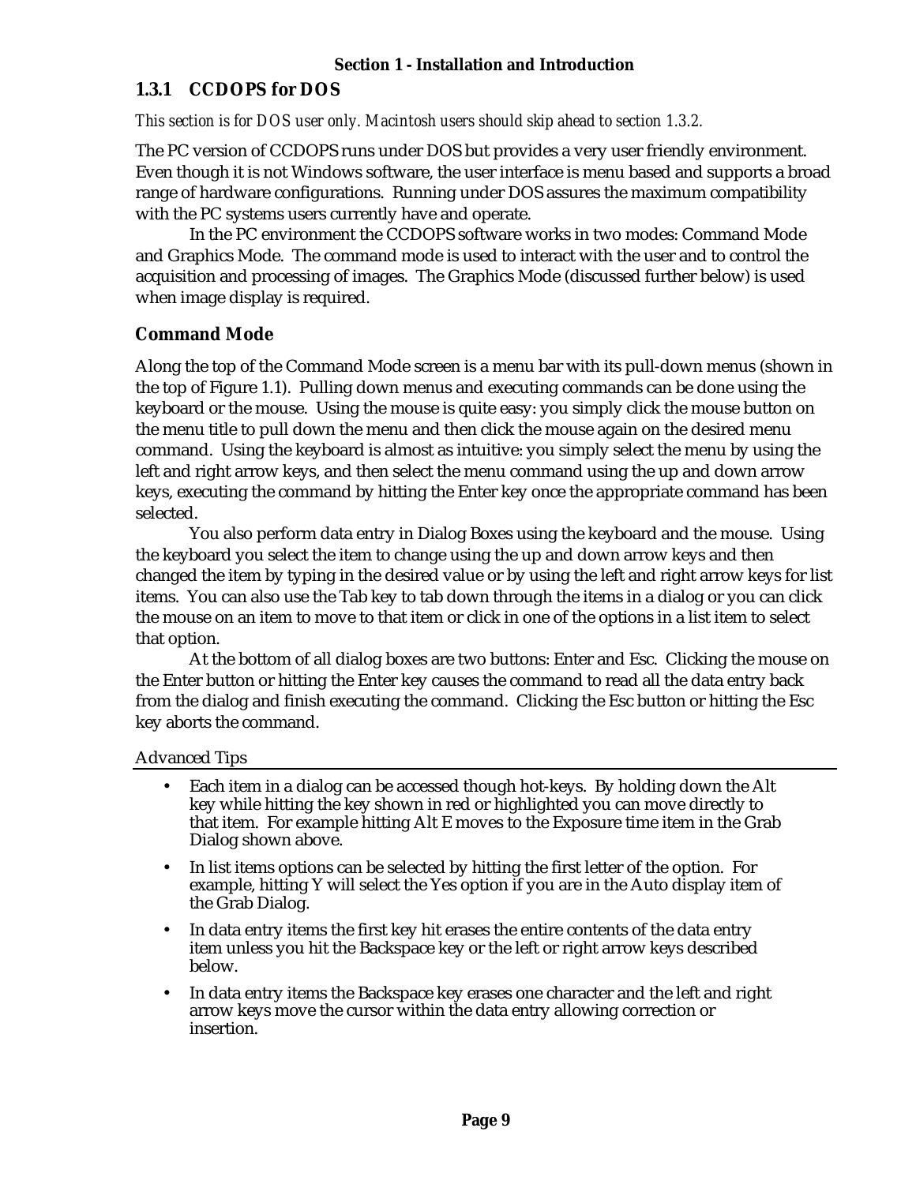### 1.3.1 CCDOPS for DOS

*This section is for DOS user only. Macintosh users should skip ahead to section 1.3.2.*

The PC version of CCDOPS runs under DOS but provides a very user friendly environment. Even though it is not Windows software, the user interface is menu based and supports a broad range of hardware configurations. Running under DOS assures the maximum compatibility with the PC systems users currently have and operate.

In the PC environment the CCDOPS software works in two modes: Command Mode and Graphics Mode. The command mode is used to interact with the user and to control the acquisition and processing of images. The Graphics Mode (discussed further below) is used when image display is required.

#### Command Mode

Along the top of the Command Mode screen is a menu bar with its pull-down menus (shown in the top of Figure 1.1). Pulling down menus and executing commands can be done using the keyboard or the mouse. Using the mouse is quite easy: you simply click the mouse button on the menu title to pull down the menu and then click the mouse again on the desired menu command. Using the keyboard is almost as intuitive: you simply select the menu by using the left and right arrow keys, and then select the menu command using the up and down arrow keys, executing the command by hitting the Enter key once the appropriate command has been selected.

You also perform data entry in Dialog Boxes using the keyboard and the mouse. Using the keyboard you select the item to change using the up and down arrow keys and then changed the item by typing in the desired value or by using the left and right arrow keys for list items. You can also use the Tab key to tab down through the items in a dialog or you can click the mouse on an item to move to that item or click in one of the options in a list item to select that option.

At the bottom of all dialog boxes are two buttons: Enter and Esc. Clicking the mouse on the Enter button or hitting the Enter key causes the command to read all the data entry back from the dialog and finish executing the command. Clicking the Esc button or hitting the Esc key aborts the command.

Advanced Tips

- Each item in a dialog can be accessed though hot-keys. By holding down the Alt key while hitting the key shown in red or highlighted you can move directly to that item. For example hitting Alt E moves to the Exposure time item in the Grab Dialog shown above.
- In list items options can be selected by hitting the first letter of the option. For example, hitting Y will select the Yes option if you are in the Auto display item of the Grab Dialog.
- In data entry items the first key hit erases the entire contents of the data entry item unless you hit the Backspace key or the left or right arrow keys described below.
- In data entry items the Backspace key erases one character and the left and right arrow keys move the cursor within the data entry allowing correction or insertion.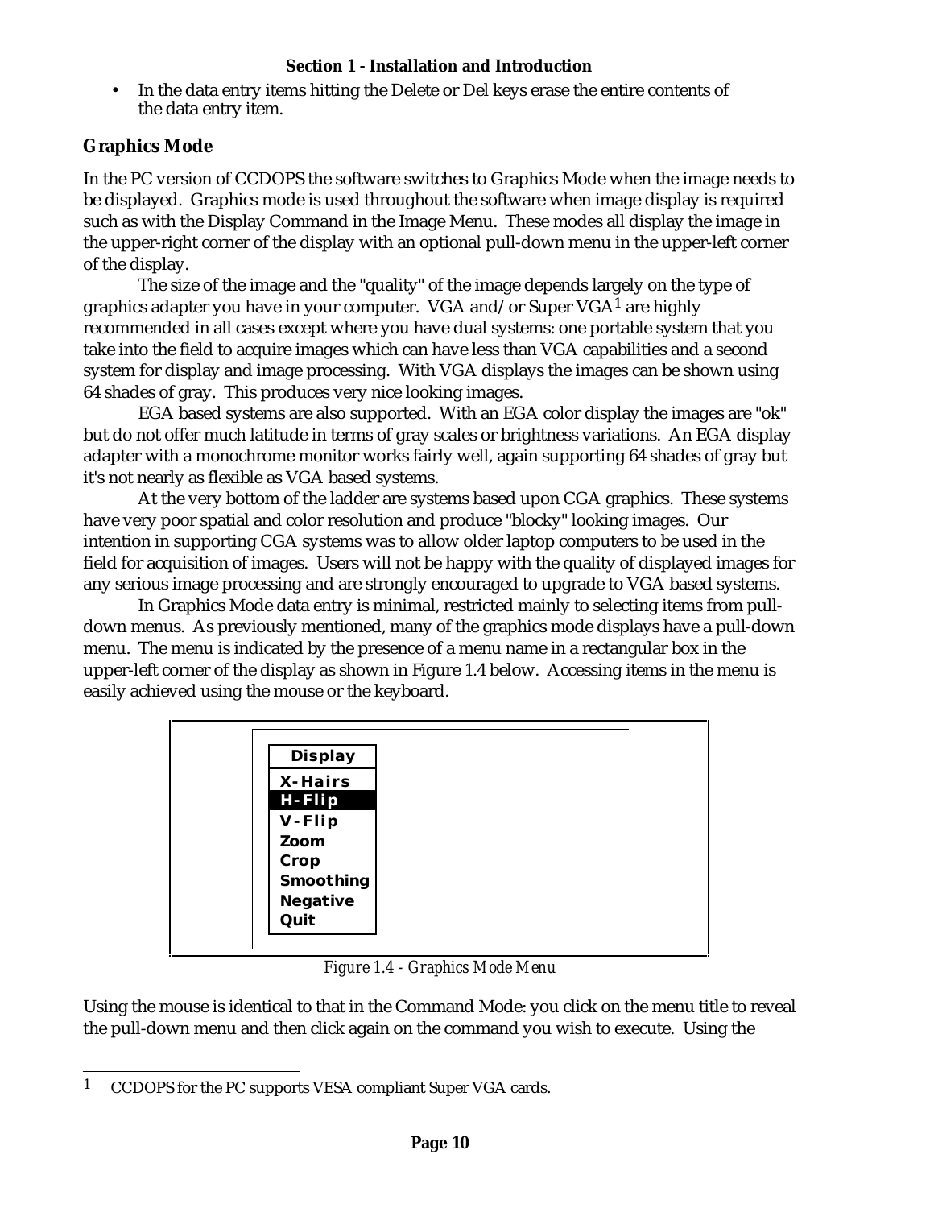- In the data entry items hitting the Delete or Del keys erase the entire contents of the data entry item.

## Graphics Mode

In the PC version of CCDOPS the software switches to Graphics Mode when the image needs to be displayed. Graphics mode is used throughout the software when image display is required such as with the Display Command in the Image Menu. These modes all display the image in the upper-right corner of the display with an optional pull-down menu in the upper-left corner of the display.

The size of the image and the "quality" of the image depends largely on the type of graphics adapter you have in your computer. VGA and/or Super VGA[1] are highly recommended in all cases except where you have dual systems: one portable system that you take into the field to acquire images which can have less than VGA capabilities and a second system for display and image processing. With VGA displays the images can be shown using 64 shades of gray. This produces very nice looking images.

EGA based systems are also supported. With an EGA color display the images are "ok" but do not offer much latitude in terms of gray scales or brightness variations. An EGA display adapter with a monochrome monitor works fairly well, again supporting 64 shades of gray but it's not nearly as flexible as VGA based systems.

At the very bottom of the ladder are systems based upon CGA graphics. These systems have very poor spatial and color resolution and produce "blocky" looking images. Our intention in supporting CGA systems was to allow older laptop computers to be used in the field for acquisition of images. Users will not be happy with the quality of displayed images for any serious image processing and are strongly encouraged to upgrade to VGA based systems.

In Graphics Mode data entry is minimal, restricted mainly to selecting items from pull-down menus. As previously mentioned, many of the graphics mode displays have a pull-down menu. The menu is indicated by the presence of a menu name in a rectangular box in the upper-left corner of the display as shown in Figure 1.4 below. Accessing items in the menu is easily achieved using the mouse or the keyboard.

```
Display
X-Hairs
H-Flip
V-Flip
Zoom
Crop
Smoothing
Negative
Quit
```

*Figure 1.4 - Graphics Mode Menu*

Using the mouse is identical to that in the Command Mode: you click on the menu title to reveal the pull-down menu and then click again on the command you wish to execute. Using the

[1] CCDOPS for the PC supports VESA compliant Super VGA cards.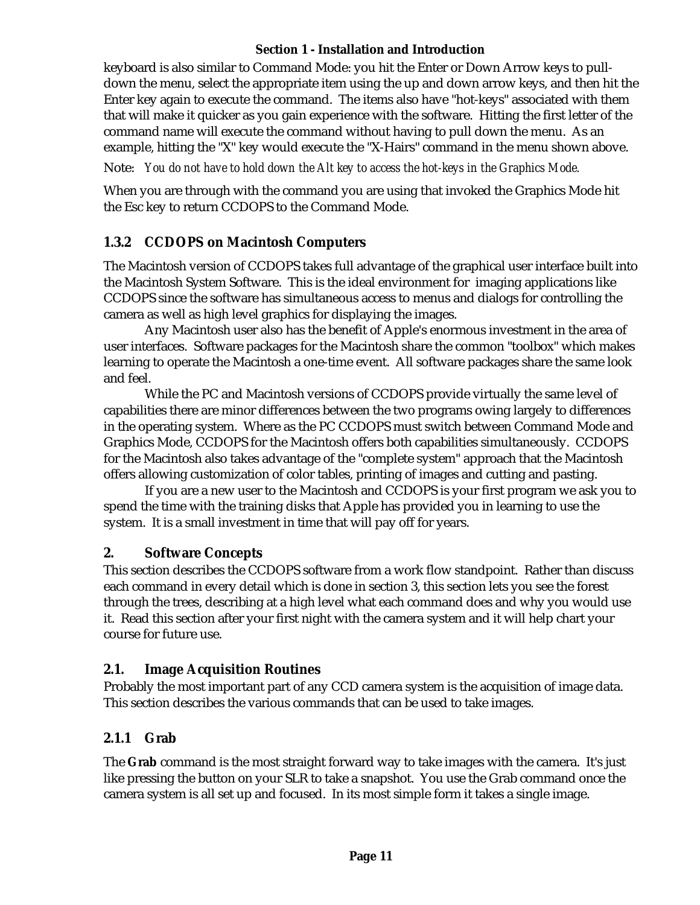keyboard is also similar to Command Mode: you hit the Enter or Down Arrow keys to pull-down the menu, select the appropriate item using the up and down arrow keys, and then hit the Enter key again to execute the command. The items also have "hot-keys" associated with them that will make it quicker as you gain experience with the software. Hitting the first letter of the command name will execute the command without having to pull down the menu. As an example, hitting the "X" key would execute the "X-Hairs" command in the menu shown above.

Note: *You do not have to hold down the Alt key to access the hot-keys in the Graphics Mode.*

When you are through with the command you are using that invoked the Graphics Mode hit the Esc key to return CCDOPS to the Command Mode.

### 1.3.2 CCDOPS on Macintosh Computers

The Macintosh version of CCDOPS takes full advantage of the graphical user interface built into the Macintosh System Software. This is the ideal environment for imaging applications like CCDOPS since the software has simultaneous access to menus and dialogs for controlling the camera as well as high level graphics for displaying the images.

Any Macintosh user also has the benefit of Apple's enormous investment in the area of user interfaces. Software packages for the Macintosh share the common "toolbox" which makes learning to operate the Macintosh a one-time event. All software packages share the same look and feel.

While the PC and Macintosh versions of CCDOPS provide virtually the same level of capabilities there are minor differences between the two programs owing largely to differences in the operating system. Where as the PC CCDOPS must switch between Command Mode and Graphics Mode, CCDOPS for the Macintosh offers both capabilities simultaneously. CCDOPS for the Macintosh also takes advantage of the "complete system" approach that the Macintosh offers allowing customization of color tables, printing of images and cutting and pasting.

If you are a new user to the Macintosh and CCDOPS is your first program we ask you to spend the time with the training disks that Apple has provided you in learning to use the system. It is a small investment in time that will pay off for years.

## 2. Software Concepts

This section describes the CCDOPS software from a work flow standpoint. Rather than discuss each command in every detail which is done in section 3, this section lets you see the forest through the trees, describing at a high level what each command does and why you would use it. Read this section after your first night with the camera system and it will help chart your course for future use.

### 2.1. Image Acquisition Routines

Probably the most important part of any CCD camera system is the acquisition of image data. This section describes the various commands that can be used to take images.

### 2.1.1 Grab

The **Grab** command is the most straight forward way to take images with the camera. It's just like pressing the button on your SLR to take a snapshot. You use the Grab command once the camera system is all set up and focused. In its most simple form it takes a single image.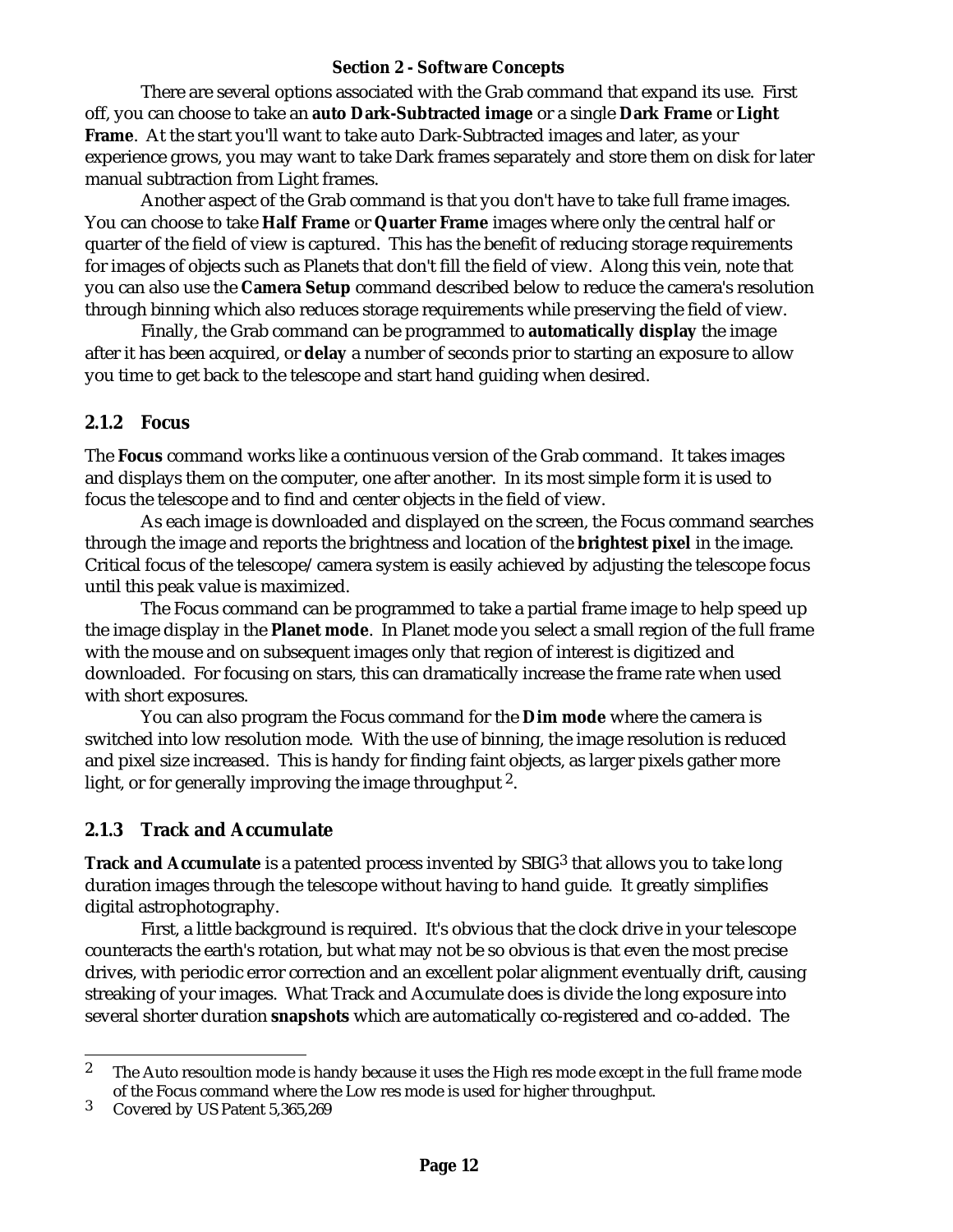There are several options associated with the Grab command that expand its use. First off, you can choose to take an **auto Dark-Subtracted image** or a single **Dark Frame** or **Light Frame**. At the start you'll want to take auto Dark-Subtracted images and later, as your experience grows, you may want to take Dark frames separately and store them on disk for later manual subtraction from Light frames.

Another aspect of the Grab command is that you don't have to take full frame images. You can choose to take **Half Frame** or **Quarter Frame** images where only the central half or quarter of the field of view is captured. This has the benefit of reducing storage requirements for images of objects such as Planets that don't fill the field of view. Along this vein, note that you can also use the **Camera Setup** command described below to reduce the camera's resolution through binning which also reduces storage requirements while preserving the field of view.

Finally, the Grab command can be programmed to **automatically display** the image after it has been acquired, or **delay** a number of seconds prior to starting an exposure to allow you time to get back to the telescope and start hand guiding when desired.

### 2.1.2 Focus

The **Focus** command works like a continuous version of the Grab command. It takes images and displays them on the computer, one after another. In its most simple form it is used to focus the telescope and to find and center objects in the field of view.

As each image is downloaded and displayed on the screen, the Focus command searches through the image and reports the brightness and location of the **brightest pixel** in the image. Critical focus of the telescope/camera system is easily achieved by adjusting the telescope focus until this peak value is maximized.

The Focus command can be programmed to take a partial frame image to help speed up the image display in the **Planet mode**. In Planet mode you select a small region of the full frame with the mouse and on subsequent images only that region of interest is digitized and downloaded. For focusing on stars, this can dramatically increase the frame rate when used with short exposures.

You can also program the Focus command for the **Dim mode** where the camera is switched into low resolution mode. With the use of binning, the image resolution is reduced and pixel size increased. This is handy for finding faint objects, as larger pixels gather more light, or for generally improving the image throughput [2].

### 2.1.3 Track and Accumulate

**Track and Accumulate** is a patented process invented by SBIG[3] that allows you to take long duration images through the telescope without having to hand guide. It greatly simplifies digital astrophotography.

First, a little background is required. It's obvious that the clock drive in your telescope counteracts the earth's rotation, but what may not be so obvious is that even the most precise drives, with periodic error correction and an excellent polar alignment eventually drift, causing streaking of your images. What Track and Accumulate does is divide the long exposure into several shorter duration **snapshots** which are automatically co-registered and co-added. The

---

[2] The Auto resoultion mode is handy because it uses the High res mode except in the full frame mode of the Focus command where the Low res mode is used for higher throughput.

[3] Covered by US Patent 5,365,269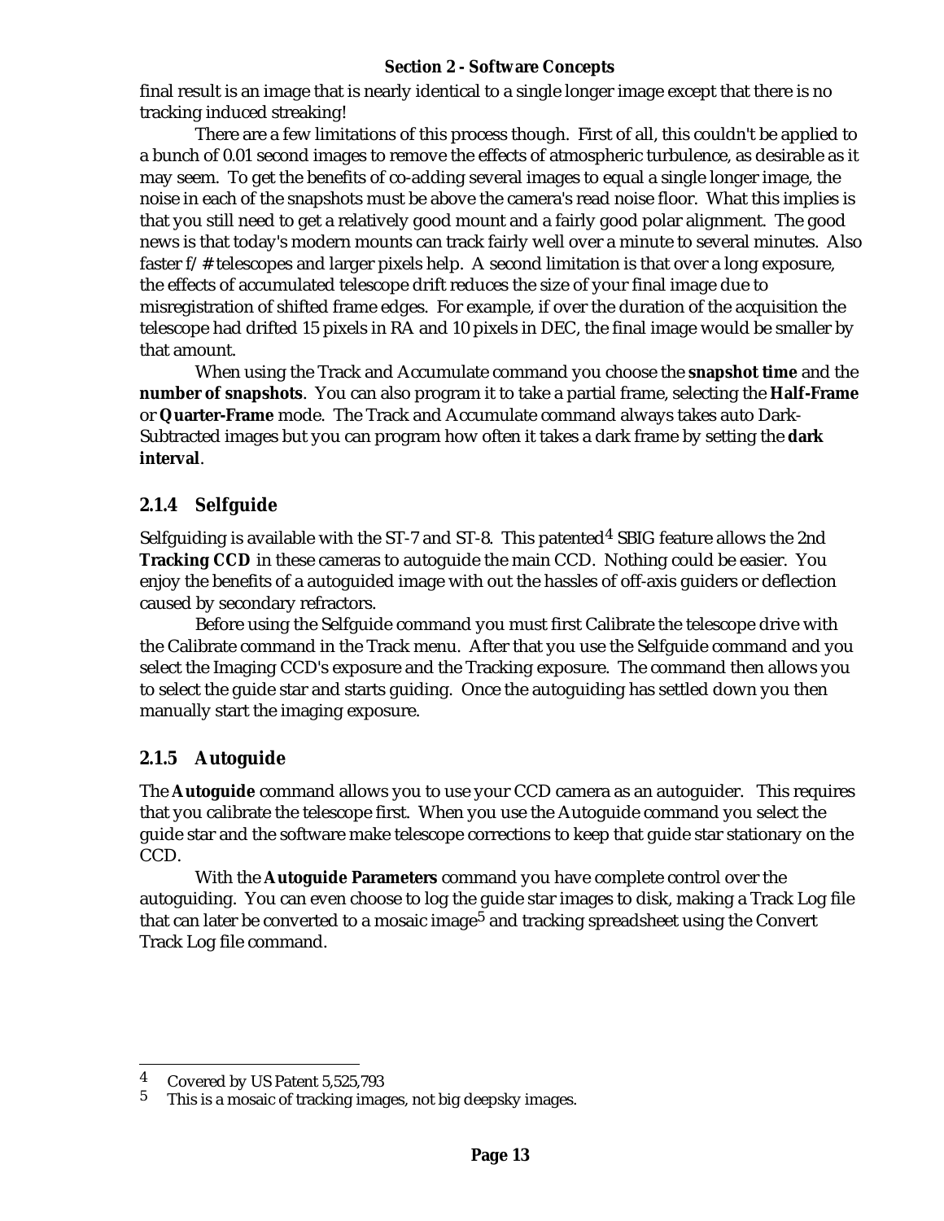final result is an image that is nearly identical to a single longer image except that there is no tracking induced streaking!

There are a few limitations of this process though. First of all, this couldn't be applied to a bunch of 0.01 second images to remove the effects of atmospheric turbulence, as desirable as it may seem. To get the benefits of co-adding several images to equal a single longer image, the noise in each of the snapshots must be above the camera's read noise floor. What this implies is that you still need to get a relatively good mount and a fairly good polar alignment. The good news is that today's modern mounts can track fairly well over a minute to several minutes. Also faster f/# telescopes and larger pixels help. A second limitation is that over a long exposure, the effects of accumulated telescope drift reduces the size of your final image due to misregistration of shifted frame edges. For example, if over the duration of the acquisition the telescope had drifted 15 pixels in RA and 10 pixels in DEC, the final image would be smaller by that amount.

When using the Track and Accumulate command you choose the **snapshot time** and the **number of snapshots**. You can also program it to take a partial frame, selecting the **Half-Frame** or **Quarter-Frame** mode. The Track and Accumulate command always takes auto Dark-Subtracted images but you can program how often it takes a dark frame by setting the **dark interval**.

### 2.1.4 Selfguide

Selfguiding is available with the ST-7 and ST-8. This patented[4] SBIG feature allows the 2nd **Tracking CCD** in these cameras to autoguide the main CCD. Nothing could be easier. You enjoy the benefits of a autoguided image with out the hassles of off-axis guiders or deflection caused by secondary refractors.

Before using the Selfguide command you must first Calibrate the telescope drive with the Calibrate command in the Track menu. After that you use the Selfguide command and you select the Imaging CCD's exposure and the Tracking exposure. The command then allows you to select the guide star and starts guiding. Once the autoguiding has settled down you then manually start the imaging exposure.

### 2.1.5 Autoguide

The **Autoguide** command allows you to use your CCD camera as an autoguider. This requires that you calibrate the telescope first. When you use the Autoguide command you select the guide star and the software make telescope corrections to keep that guide star stationary on the CCD.

With the **Autoguide Parameters** command you have complete control over the autoguiding. You can even choose to log the guide star images to disk, making a Track Log file that can later be converted to a mosaic image[5] and tracking spreadsheet using the Convert Track Log file command.

---

[4] Covered by US Patent 5,525,793

[5] This is a mosaic of tracking images, not big deepsky images.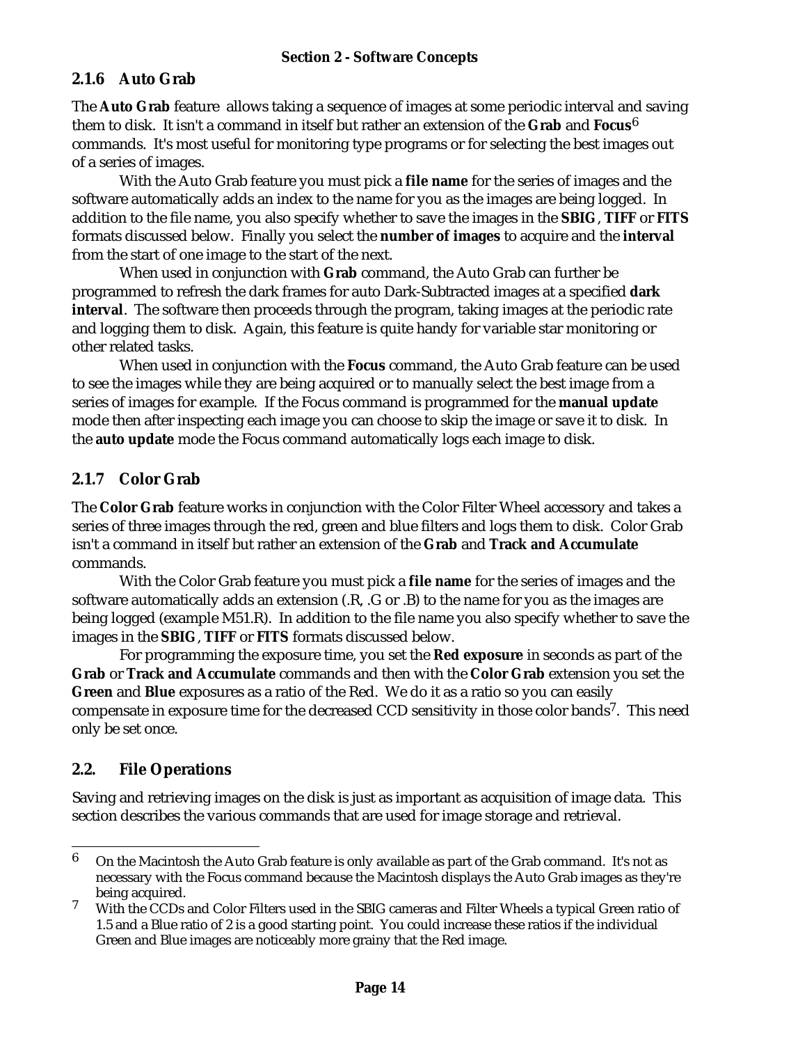### 2.1.6 Auto Grab

The **Auto Grab** feature allows taking a sequence of images at some periodic interval and saving them to disk. It isn't a command in itself but rather an extension of the **Grab** and **Focus**[6] commands. It's most useful for monitoring type programs or for selecting the best images out of a series of images.

With the Auto Grab feature you must pick a **file name** for the series of images and the software automatically adds an index to the name for you as the images are being logged. In addition to the file name, you also specify whether to save the images in the **SBIG**, **TIFF** or **FITS** formats discussed below. Finally you select the **number of images** to acquire and the **interval** from the start of one image to the start of the next.

When used in conjunction with **Grab** command, the Auto Grab can further be programmed to refresh the dark frames for auto Dark-Subtracted images at a specified **dark interval**. The software then proceeds through the program, taking images at the periodic rate and logging them to disk. Again, this feature is quite handy for variable star monitoring or other related tasks.

When used in conjunction with the **Focus** command, the Auto Grab feature can be used to see the images while they are being acquired or to manually select the best image from a series of images for example. If the Focus command is programmed for the **manual update** mode then after inspecting each image you can choose to skip the image or save it to disk. In the **auto update** mode the Focus command automatically logs each image to disk.

### 2.1.7 Color Grab

The **Color Grab** feature works in conjunction with the Color Filter Wheel accessory and takes a series of three images through the red, green and blue filters and logs them to disk. Color Grab isn't a command in itself but rather an extension of the **Grab** and **Track and Accumulate** commands.

With the Color Grab feature you must pick a **file name** for the series of images and the software automatically adds an extension (.R, .G or .B) to the name for you as the images are being logged (example M51.R). In addition to the file name you also specify whether to save the images in the **SBIG**, **TIFF** or **FITS** formats discussed below.

For programming the exposure time, you set the **Red exposure** in seconds as part of the **Grab** or **Track and Accumulate** commands and then with the **Color Grab** extension you set the **Green** and **Blue** exposures as a ratio of the Red. We do it as a ratio so you can easily compensate in exposure time for the decreased CCD sensitivity in those color bands[7]. This need only be set once.

## 2.2. File Operations

Saving and retrieving images on the disk is just as important as acquisition of image data. This section describes the various commands that are used for image storage and retrieval.

---

[6] On the Macintosh the Auto Grab feature is only available as part of the Grab command. It's not as necessary with the Focus command because the Macintosh displays the Auto Grab images as they're being acquired.

[7] With the CCDs and Color Filters used in the SBIG cameras and Filter Wheels a typical Green ratio of 1.5 and a Blue ratio of 2 is a good starting point. You could increase these ratios if the individual Green and Blue images are noticeably more grainy that the Red image.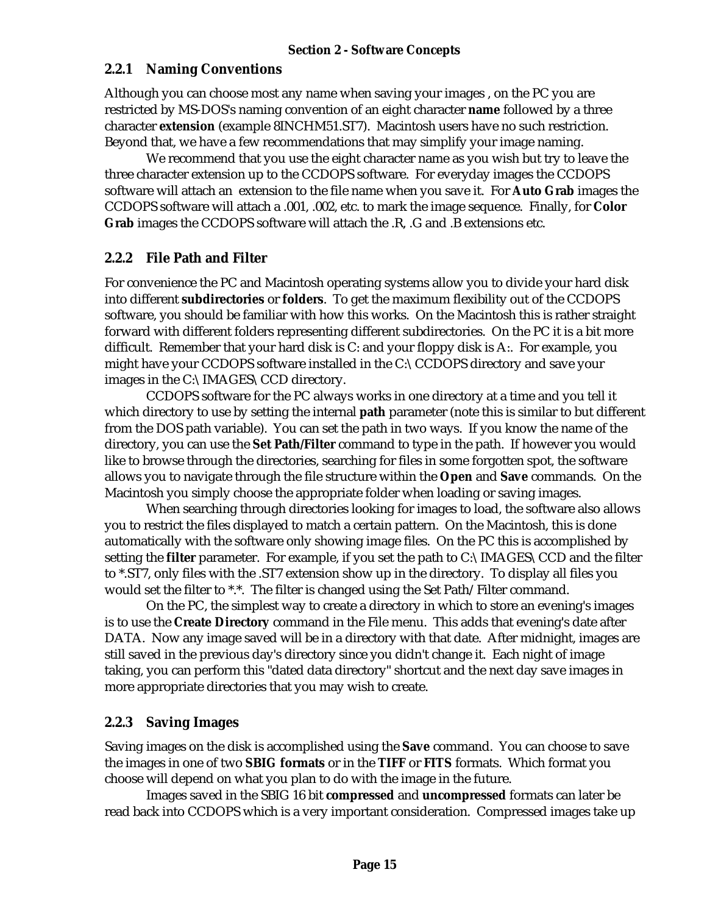### 2.2.1 Naming Conventions

Although you can choose most any name when saving your images , on the PC you are restricted by MS-DOS's naming convention of an eight character **name** followed by a three character **extension** (example 8INCHM51.ST7). Macintosh users have no such restriction. Beyond that, we have a few recommendations that may simplify your image naming.

We recommend that you use the eight character name as you wish but try to leave the three character extension up to the CCDOPS software. For everyday images the CCDOPS software will attach an extension to the file name when you save it. For **Auto Grab** images the CCDOPS software will attach a .001, .002, etc. to mark the image sequence. Finally, for **Color Grab** images the CCDOPS software will attach the .R, .G and .B extensions etc.

### 2.2.2 File Path and Filter

For convenience the PC and Macintosh operating systems allow you to divide your hard disk into different **subdirectories** or **folders**. To get the maximum flexibility out of the CCDOPS software, you should be familiar with how this works. On the Macintosh this is rather straight forward with different folders representing different subdirectories. On the PC it is a bit more difficult. Remember that your hard disk is C: and your floppy disk is A:. For example, you might have your CCDOPS software installed in the C:\CCDOPS directory and save your images in the C:\IMAGES\CCD directory.

CCDOPS software for the PC always works in one directory at a time and you tell it which directory to use by setting the internal **path** parameter (note this is similar to but different from the DOS path variable). You can set the path in two ways. If you know the name of the directory, you can use the **Set Path/Filter** command to type in the path. If however you would like to browse through the directories, searching for files in some forgotten spot, the software allows you to navigate through the file structure within the **Open** and **Save** commands. On the Macintosh you simply choose the appropriate folder when loading or saving images.

When searching through directories looking for images to load, the software also allows you to restrict the files displayed to match a certain pattern. On the Macintosh, this is done automatically with the software only showing image files. On the PC this is accomplished by setting the **filter** parameter. For example, if you set the path to C:\IMAGES\CCD and the filter to *.ST7, only files with the .ST7 extension show up in the directory. To display all files you would set the filter to *.*. The filter is changed using the Set Path/Filter command.

On the PC, the simplest way to create a directory in which to store an evening's images is to use the **Create Directory** command in the File menu. This adds that evening's date after DATA. Now any image saved will be in a directory with that date. After midnight, images are still saved in the previous day's directory since you didn't change it. Each night of image taking, you can perform this "dated data directory" shortcut and the next day save images in more appropriate directories that you may wish to create.

### 2.2.3 Saving Images

Saving images on the disk is accomplished using the **Save** command. You can choose to save the images in one of two **SBIG formats** or in the **TIFF** or **FITS** formats. Which format you choose will depend on what you plan to do with the image in the future.

Images saved in the SBIG 16 bit **compressed** and **uncompressed** formats can later be read back into CCDOPS which is a very important consideration. Compressed images take up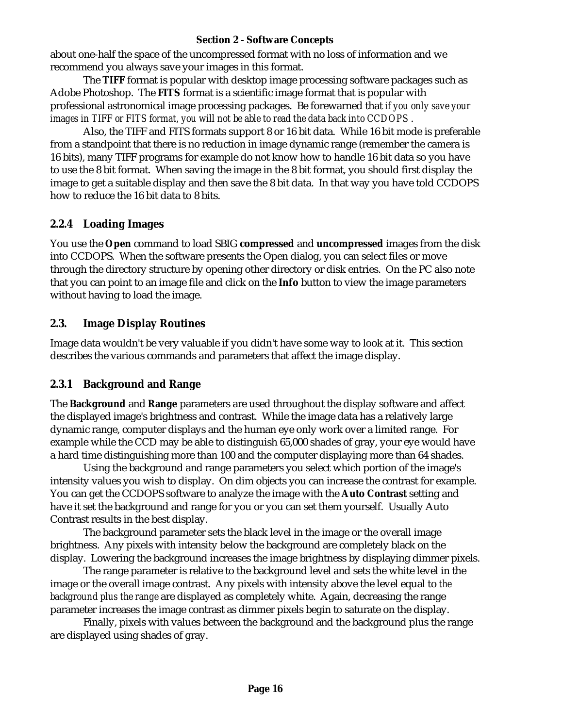about one-half the space of the uncompressed format with no loss of information and we recommend you always save your images in this format.

The **TIFF** format is popular with desktop image processing software packages such as Adobe Photoshop. The **FITS** format is a scientific image format that is popular with professional astronomical image processing packages. Be forewarned that *if you only save your images in TIFF or FITS format, you will not be able to read the data back into CCDOPS*.

Also, the TIFF and FITS formats support 8 or 16 bit data. While 16 bit mode is preferable from a standpoint that there is no reduction in image dynamic range (remember the camera is 16 bits), many TIFF programs for example do not know how to handle 16 bit data so you have to use the 8 bit format. When saving the image in the 8 bit format, you should first display the image to get a suitable display and then save the 8 bit data. In that way you have told CCDOPS how to reduce the 16 bit data to 8 bits.

### 2.2.4 Loading Images

You use the **Open** command to load SBIG **compressed** and **uncompressed** images from the disk into CCDOPS. When the software presents the Open dialog, you can select files or move through the directory structure by opening other directory or disk entries. On the PC also note that you can point to an image file and click on the **Info** button to view the image parameters without having to load the image.

## 2.3. Image Display Routines

Image data wouldn't be very valuable if you didn't have some way to look at it. This section describes the various commands and parameters that affect the image display.

### 2.3.1 Background and Range

The **Background** and **Range** parameters are used throughout the display software and affect the displayed image's brightness and contrast. While the image data has a relatively large dynamic range, computer displays and the human eye only work over a limited range. For example while the CCD may be able to distinguish 65,000 shades of gray, your eye would have a hard time distinguishing more than 100 and the computer displaying more than 64 shades.

Using the background and range parameters you select which portion of the image's intensity values you wish to display. On dim objects you can increase the contrast for example. You can get the CCDOPS software to analyze the image with the **Auto Contrast** setting and have it set the background and range for you or you can set them yourself. Usually Auto Contrast results in the best display.

The background parameter sets the black level in the image or the overall image brightness. Any pixels with intensity below the background are completely black on the display. Lowering the background increases the image brightness by displaying dimmer pixels.

The range parameter is relative to the background level and sets the white level in the image or the overall image contrast. Any pixels with intensity above the level equal to *the background plus the range* are displayed as completely white. Again, decreasing the range parameter increases the image contrast as dimmer pixels begin to saturate on the display.

Finally, pixels with values between the background and the background plus the range are displayed using shades of gray.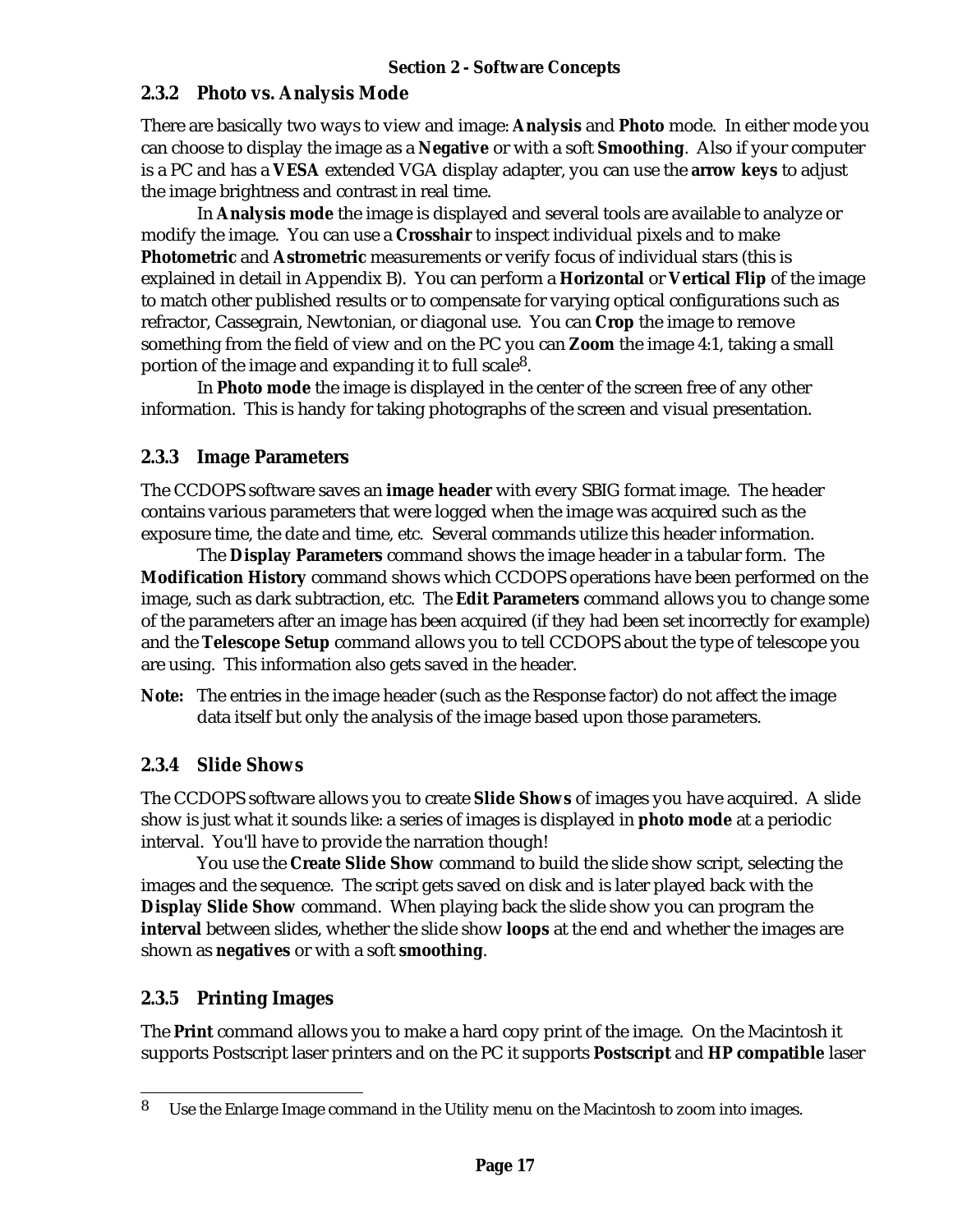### 2.3.2 Photo vs. Analysis Mode

There are basically two ways to view and image: **Analysis** and **Photo** mode. In either mode you can choose to display the image as a **Negative** or with a soft **Smoothing**. Also if your computer is a PC and has a **VESA** extended VGA display adapter, you can use the **arrow keys** to adjust the image brightness and contrast in real time.

In **Analysis mode** the image is displayed and several tools are available to analyze or modify the image. You can use a **Crosshair** to inspect individual pixels and to make **Photometric** and **Astrometric** measurements or verify focus of individual stars (this is explained in detail in Appendix B). You can perform a **Horizontal** or **Vertical Flip** of the image to match other published results or to compensate for varying optical configurations such as refractor, Cassegrain, Newtonian, or diagonal use. You can **Crop** the image to remove something from the field of view and on the PC you can **Zoom** the image 4:1, taking a small portion of the image and expanding it to full scale[8].

In **Photo mode** the image is displayed in the center of the screen free of any other information. This is handy for taking photographs of the screen and visual presentation.

### 2.3.3 Image Parameters

The CCDOPS software saves an **image header** with every SBIG format image. The header contains various parameters that were logged when the image was acquired such as the exposure time, the date and time, etc. Several commands utilize this header information.

The **Display Parameters** command shows the image header in a tabular form. The **Modification History** command shows which CCDOPS operations have been performed on the image, such as dark subtraction, etc. The **Edit Parameters** command allows you to change some of the parameters after an image has been acquired (if they had been set incorrectly for example) and the **Telescope Setup** command allows you to tell CCDOPS about the type of telescope you are using. This information also gets saved in the header.

**Note:** The entries in the image header (such as the Response factor) do not affect the image data itself but only the analysis of the image based upon those parameters.

### 2.3.4 Slide Shows

The CCDOPS software allows you to create **Slide Shows** of images you have acquired. A slide show is just what it sounds like: a series of images is displayed in **photo mode** at a periodic interval. You'll have to provide the narration though!

You use the **Create Slide Show** command to build the slide show script, selecting the images and the sequence. The script gets saved on disk and is later played back with the **Display Slide Show** command. When playing back the slide show you can program the **interval** between slides, whether the slide show **loops** at the end and whether the images are shown as **negatives** or with a soft **smoothing**.

### 2.3.5 Printing Images

The **Print** command allows you to make a hard copy print of the image. On the Macintosh it supports Postscript laser printers and on the PC it supports **Postscript** and **HP compatible** laser

---

[8] Use the Enlarge Image command in the Utility menu on the Macintosh to zoom into images.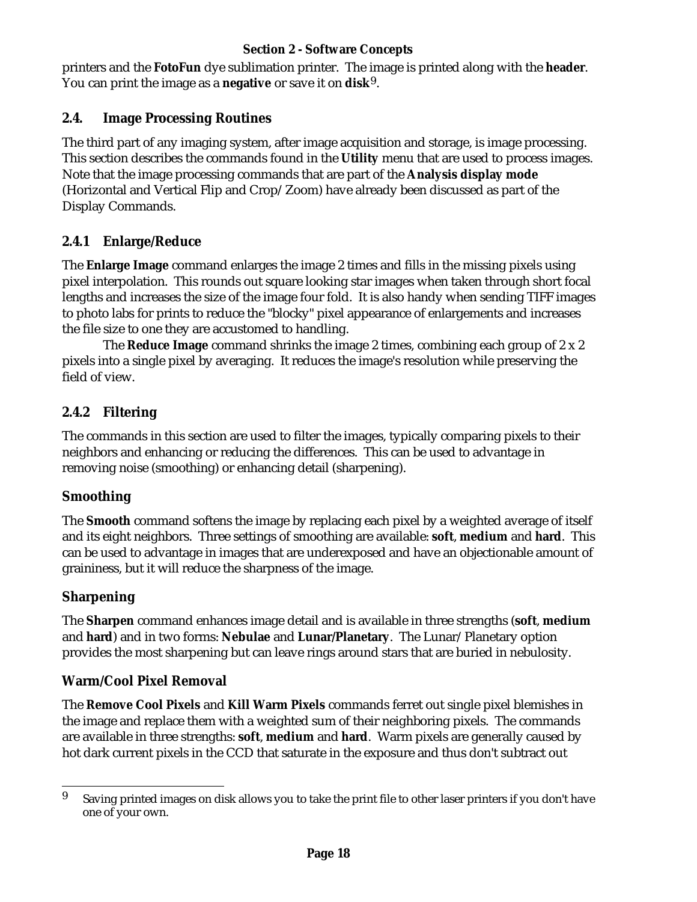printers and the **FotoFun** dye sublimation printer. The image is printed along with the **header**. You can print the image as a **negative** or save it on **disk**[9].

## 2.4. Image Processing Routines

The third part of any imaging system, after image acquisition and storage, is image processing. This section describes the commands found in the **Utility** menu that are used to process images. Note that the image processing commands that are part of the **Analysis display mode** (Horizontal and Vertical Flip and Crop/Zoom) have already been discussed as part of the Display Commands.

### 2.4.1 Enlarge/Reduce

The **Enlarge Image** command enlarges the image 2 times and fills in the missing pixels using pixel interpolation. This rounds out square looking star images when taken through short focal lengths and increases the size of the image four fold. It is also handy when sending TIFF images to photo labs for prints to reduce the "blocky" pixel appearance of enlargements and increases the file size to one they are accustomed to handling.

The **Reduce Image** command shrinks the image 2 times, combining each group of 2 x 2 pixels into a single pixel by averaging. It reduces the image's resolution while preserving the field of view.

### 2.4.2 Filtering

The commands in this section are used to filter the images, typically comparing pixels to their neighbors and enhancing or reducing the differences. This can be used to advantage in removing noise (smoothing) or enhancing detail (sharpening).

#### Smoothing

The **Smooth** command softens the image by replacing each pixel by a weighted average of itself and its eight neighbors. Three settings of smoothing are available: **soft**, **medium** and **hard**. This can be used to advantage in images that are underexposed and have an objectionable amount of graininess, but it will reduce the sharpness of the image.

#### Sharpening

The **Sharpen** command enhances image detail and is available in three strengths (**soft**, **medium** and **hard**) and in two forms: **Nebulae** and **Lunar/Planetary**. The Lunar/Planetary option provides the most sharpening but can leave rings around stars that are buried in nebulosity.

#### Warm/Cool Pixel Removal

The **Remove Cool Pixels** and **Kill Warm Pixels** commands ferret out single pixel blemishes in the image and replace them with a weighted sum of their neighboring pixels. The commands are available in three strengths: **soft**, **medium** and **hard**. Warm pixels are generally caused by hot dark current pixels in the CCD that saturate in the exposure and thus don't subtract out

---

[9] Saving printed images on disk allows you to take the print file to other laser printers if you don't have one of your own.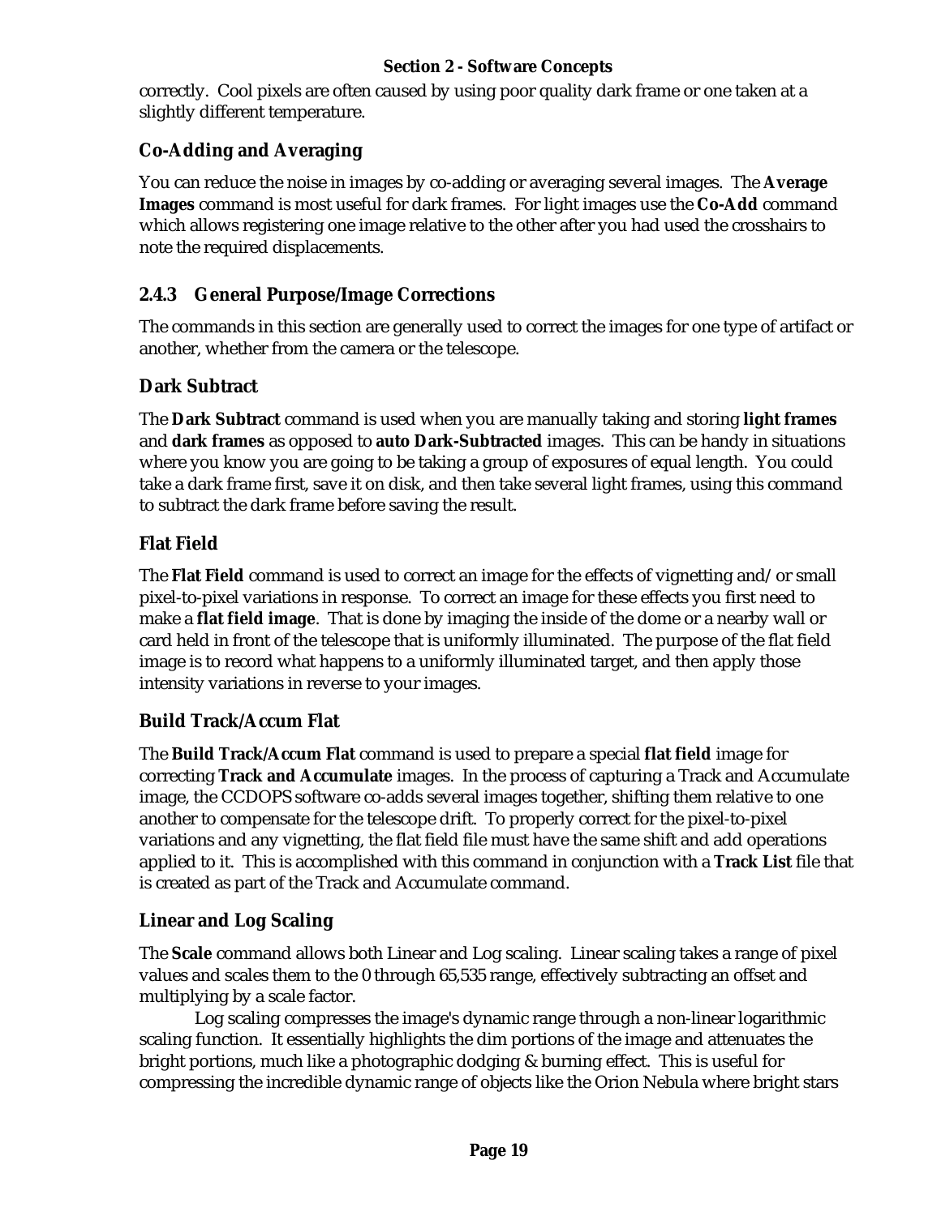correctly. Cool pixels are often caused by using poor quality dark frame or one taken at a slightly different temperature.

### Co-Adding and Averaging

You can reduce the noise in images by co-adding or averaging several images. The **Average Images** command is most useful for dark frames. For light images use the **Co-Add** command which allows registering one image relative to the other after you had used the crosshairs to note the required displacements.

## 2.4.3 General Purpose/Image Corrections

The commands in this section are generally used to correct the images for one type of artifact or another, whether from the camera or the telescope.

### Dark Subtract

The **Dark Subtract** command is used when you are manually taking and storing **light frames** and **dark frames** as opposed to **auto Dark-Subtracted** images. This can be handy in situations where you know you are going to be taking a group of exposures of equal length. You could take a dark frame first, save it on disk, and then take several light frames, using this command to subtract the dark frame before saving the result.

### Flat Field

The **Flat Field** command is used to correct an image for the effects of vignetting and/or small pixel-to-pixel variations in response. To correct an image for these effects you first need to make a **flat field image**. That is done by imaging the inside of the dome or a nearby wall or card held in front of the telescope that is uniformly illuminated. The purpose of the flat field image is to record what happens to a uniformly illuminated target, and then apply those intensity variations in reverse to your images.

### Build Track/Accum Flat

The **Build Track/Accum Flat** command is used to prepare a special **flat field** image for correcting **Track and Accumulate** images. In the process of capturing a Track and Accumulate image, the CCDOPS software co-adds several images together, shifting them relative to one another to compensate for the telescope drift. To properly correct for the pixel-to-pixel variations and any vignetting, the flat field file must have the same shift and add operations applied to it. This is accomplished with this command in conjunction with a **Track List** file that is created as part of the Track and Accumulate command.

### Linear and Log Scaling

The **Scale** command allows both Linear and Log scaling. Linear scaling takes a range of pixel values and scales them to the 0 through 65,535 range, effectively subtracting an offset and multiplying by a scale factor.

Log scaling compresses the image's dynamic range through a non-linear logarithmic scaling function. It essentially highlights the dim portions of the image and attenuates the bright portions, much like a photographic dodging & burning effect. This is useful for compressing the incredible dynamic range of objects like the Orion Nebula where bright stars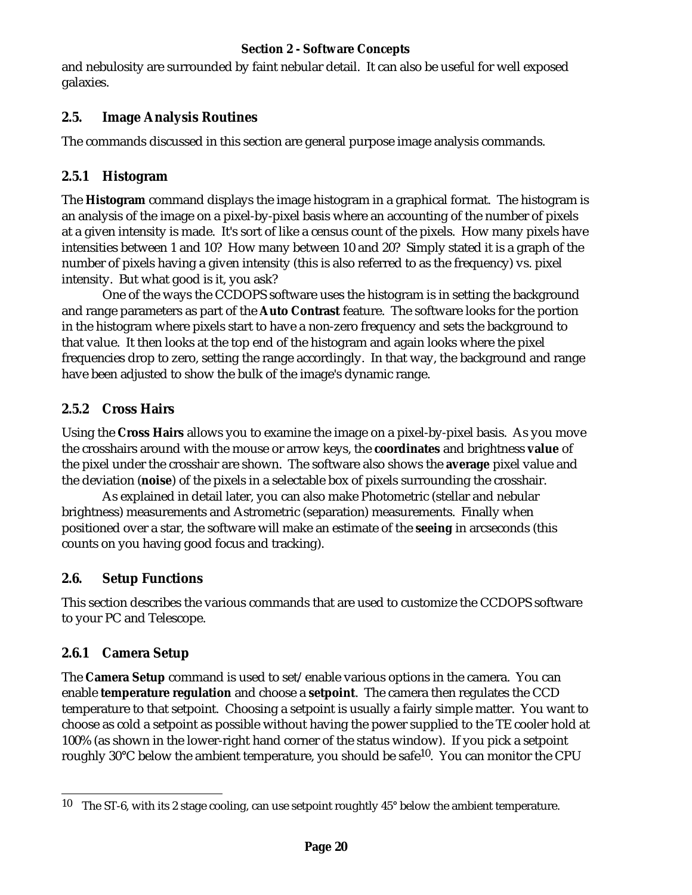and nebulosity are surrounded by faint nebular detail. It can also be useful for well exposed galaxies.

## 2.5. Image Analysis Routines

The commands discussed in this section are general purpose image analysis commands.

### 2.5.1 Histogram

The **Histogram** command displays the image histogram in a graphical format. The histogram is an analysis of the image on a pixel-by-pixel basis where an accounting of the number of pixels at a given intensity is made. It's sort of like a census count of the pixels. How many pixels have intensities between 1 and 10? How many between 10 and 20? Simply stated it is a graph of the number of pixels having a given intensity (this is also referred to as the frequency) vs. pixel intensity. But what good is it, you ask?

One of the ways the CCDOPS software uses the histogram is in setting the background and range parameters as part of the **Auto Contrast** feature. The software looks for the portion in the histogram where pixels start to have a non-zero frequency and sets the background to that value. It then looks at the top end of the histogram and again looks where the pixel frequencies drop to zero, setting the range accordingly. In that way, the background and range have been adjusted to show the bulk of the image's dynamic range.

### 2.5.2 Cross Hairs

Using the **Cross Hairs** allows you to examine the image on a pixel-by-pixel basis. As you move the crosshairs around with the mouse or arrow keys, the **coordinates** and brightness **value** of the pixel under the crosshair are shown. The software also shows the **average** pixel value and the deviation (**noise**) of the pixels in a selectable box of pixels surrounding the crosshair.

As explained in detail later, you can also make Photometric (stellar and nebular brightness) measurements and Astrometric (separation) measurements. Finally when positioned over a star, the software will make an estimate of the **seeing** in arcseconds (this counts on you having good focus and tracking).

## 2.6. Setup Functions

This section describes the various commands that are used to customize the CCDOPS software to your PC and Telescope.

### 2.6.1 Camera Setup

The **Camera Setup** command is used to set/enable various options in the camera. You can enable **temperature regulation** and choose a **setpoint**. The camera then regulates the CCD temperature to that setpoint. Choosing a setpoint is usually a fairly simple matter. You want to choose as cold a setpoint as possible without having the power supplied to the TE cooler hold at 100% (as shown in the lower-right hand corner of the status window). If you pick a setpoint roughly 30°C below the ambient temperature, you should be safe[10]. You can monitor the CPU

---

[10] The ST-6, with its 2 stage cooling, can use setpoint roughly 45° below the ambient temperature.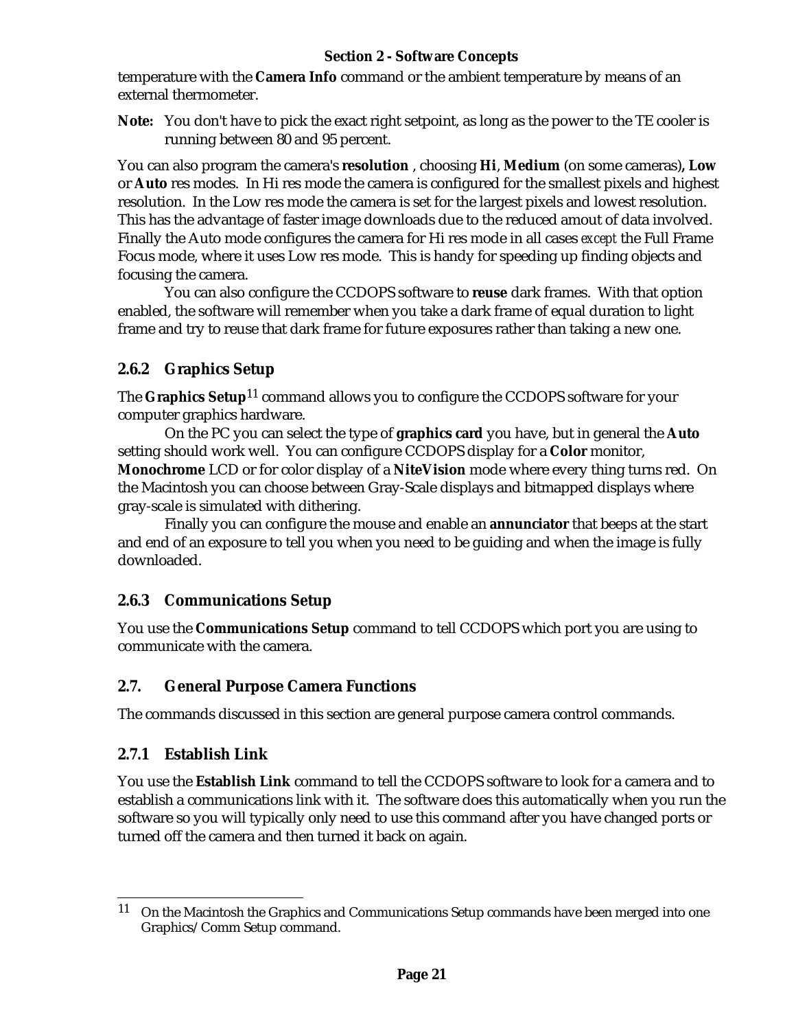temperature with the **Camera Info** command or the ambient temperature by means of an external thermometer.

**Note:** You don't have to pick the exact right setpoint, as long as the power to the TE cooler is running between 80 and 95 percent.

You can also program the camera's **resolution** , choosing **Hi**, **Medium** (on some cameras)**, Low** or **Auto** res modes. In Hi res mode the camera is configured for the smallest pixels and highest resolution. In the Low res mode the camera is set for the largest pixels and lowest resolution. This has the advantage of faster image downloads due to the reduced amout of data involved. Finally the Auto mode configures the camera for Hi res mode in all cases *except* the Full Frame Focus mode, where it uses Low res mode. This is handy for speeding up finding objects and focusing the camera.

You can also configure the CCDOPS software to **reuse** dark frames. With that option enabled, the software will remember when you take a dark frame of equal duration to light frame and try to reuse that dark frame for future exposures rather than taking a new one.

### 2.6.2 Graphics Setup

The **Graphics Setup**[11] command allows you to configure the CCDOPS software for your computer graphics hardware.

On the PC you can select the type of **graphics card** you have, but in general the **Auto** setting should work well. You can configure CCDOPS display for a **Color** monitor, **Monochrome** LCD or for color display of a **NiteVision** mode where every thing turns red. On the Macintosh you can choose between Gray-Scale displays and bitmapped displays where gray-scale is simulated with dithering.

Finally you can configure the mouse and enable an **annunciator** that beeps at the start and end of an exposure to tell you when you need to be guiding and when the image is fully downloaded.

### 2.6.3 Communications Setup

You use the **Communications Setup** command to tell CCDOPS which port you are using to communicate with the camera.

## 2.7. General Purpose Camera Functions

The commands discussed in this section are general purpose camera control commands.

### 2.7.1 Establish Link

You use the **Establish Link** command to tell the CCDOPS software to look for a camera and to establish a communications link with it. The software does this automatically when you run the software so you will typically only need to use this command after you have changed ports or turned off the camera and then turned it back on again.

---

[11] On the Macintosh the Graphics and Communications Setup commands have been merged into one Graphics/Comm Setup command.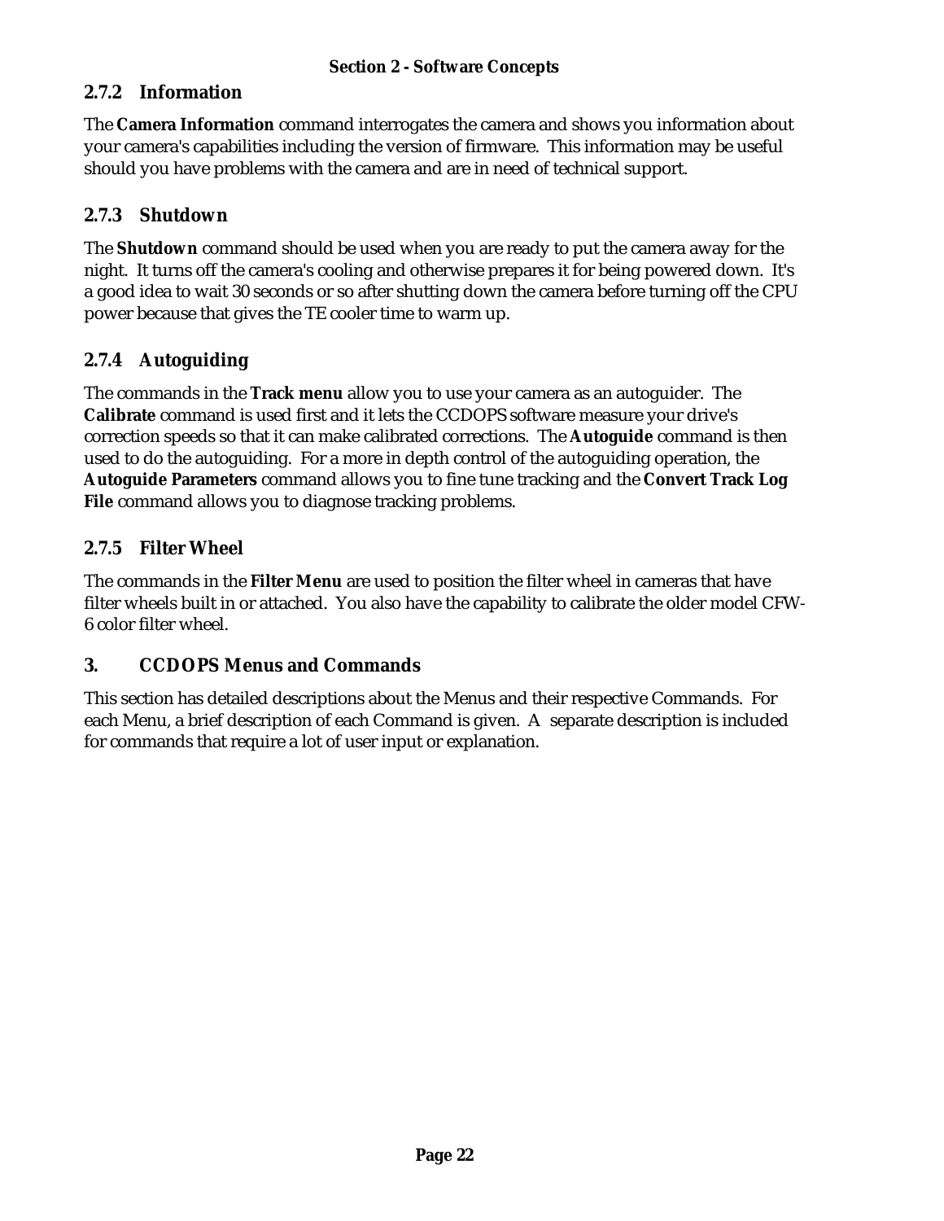### 2.7.2 Information

The **Camera Information** command interrogates the camera and shows you information about your camera's capabilities including the version of firmware. This information may be useful should you have problems with the camera and are in need of technical support.

### 2.7.3 Shutdown

The **Shutdown** command should be used when you are ready to put the camera away for the night. It turns off the camera's cooling and otherwise prepares it for being powered down. It's a good idea to wait 30 seconds or so after shutting down the camera before turning off the CPU power because that gives the TE cooler time to warm up.

### 2.7.4 Autoguiding

The commands in the **Track menu** allow you to use your camera as an autoguider. The **Calibrate** command is used first and it lets the CCDOPS software measure your drive's correction speeds so that it can make calibrated corrections. The **Autoguide** command is then used to do the autoguiding. For a more in depth control of the autoguiding operation, the **Autoguide Parameters** command allows you to fine tune tracking and the **Convert Track Log File** command allows you to diagnose tracking problems.

### 2.7.5 Filter Wheel

The commands in the **Filter Menu** are used to position the filter wheel in cameras that have filter wheels built in or attached. You also have the capability to calibrate the older model CFW-6 color filter wheel.

## 3. CCDOPS Menus and Commands

This section has detailed descriptions about the Menus and their respective Commands. For each Menu, a brief description of each Command is given. A separate description is included for commands that require a lot of user input or explanation.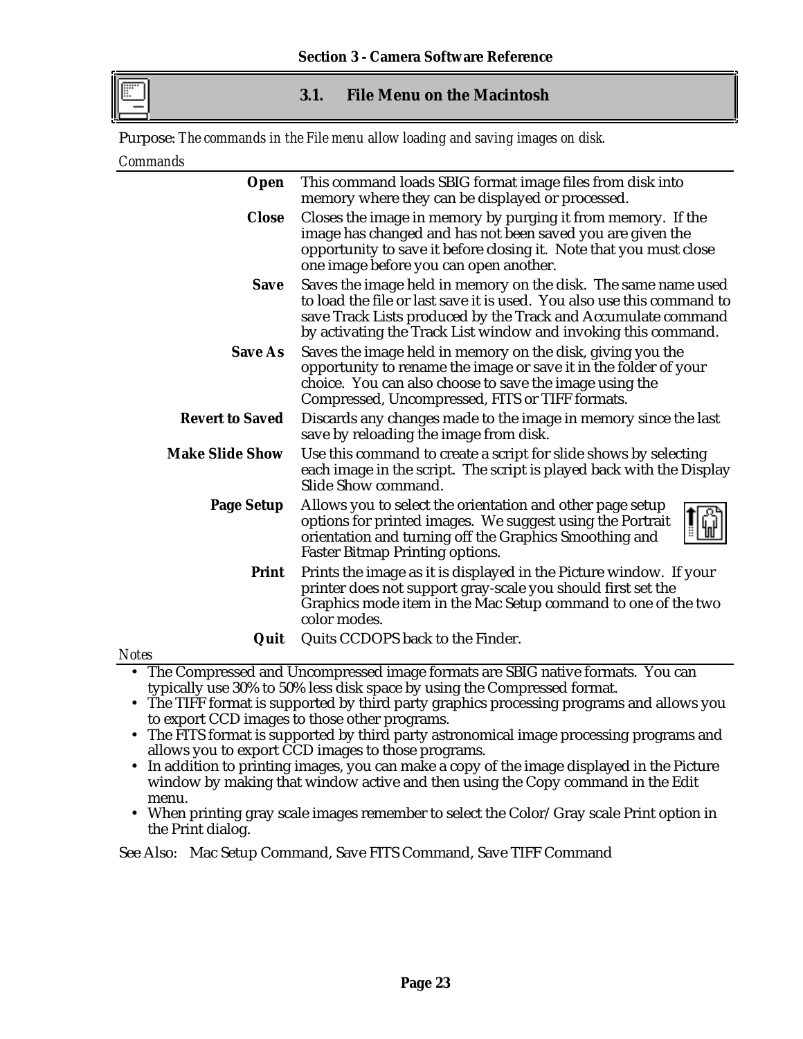## 3.1. File Menu on the Macintosh

Purpose: *The commands in the File menu allow loading and saving images on disk.*

*Commands*

| | |
|---|---|
| **Open** | This command loads SBIG format image files from disk into memory where they can be displayed or processed. |
| **Close** | Closes the image in memory by purging it from memory. If the image has changed and has not been saved you are given the opportunity to save it before closing it. Note that you must close one image before you can open another. |
| **Save** | Saves the image held in memory on the disk. The same name used to load the file or last save it is used. You also use this command to save Track Lists produced by the Track and Accumulate command by activating the Track List window and invoking this command. |
| **Save As** | Saves the image held in memory on the disk, giving you the opportunity to rename the image or save it in the folder of your choice. You can also choose to save the image using the Compressed, Uncompressed, FITS or TIFF formats. |
| **Revert to Saved** | Discards any changes made to the image in memory since the last save by reloading the image from disk. |
| **Make Slide Show** | Use this command to create a script for slide shows by selecting each image in the script. The script is played back with the Display Slide Show command. |
| **Page Setup** | Allows you to select the orientation and other page setup options for printed images. We suggest using the Portrait orientation and turning off the Graphics Smoothing and Faster Bitmap Printing options. |
| **Print** | Prints the image as it is displayed in the Picture window. If your printer does not support gray-scale you should first set the Graphics mode item in the Mac Setup command to one of the two color modes. |
| **Quit** | Quits CCDOPS back to the Finder. |

*Notes*

- The Compressed and Uncompressed image formats are SBIG native formats. You can typically use 30% to 50% less disk space by using the Compressed format.
- The TIFF format is supported by third party graphics processing programs and allows you to export CCD images to those other programs.
- The FITS format is supported by third party astronomical image processing programs and allows you to export CCD images to those programs.
- In addition to printing images, you can make a copy of the image displayed in the Picture window by making that window active and then using the Copy command in the Edit menu.
- When printing gray scale images remember to select the Color/Gray scale Print option in the Print dialog.

See Also: Mac Setup Command, Save FITS Command, Save TIFF Command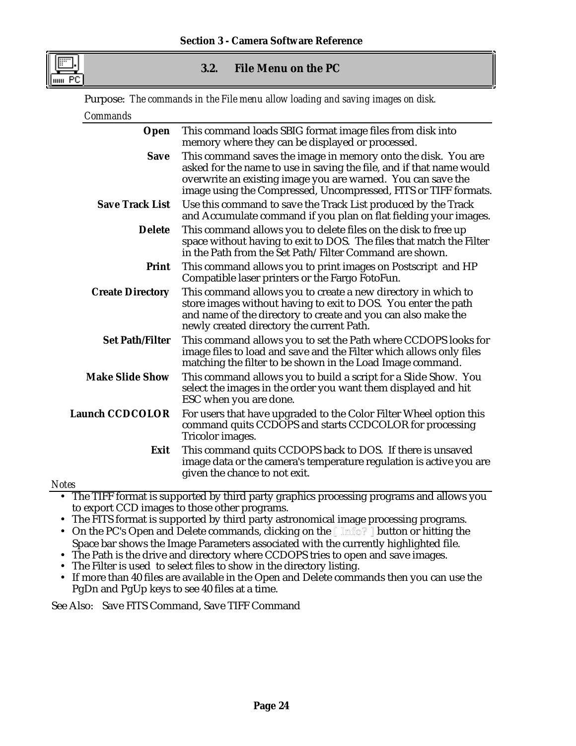## 3.2. File Menu on the PC

Purpose: *The commands in the File menu allow loading and saving images on disk.*

*Commands*

| | |
|---|---|
| **Open** | This command loads SBIG format image files from disk into memory where they can be displayed or processed. |
| **Save** | This command saves the image in memory onto the disk. You are asked for the name to use in saving the file, and if that name would overwrite an existing image you are warned. You can save the image using the Compressed, Uncompressed, FITS or TIFF formats. |
| **Save Track List** | Use this command to save the Track List produced by the Track and Accumulate command if you plan on flat fielding your images. |
| **Delete** | This command allows you to delete files on the disk to free up space without having to exit to DOS. The files that match the Filter in the Path from the Set Path/Filter Command are shown. |
| **Print** | This command allows you to print images on Postscript and HP Compatible laser printers or the Fargo FotoFun. |
| **Create Directory** | This command allows you to create a new directory in which to store images without having to exit to DOS. You enter the path and name of the directory to create and you can also make the newly created directory the current Path. |
| **Set Path/Filter** | This command allows you to set the Path where CCDOPS looks for image files to load and save and the Filter which allows only files matching the filter to be shown in the Load Image command. |
| **Make Slide Show** | This command allows you to build a script for a Slide Show. You select the images in the order you want them displayed and hit ESC when you are done. |
| **Launch CCDCOLOR** | For users that have upgraded to the Color Filter Wheel option this command quits CCDOPS and starts CCDCOLOR for processing Tricolor images. |
| **Exit** | This command quits CCDOPS back to DOS. If there is unsaved image data or the camera's temperature regulation is active you are given the chance to not exit. |

*Notes*

- The TIFF format is supported by third party graphics processing programs and allows you to export CCD images to those other programs.
- The FITS format is supported by third party astronomical image processing programs.
- On the PC's Open and Delete commands, clicking on the [ Info? ] button or hitting the Space bar shows the Image Parameters associated with the currently highlighted file.
- The Path is the drive and directory where CCDOPS tries to open and save images.
- The Filter is used to select files to show in the directory listing.
- If more than 40 files are available in the Open and Delete commands then you can use the PgDn and PgUp keys to see 40 files at a time.

See Also: Save FITS Command, Save TIFF Command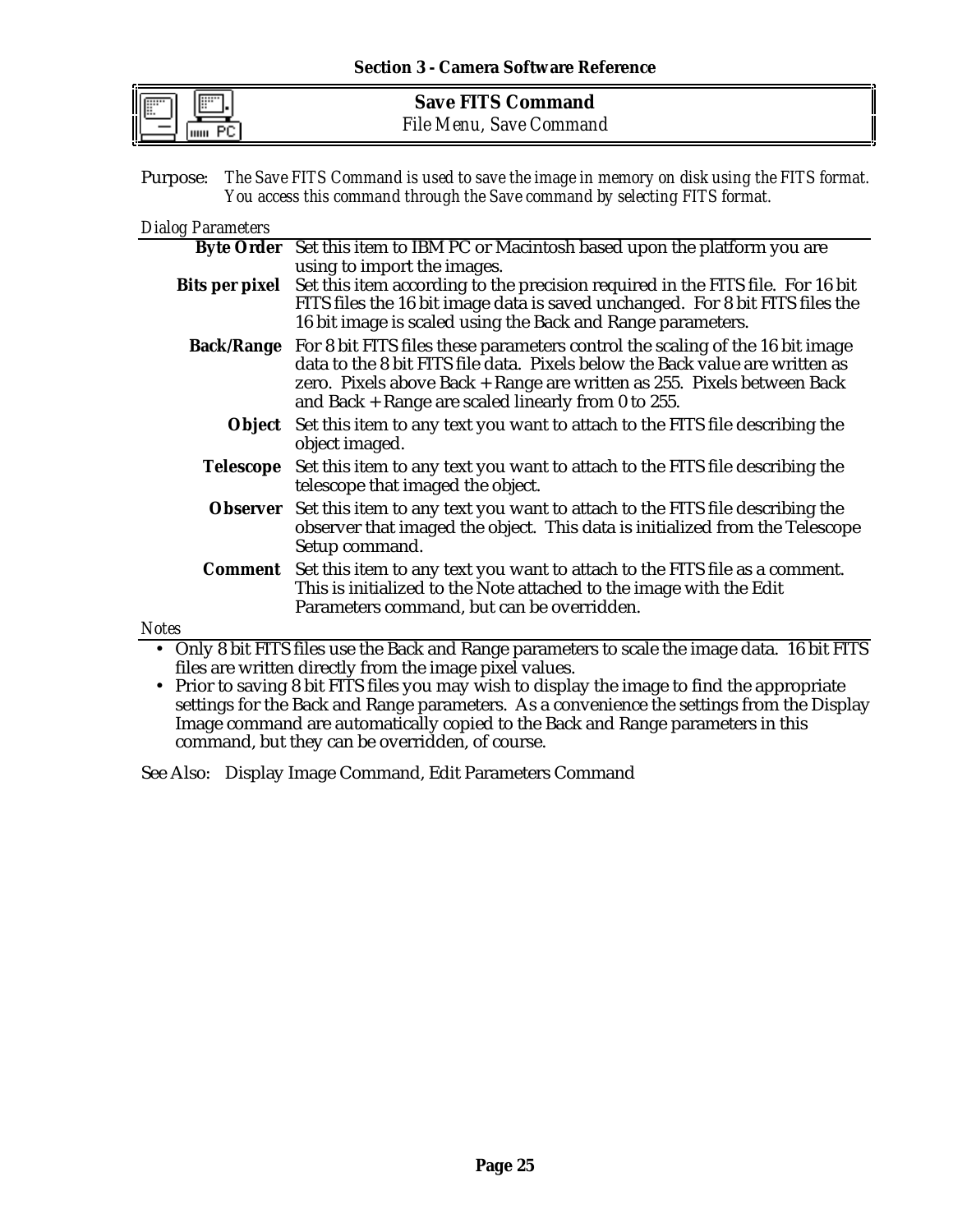## Save FITS Command

*File Menu, Save Command*

Purpose: *The Save FITS Command is used to save the image in memory on disk using the FITS format. You access this command through the Save command by selecting FITS format.*

*Dialog Parameters*

**Byte Order** Set this item to IBM PC or Macintosh based upon the platform you are using to import the images.

**Bits per pixel** Set this item according to the precision required in the FITS file. For 16 bit FITS files the 16 bit image data is saved unchanged. For 8 bit FITS files the 16 bit image is scaled using the Back and Range parameters.

**Back/Range** For 8 bit FITS files these parameters control the scaling of the 16 bit image data to the 8 bit FITS file data. Pixels below the Back value are written as zero. Pixels above Back + Range are written as 255. Pixels between Back and Back + Range are scaled linearly from 0 to 255.

**Object** Set this item to any text you want to attach to the FITS file describing the object imaged.

**Telescope** Set this item to any text you want to attach to the FITS file describing the telescope that imaged the object.

**Observer** Set this item to any text you want to attach to the FITS file describing the observer that imaged the object. This data is initialized from the Telescope Setup command.

**Comment** Set this item to any text you want to attach to the FITS file as a comment. This is initialized to the Note attached to the image with the Edit Parameters command, but can be overridden.

*Notes*

- Only 8 bit FITS files use the Back and Range parameters to scale the image data. 16 bit FITS files are written directly from the image pixel values.
- Prior to saving 8 bit FITS files you may wish to display the image to find the appropriate settings for the Back and Range parameters. As a convenience the settings from the Display Image command are automatically copied to the Back and Range parameters in this command, but they can be overridden, of course.

See Also: Display Image Command, Edit Parameters Command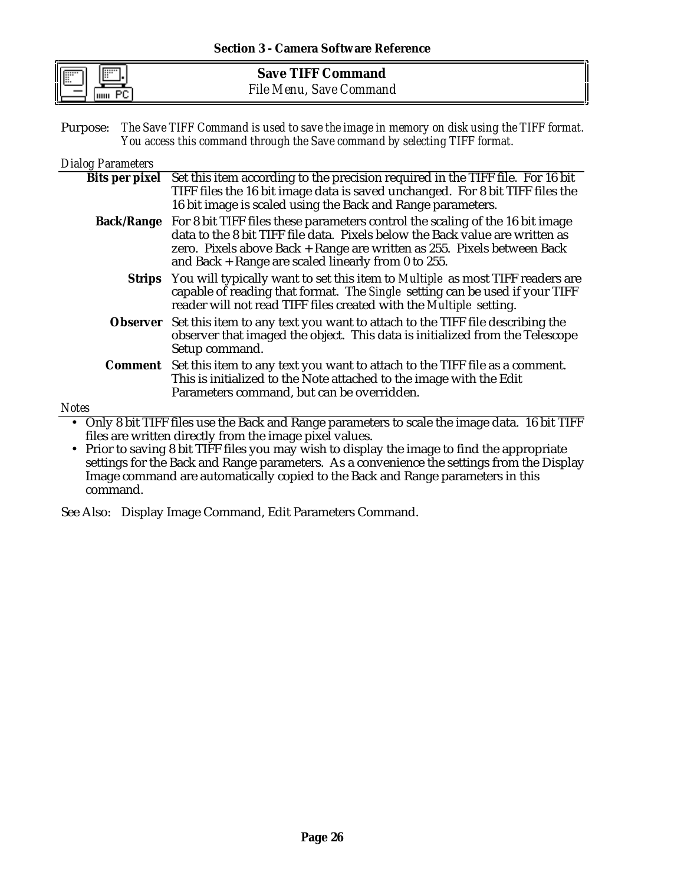## Save TIFF Command

*File Menu, Save Command*

Purpose: *The Save TIFF Command is used to save the image in memory on disk using the TIFF format. You access this command through the Save command by selecting TIFF format.*

*Dialog Parameters*

**Bits per pixel** Set this item according to the precision required in the TIFF file. For 16 bit TIFF files the 16 bit image data is saved unchanged. For 8 bit TIFF files the 16 bit image is scaled using the Back and Range parameters.

**Back/Range** For 8 bit TIFF files these parameters control the scaling of the 16 bit image data to the 8 bit TIFF file data. Pixels below the Back value are written as zero. Pixels above Back + Range are written as 255. Pixels between Back and Back + Range are scaled linearly from 0 to 255.

**Strips** You will typically want to set this item to *Multiple* as most TIFF readers are capable of reading that format. The *Single* setting can be used if your TIFF reader will not read TIFF files created with the *Multiple* setting.

**Observer** Set this item to any text you want to attach to the TIFF file describing the observer that imaged the object. This data is initialized from the Telescope Setup command.

**Comment** Set this item to any text you want to attach to the TIFF file as a comment. This is initialized to the Note attached to the image with the Edit Parameters command, but can be overridden.

*Notes*

- Only 8 bit TIFF files use the Back and Range parameters to scale the image data. 16 bit TIFF files are written directly from the image pixel values.
- Prior to saving 8 bit TIFF files you may wish to display the image to find the appropriate settings for the Back and Range parameters. As a convenience the settings from the Display Image command are automatically copied to the Back and Range parameters in this command.

See Also: Display Image Command, Edit Parameters Command.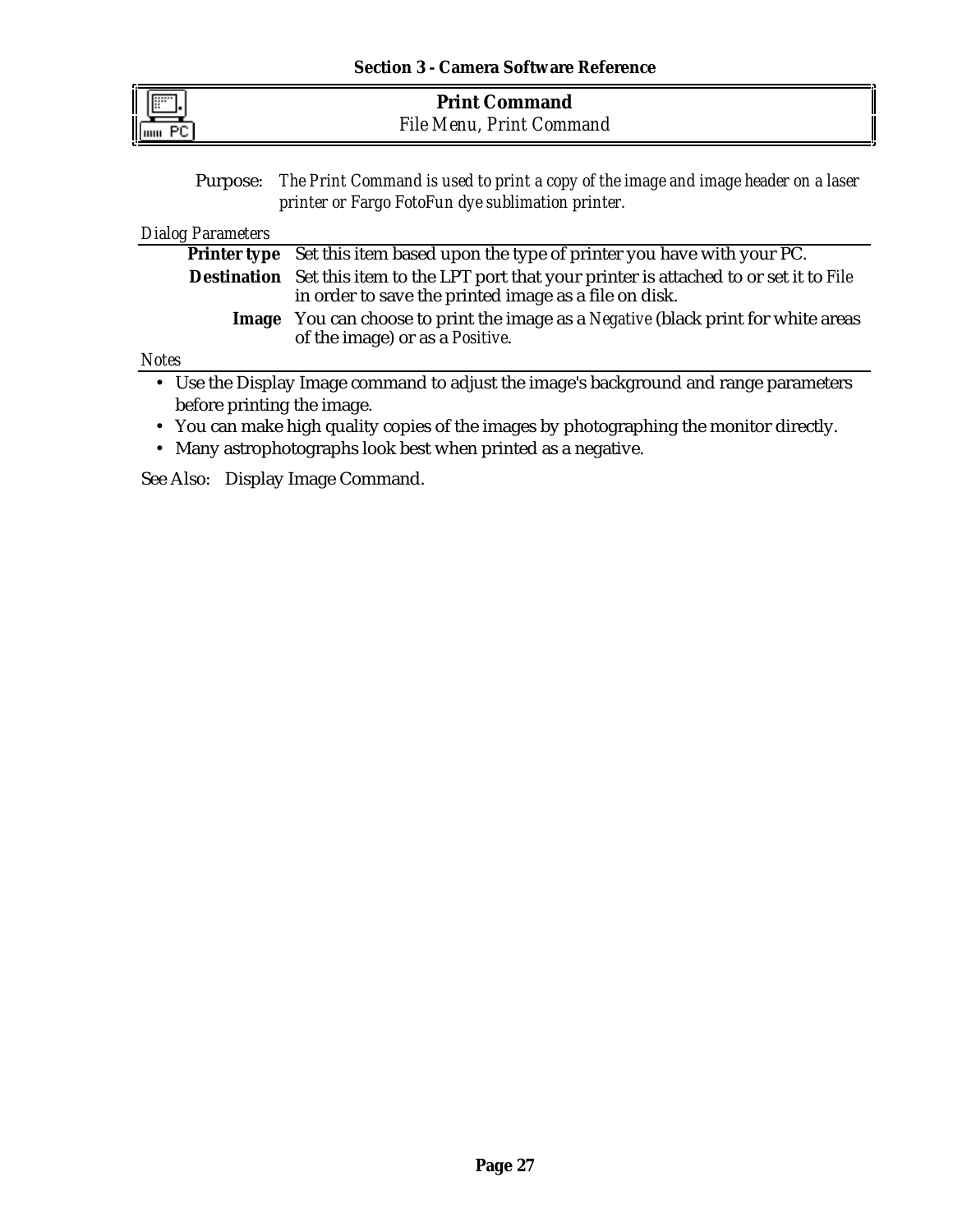## Print Command

*File Menu, Print Command*

Purpose: *The Print Command is used to print a copy of the image and image header on a laser printer or Fargo FotoFun dye sublimation printer.*

*Dialog Parameters*

**Printer type** Set this item based upon the type of printer you have with your PC.

**Destination** Set this item to the LPT port that your printer is attached to or set it to *File* in order to save the printed image as a file on disk.

**Image** You can choose to print the image as a *Negative* (black print for white areas of the image) or as a *Positive*.

*Notes*

- Use the Display Image command to adjust the image's background and range parameters before printing the image.
- You can make high quality copies of the images by photographing the monitor directly.
- Many astrophotographs look best when printed as a negative.

See Also: Display Image Command.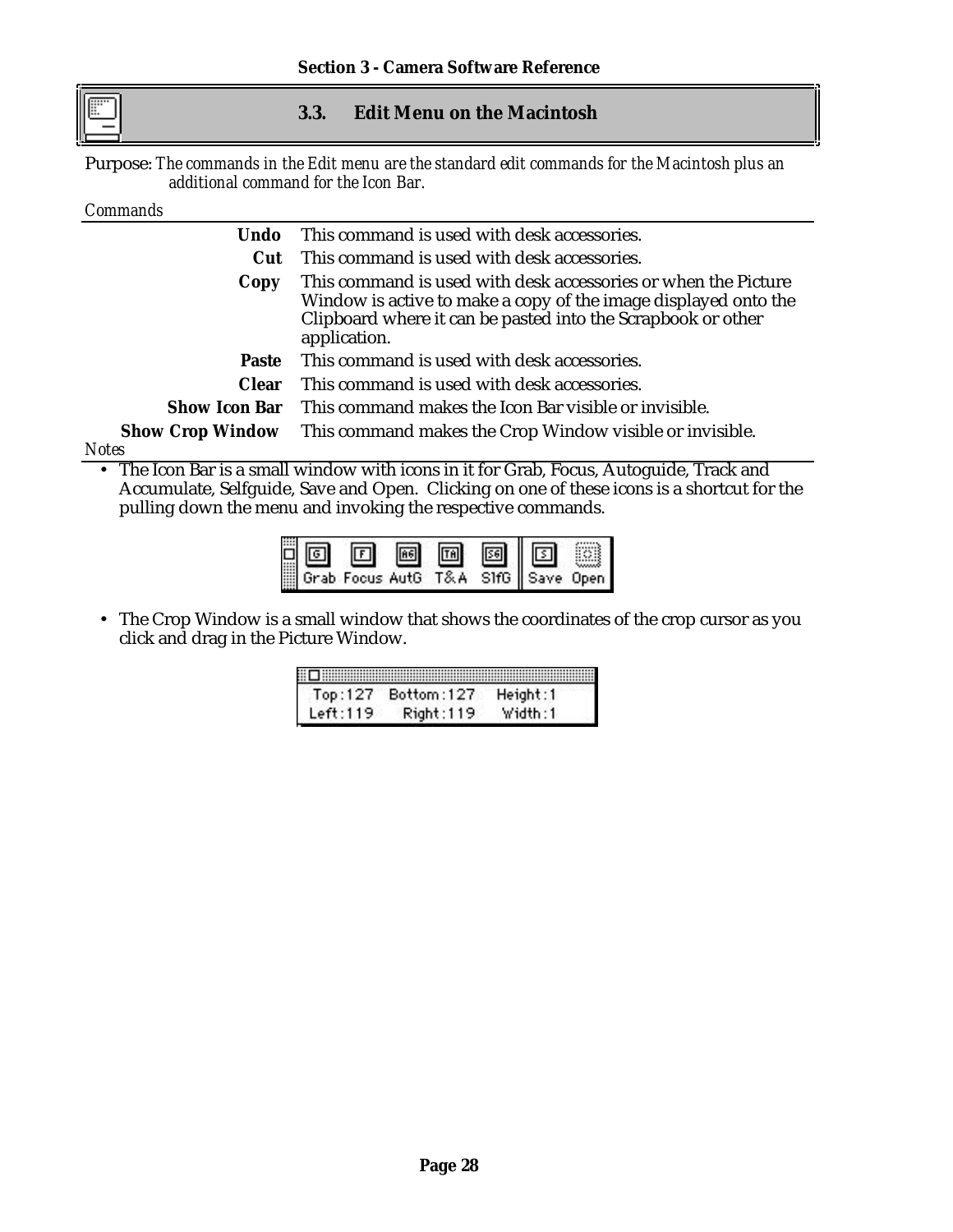## 3.3. Edit Menu on the Macintosh

Purpose: *The commands in the Edit menu are the standard edit commands for the Macintosh plus an additional command for the Icon Bar.*

*Commands*

| | |
|---|---|
| **Undo** | This command is used with desk accessories. |
| **Cut** | This command is used with desk accessories. |
| **Copy** | This command is used with desk accessories or when the Picture Window is active to make a copy of the image displayed onto the Clipboard where it can be pasted into the Scrapbook or other application. |
| **Paste** | This command is used with desk accessories. |
| **Clear** | This command is used with desk accessories. |
| **Show Icon Bar** | This command makes the Icon Bar visible or invisible. |
| **Show Crop Window** | This command makes the Crop Window visible or invisible. |

*Notes*

- The Icon Bar is a small window with icons in it for Grab, Focus, Autoguide, Track and Accumulate, Selfguide, Save and Open. Clicking on one of these icons is a shortcut for the pulling down the menu and invoking the respective commands.

Grab Focus AutG T&A SlfG Save Open

- The Crop Window is a small window that shows the coordinates of the crop cursor as you click and drag in the Picture Window.

Top:127 Bottom:127 Height:1
Left:119 Right:119 Width:1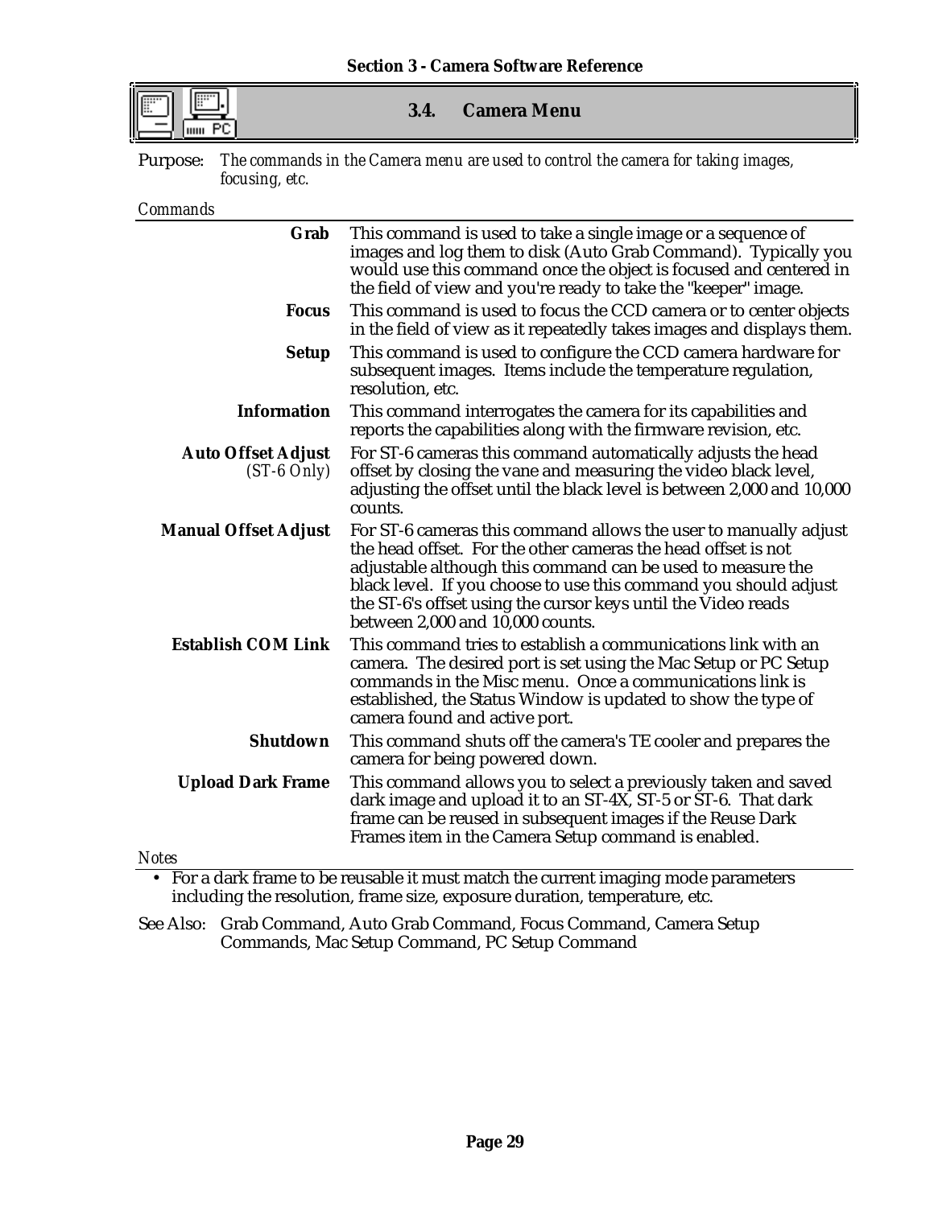## 3.4. Camera Menu

Purpose: *The commands in the Camera menu are used to control the camera for taking images, focusing, etc.*

*Commands*

| | |
|---|---|
| **Grab** | This command is used to take a single image or a sequence of images and log them to disk (Auto Grab Command). Typically you would use this command once the object is focused and centered in the field of view and you're ready to take the "keeper" image. |
| **Focus** | This command is used to focus the CCD camera or to center objects in the field of view as it repeatedly takes images and displays them. |
| **Setup** | This command is used to configure the CCD camera hardware for subsequent images. Items include the temperature regulation, resolution, etc. |
| **Information** | This command interrogates the camera for its capabilities and reports the capabilities along with the firmware revision, etc. |
| **Auto Offset Adjust** *(ST-6 Only)* | For ST-6 cameras this command automatically adjusts the head offset by closing the vane and measuring the video black level, adjusting the offset until the black level is between 2,000 and 10,000 counts. |
| **Manual Offset Adjust** | For ST-6 cameras this command allows the user to manually adjust the head offset. For the other cameras the head offset is not adjustable although this command can be used to measure the black level. If you choose to use this command you should adjust the ST-6's offset using the cursor keys until the Video reads between 2,000 and 10,000 counts. |
| **Establish COM Link** | This command tries to establish a communications link with an camera. The desired port is set using the Mac Setup or PC Setup commands in the Misc menu. Once a communications link is established, the Status Window is updated to show the type of camera found and active port. |
| **Shutdown** | This command shuts off the camera's TE cooler and prepares the camera for being powered down. |
| **Upload Dark Frame** | This command allows you to select a previously taken and saved dark image and upload it to an ST-4X, ST-5 or ST-6. That dark frame can be reused in subsequent images if the Reuse Dark Frames item in the Camera Setup command is enabled. |

*Notes*

- For a dark frame to be reusable it must match the current imaging mode parameters including the resolution, frame size, exposure duration, temperature, etc.

See Also: Grab Command, Auto Grab Command, Focus Command, Camera Setup Commands, Mac Setup Command, PC Setup Command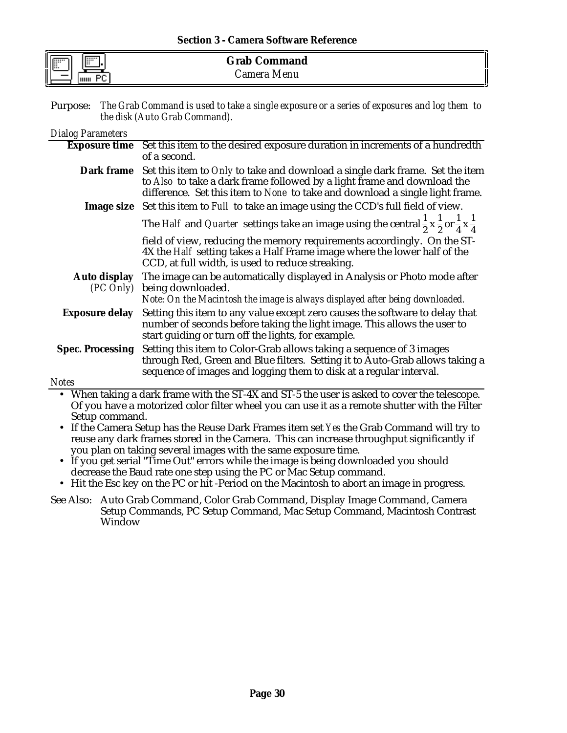## Grab Command

*Camera Menu*

Purpose: *The Grab Command is used to take a single exposure or a series of exposures and log them to the disk (Auto Grab Command).*

*Dialog Parameters*

| | |
|---|---|
| **Exposure time** | Set this item to the desired exposure duration in increments of a hundredth of a second. |
| **Dark frame** | Set this item to *Only* to take and download a single dark frame. Set the item to *Also* to take a dark frame followed by a light frame and download the difference. Set this item to *None* to take and download a single light frame. |
| **Image size** | Set this item to *Full* to take an image using the CCD's full field of view. The *Half* and *Quarter* settings take an image using the central $\frac{1}{2} \times \frac{1}{2}$ or $\frac{1}{4} \times \frac{1}{4}$ field of view, reducing the memory requirements accordingly. On the ST-4X the *Half* setting takes a Half Frame image where the lower half of the CCD, at full width, is used to reduce streaking. |
| **Auto display** *(PC Only)* | The image can be automatically displayed in Analysis or Photo mode after being downloaded. *Note: On the Macintosh the image is always displayed after being downloaded.* |
| **Exposure delay** | Setting this item to any value except zero causes the software to delay that number of seconds before taking the light image. This allows the user to start guiding or turn off the lights, for example. |
| **Spec. Processing** | Setting this item to Color-Grab allows taking a sequence of 3 images through Red, Green and Blue filters. Setting it to Auto-Grab allows taking a sequence of images and logging them to disk at a regular interval. |

*Notes*

- When taking a dark frame with the ST-4X and ST-5 the user is asked to cover the telescope. Of you have a motorized color filter wheel you can use it as a remote shutter with the Filter Setup command.
- If the Camera Setup has the Reuse Dark Frames item set *Yes* the Grab Command will try to reuse any dark frames stored in the Camera. This can increase throughput significantly if you plan on taking several images with the same exposure time.
- If you get serial "Time Out" errors while the image is being downloaded you should decrease the Baud rate one step using the PC or Mac Setup command.
- Hit the Esc key on the PC or hit -Period on the Macintosh to abort an image in progress.

See Also: Auto Grab Command, Color Grab Command, Display Image Command, Camera Setup Commands, PC Setup Command, Mac Setup Command, Macintosh Contrast Window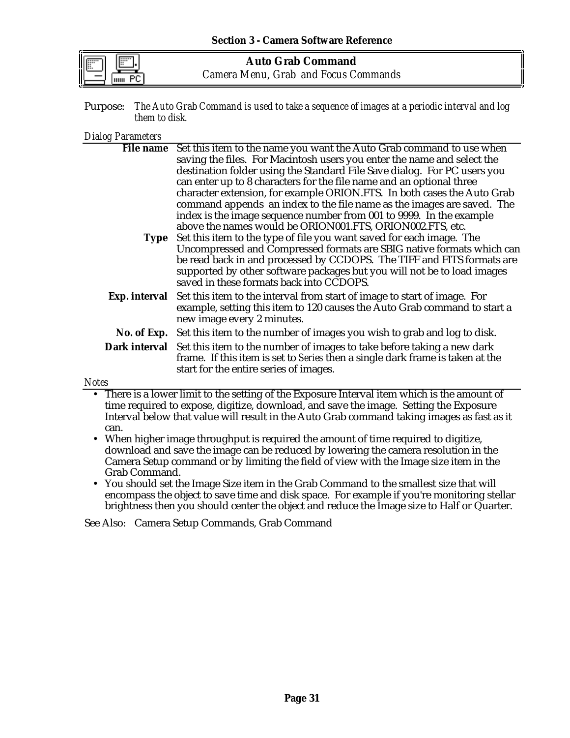## Auto Grab Command

*Camera Menu, Grab and Focus Commands*

Purpose: *The Auto Grab Command is used to take a sequence of images at a periodic interval and log them to disk.*

*Dialog Parameters*

**File name** Set this item to the name you want the Auto Grab command to use when saving the files. For Macintosh users you enter the name and select the destination folder using the Standard File Save dialog. For PC users you can enter up to 8 characters for the file name and an optional three character extension, for example ORION.FTS. In both cases the Auto Grab command appends an index to the file name as the images are saved. The index is the image sequence number from 001 to 9999. In the example above the names would be ORION001.FTS, ORION002.FTS, etc.

**Type** Set this item to the type of file you want saved for each image. The Uncompressed and Compressed formats are SBIG native formats which can be read back in and processed by CCDOPS. The TIFF and FITS formats are supported by other software packages but you will not be to load images saved in these formats back into CCDOPS.

**Exp. interval** Set this item to the interval from start of image to start of image. For example, setting this item to 120 causes the Auto Grab command to start a new image every 2 minutes.

**No. of Exp.** Set this item to the number of images you wish to grab and log to disk.

**Dark interval** Set this item to the number of images to take before taking a new dark frame. If this item is set to *Series* then a single dark frame is taken at the start for the entire series of images.

*Notes*

- There is a lower limit to the setting of the Exposure Interval item which is the amount of time required to expose, digitize, download, and save the image. Setting the Exposure Interval below that value will result in the Auto Grab command taking images as fast as it can.
- When higher image throughput is required the amount of time required to digitize, download and save the image can be reduced by lowering the camera resolution in the Camera Setup command or by limiting the field of view with the Image size item in the Grab Command.
- You should set the Image Size item in the Grab Command to the smallest size that will encompass the object to save time and disk space. For example if you're monitoring stellar brightness then you should center the object and reduce the Image size to Half or Quarter.

See Also: Camera Setup Commands, Grab Command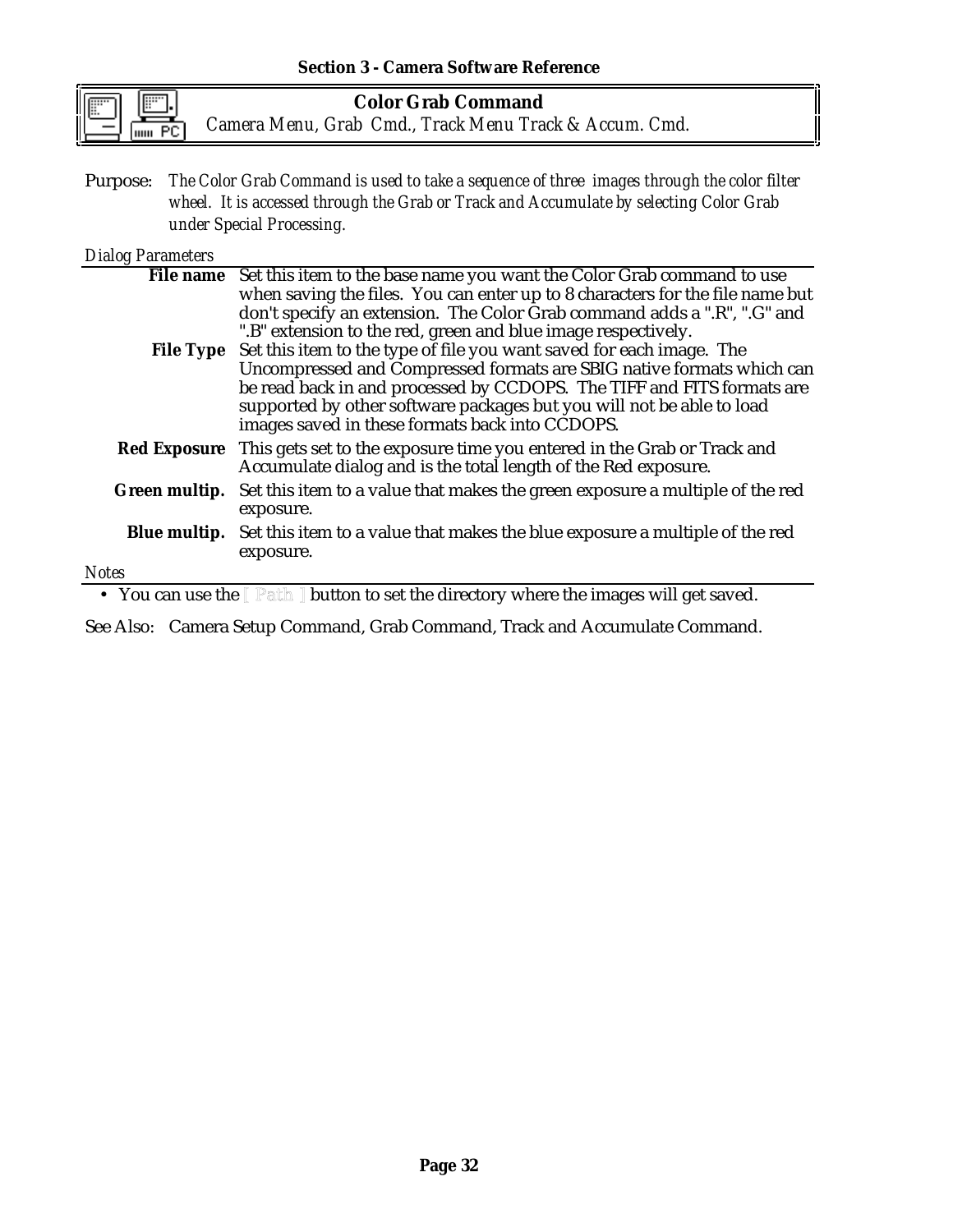## Color Grab Command

*Camera Menu, Grab Cmd., Track Menu Track & Accum. Cmd.*

Purpose: *The Color Grab Command is used to take a sequence of three images through the color filter wheel. It is accessed through the Grab or Track and Accumulate by selecting Color Grab under Special Processing.*

*Dialog Parameters*

| | |
|---|---|
| **File name** | Set this item to the base name you want the Color Grab command to use when saving the files. You can enter up to 8 characters for the file name but don't specify an extension. The Color Grab command adds a ".R", ".G" and ".B" extension to the red, green and blue image respectively. |
| **File Type** | Set this item to the type of file you want saved for each image. The Uncompressed and Compressed formats are SBIG native formats which can be read back in and processed by CCDOPS. The TIFF and FITS formats are supported by other software packages but you will not be able to load images saved in these formats back into CCDOPS. |
| **Red Exposure** | This gets set to the exposure time you entered in the Grab or Track and Accumulate dialog and is the total length of the Red exposure. |
| **Green multip.** | Set this item to a value that makes the green exposure a multiple of the red exposure. |
| **Blue multip.** | Set this item to a value that makes the blue exposure a multiple of the red exposure. |

*Notes*

- You can use the [ Path ] button to set the directory where the images will get saved.

See Also: Camera Setup Command, Grab Command, Track and Accumulate Command.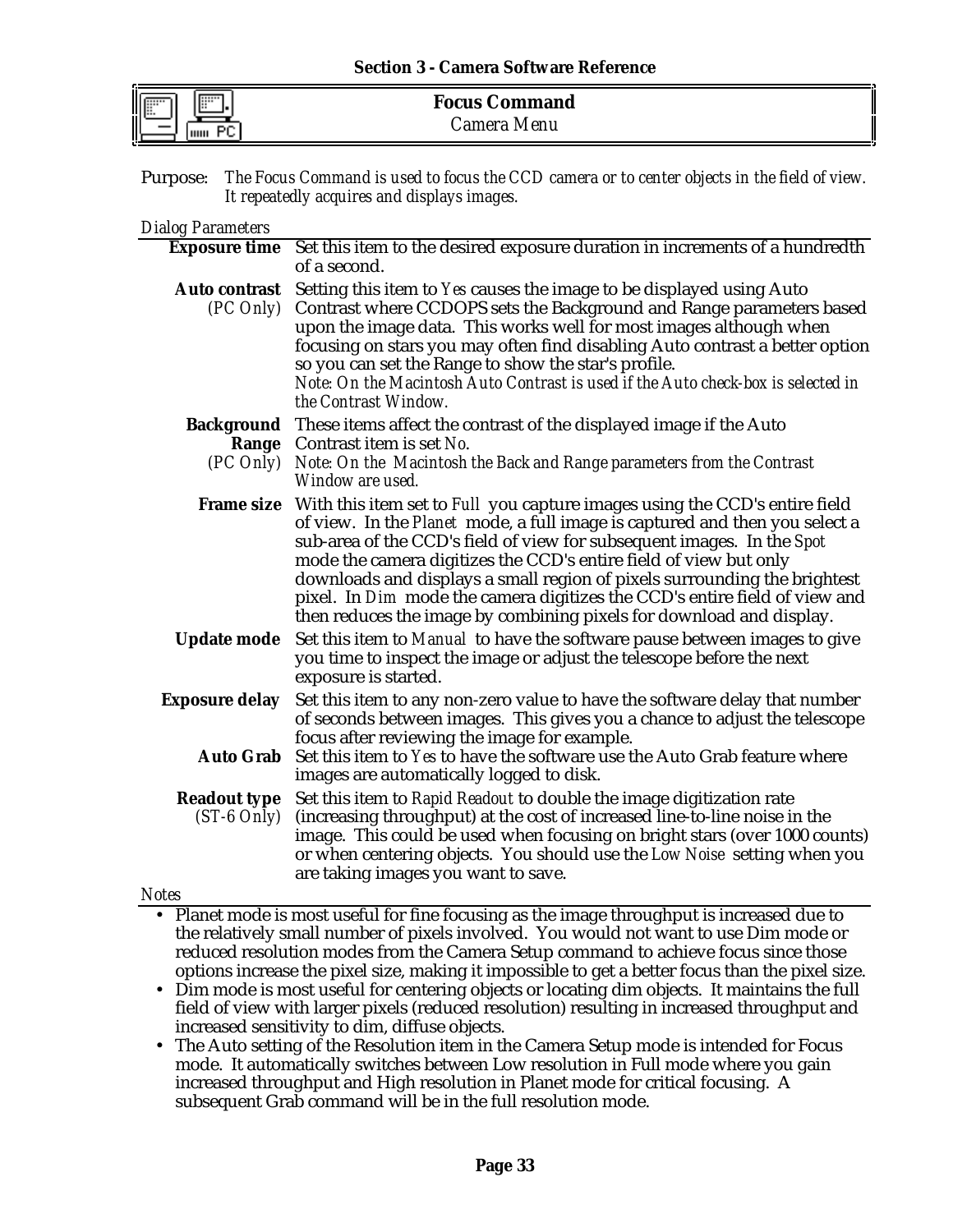## Focus Command

*Camera Menu*

Purpose: *The Focus Command is used to focus the CCD camera or to center objects in the field of view. It repeatedly acquires and displays images.*

*Dialog Parameters*

**Exposure time** Set this item to the desired exposure duration in increments of a hundredth of a second.

**Auto contrast** *(PC Only)* Setting this item to *Yes* causes the image to be displayed using Auto Contrast where CCDOPS sets the Background and Range parameters based upon the image data. This works well for most images although when focusing on stars you may often find disabling Auto contrast a better option so you can set the Range to show the star's profile.
*Note: On the Macintosh Auto Contrast is used if the Auto check-box is selected in the Contrast Window.*

**Background** **Range** *(PC Only)* These items affect the contrast of the displayed image if the Auto Contrast item is set *No*.
*Note: On the Macintosh the Back and Range parameters from the Contrast Window are used.*

**Frame size** With this item set to *Full* you capture images using the CCD's entire field of view. In the *Planet* mode, a full image is captured and then you select a sub-area of the CCD's field of view for subsequent images. In the *Spot* mode the camera digitizes the CCD's entire field of view but only downloads and displays a small region of pixels surrounding the brightest pixel. In *Dim* mode the camera digitizes the CCD's entire field of view and then reduces the image by combining pixels for download and display.

**Update mode** Set this item to *Manual* to have the software pause between images to give you time to inspect the image or adjust the telescope before the next exposure is started.

**Exposure delay** Set this item to any non-zero value to have the software delay that number of seconds between images. This gives you a chance to adjust the telescope focus after reviewing the image for example.

**Auto Grab** Set this item to *Yes* to have the software use the Auto Grab feature where images are automatically logged to disk.

**Readout type** *(ST-6 Only)* Set this item to *Rapid Readout* to double the image digitization rate (increasing throughput) at the cost of increased line-to-line noise in the image. This could be used when focusing on bright stars (over 1000 counts) or when centering objects. You should use the *Low Noise* setting when you are taking images you want to save.

*Notes*

- Planet mode is most useful for fine focusing as the image throughput is increased due to the relatively small number of pixels involved. You would not want to use Dim mode or reduced resolution modes from the Camera Setup command to achieve focus since those options increase the pixel size, making it impossible to get a better focus than the pixel size.
- Dim mode is most useful for centering objects or locating dim objects. It maintains the full field of view with larger pixels (reduced resolution) resulting in increased throughput and increased sensitivity to dim, diffuse objects.
- The Auto setting of the Resolution item in the Camera Setup mode is intended for Focus mode. It automatically switches between Low resolution in Full mode where you gain increased throughput and High resolution in Planet mode for critical focusing. A subsequent Grab command will be in the full resolution mode.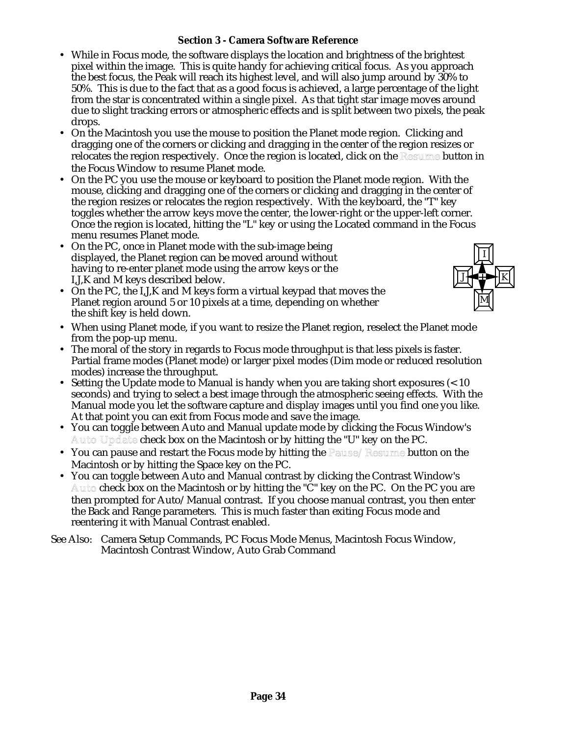- While in Focus mode, the software displays the location and brightness of the brightest pixel within the image. This is quite handy for achieving critical focus. As you approach the best focus, the Peak will reach its highest level, and will also jump around by 30% to 50%. This is due to the fact that as a good focus is achieved, a large percentage of the light from the star is concentrated within a single pixel. As that tight star image moves around due to slight tracking errors or atmospheric effects and is split between two pixels, the peak drops.
- On the Macintosh you use the mouse to position the Planet mode region. Clicking and dragging one of the corners or clicking and dragging in the center of the region resizes or relocates the region respectively. Once the region is located, click on the Resume button in the Focus Window to resume Planet mode.
- On the PC you use the mouse or keyboard to position the Planet mode region. With the mouse, clicking and dragging one of the corners or clicking and dragging in the center of the region resizes or relocates the region respectively. With the keyboard, the "T" key toggles whether the arrow keys move the center, the lower-right or the upper-left corner. Once the region is located, hitting the "L" key or using the Located command in the Focus menu resumes Planet mode.
- On the PC, once in Planet mode with the sub-image being displayed, the Planet region can be moved around without having to re-enter planet mode using the arrow keys or the I,J,K and M keys described below.
- On the PC, the I,J,K and M keys form a virtual keypad that moves the Planet region around 5 or 10 pixels at a time, depending on whether the shift key is held down.
- When using Planet mode, if you want to resize the Planet region, reselect the Planet mode from the pop-up menu.
- The moral of the story in regards to Focus mode throughput is that less pixels is faster. Partial frame modes (Planet mode) or larger pixel modes (Dim mode or reduced resolution modes) increase the throughput.
- Setting the Update mode to Manual is handy when you are taking short exposures (< 10 seconds) and trying to select a best image through the atmospheric seeing effects. With the Manual mode you let the software capture and display images until you find one you like. At that point you can exit from Focus mode and save the image.
- You can toggle between Auto and Manual update mode by clicking the Focus Window's Auto Update check box on the Macintosh or by hitting the "U" key on the PC.
- You can pause and restart the Focus mode by hitting the Pause/Resume button on the Macintosh or by hitting the Space key on the PC.
- You can toggle between Auto and Manual contrast by clicking the Contrast Window's Auto check box on the Macintosh or by hitting the "C" key on the PC. On the PC you are then prompted for Auto/Manual contrast. If you choose manual contrast, you then enter the Back and Range parameters. This is much faster than exiting Focus mode and reentering it with Manual Contrast enabled.

See Also: Camera Setup Commands, PC Focus Mode Menus, Macintosh Focus Window, Macintosh Contrast Window, Auto Grab Command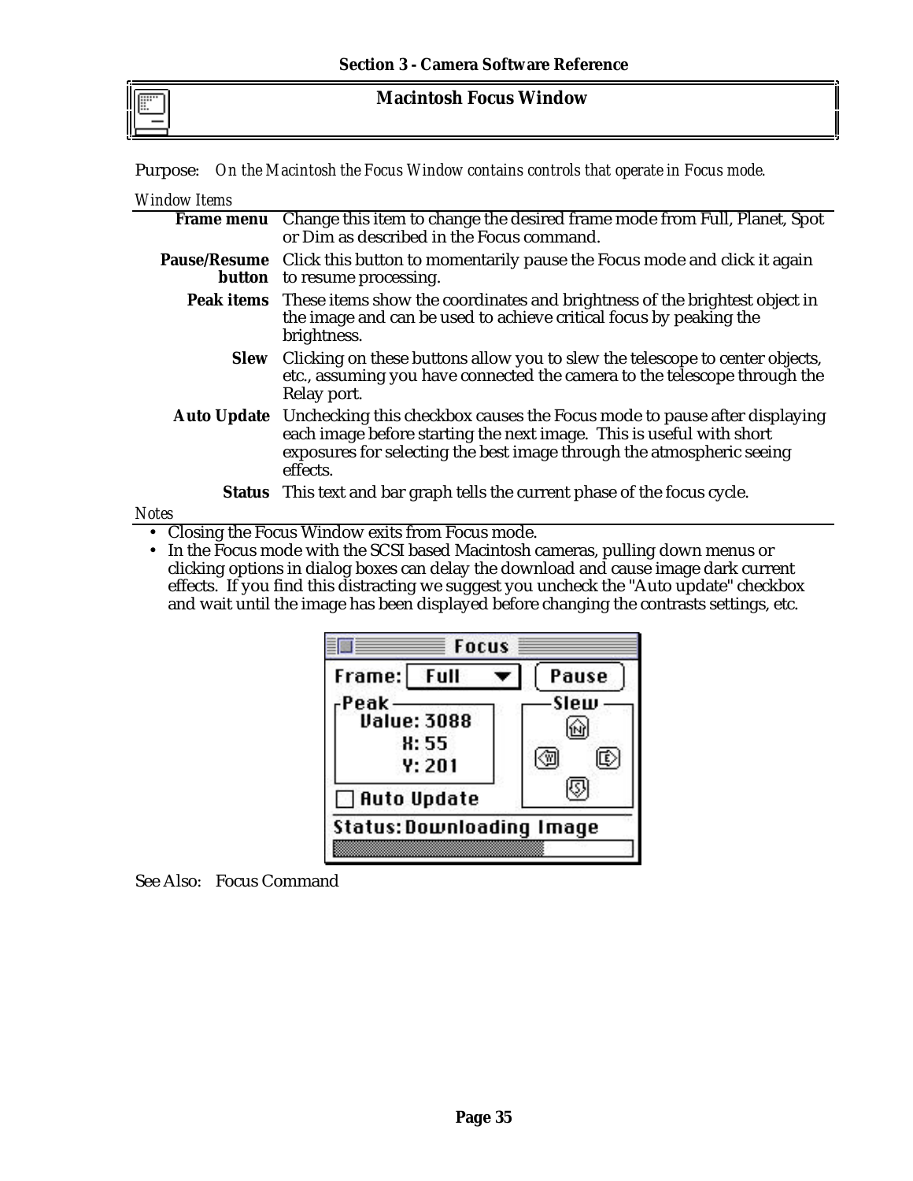## Macintosh Focus Window

Purpose: *On the Macintosh the Focus Window contains controls that operate in Focus mode.*

*Window Items*

| | |
|---|---|
| **Frame menu** | Change this item to change the desired frame mode from Full, Planet, Spot or Dim as described in the Focus command. |
| **Pause/Resume button** | Click this button to momentarily pause the Focus mode and click it again to resume processing. |
| **Peak items** | These items show the coordinates and brightness of the brightest object in the image and can be used to achieve critical focus by peaking the brightness. |
| **Slew** | Clicking on these buttons allow you to slew the telescope to center objects, etc., assuming you have connected the camera to the telescope through the Relay port. |
| **Auto Update** | Unchecking this checkbox causes the Focus mode to pause after displaying each image before starting the next image. This is useful with short exposures for selecting the best image through the atmospheric seeing effects. |
| **Status** | This text and bar graph tells the current phase of the focus cycle. |

*Notes*

- Closing the Focus Window exits from Focus mode.
- In the Focus mode with the SCSI based Macintosh cameras, pulling down menus or clicking options in dialog boxes can delay the download and cause image dark current effects. If you find this distracting we suggest you uncheck the "Auto update" checkbox and wait until the image has been displayed before changing the contrasts settings, etc.

See Also: Focus Command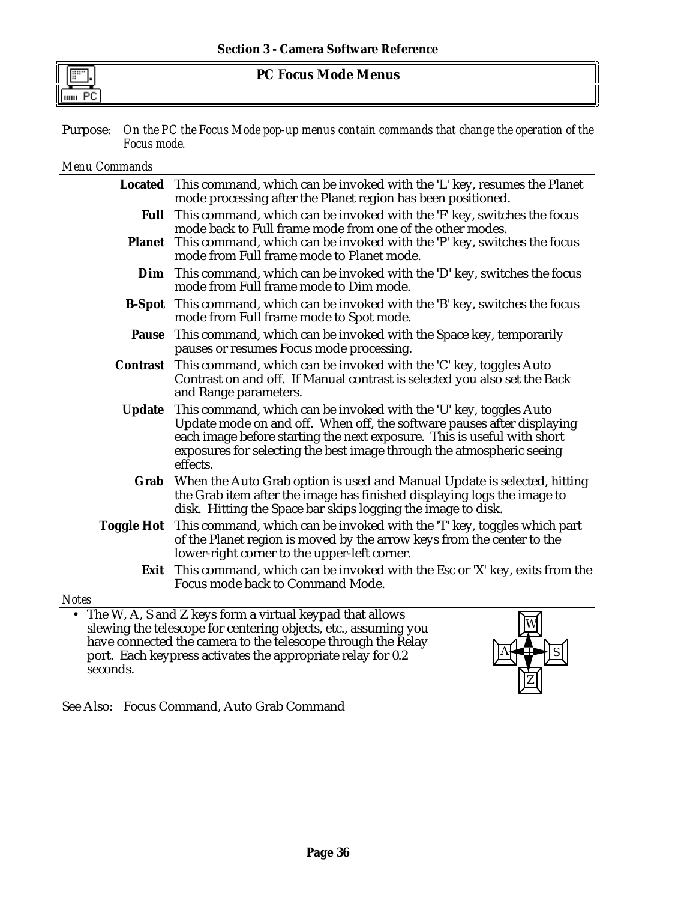## PC Focus Mode Menus

Purpose: *On the PC the Focus Mode pop-up menus contain commands that change the operation of the Focus mode.*

*Menu Commands*

**Located** This command, which can be invoked with the 'L' key, resumes the Planet mode processing after the Planet region has been positioned.

**Full** This command, which can be invoked with the 'F' key, switches the focus mode back to Full frame mode from one of the other modes.

**Planet** This command, which can be invoked with the 'P' key, switches the focus mode from Full frame mode to Planet mode.

**Dim** This command, which can be invoked with the 'D' key, switches the focus mode from Full frame mode to Dim mode.

**B-Spot** This command, which can be invoked with the 'B' key, switches the focus mode from Full frame mode to Spot mode.

**Pause** This command, which can be invoked with the Space key, temporarily pauses or resumes Focus mode processing.

**Contrast** This command, which can be invoked with the 'C' key, toggles Auto Contrast on and off. If Manual contrast is selected you also set the Back and Range parameters.

**Update** This command, which can be invoked with the 'U' key, toggles Auto Update mode on and off. When off, the software pauses after displaying each image before starting the next exposure. This is useful with short exposures for selecting the best image through the atmospheric seeing effects.

**Grab** When the Auto Grab option is used and Manual Update is selected, hitting the Grab item after the image has finished displaying logs the image to disk. Hitting the Space bar skips logging the image to disk.

**Toggle Hot** This command, which can be invoked with the 'T' key, toggles which part of the Planet region is moved by the arrow keys from the center to the lower-right corner to the upper-left corner.

**Exit** This command, which can be invoked with the Esc or 'X' key, exits from the Focus mode back to Command Mode.

*Notes*

- The W, A, S and Z keys form a virtual keypad that allows slewing the telescope for centering objects, etc., assuming you have connected the camera to the telescope through the Relay port. Each keypress activates the appropriate relay for 0.2 seconds.

See Also: Focus Command, Auto Grab Command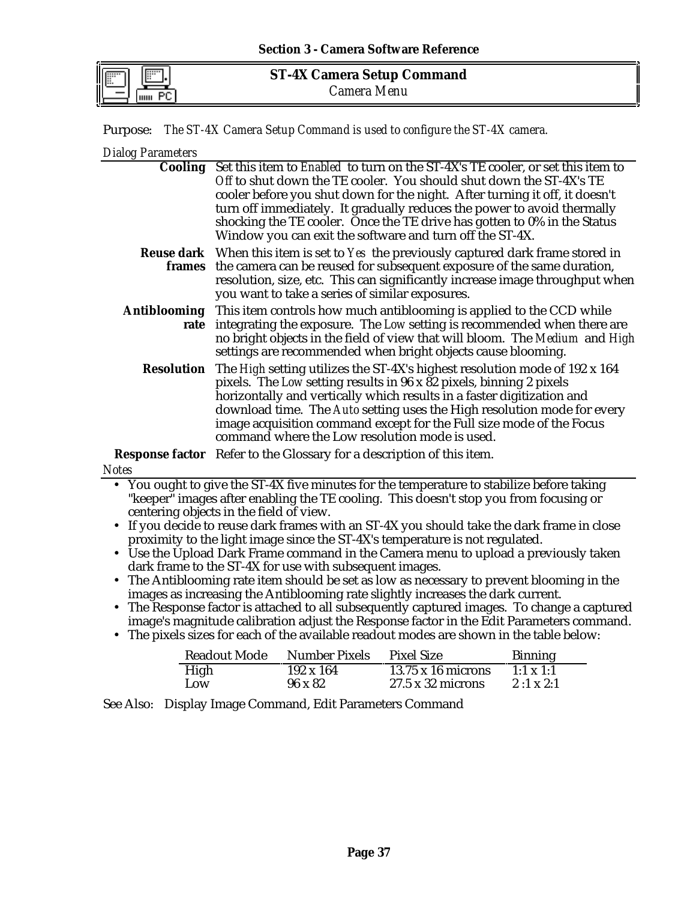## ST-4X Camera Setup Command

*Camera Menu*

Purpose: *The ST-4X Camera Setup Command is used to configure the ST-4X camera.*

*Dialog Parameters*

**Cooling** Set this item to *Enabled* to turn on the ST-4X's TE cooler, or set this item to *Off* to shut down the TE cooler. You should shut down the ST-4X's TE cooler before you shut down for the night. After turning it off, it doesn't turn off immediately. It gradually reduces the power to avoid thermally shocking the TE cooler. Once the TE drive has gotten to 0% in the Status Window you can exit the software and turn off the ST-4X.

**Reuse dark frames** When this item is set to *Yes* the previously captured dark frame stored in the camera can be reused for subsequent exposure of the same duration, resolution, size, etc. This can significantly increase image throughput when you want to take a series of similar exposures.

**Antiblooming rate** This item controls how much antiblooming is applied to the CCD while integrating the exposure. The *Low* setting is recommended when there are no bright objects in the field of view that will bloom. The *Medium* and *High* settings are recommended when bright objects cause blooming.

**Resolution** The *High* setting utilizes the ST-4X's highest resolution mode of 192 x 164 pixels. The *Low* setting results in 96 x 82 pixels, binning 2 pixels horizontally and vertically which results in a faster digitization and download time. The *Auto* setting uses the High resolution mode for every image acquisition command except for the Full size mode of the Focus command where the Low resolution mode is used.

**Response factor** Refer to the Glossary for a description of this item.

*Notes*

- You ought to give the ST-4X five minutes for the temperature to stabilize before taking "keeper" images after enabling the TE cooling. This doesn't stop you from focusing or centering objects in the field of view.
- If you decide to reuse dark frames with an ST-4X you should take the dark frame in close proximity to the light image since the ST-4X's temperature is not regulated.
- Use the Upload Dark Frame command in the Camera menu to upload a previously taken dark frame to the ST-4X for use with subsequent images.
- The Antiblooming rate item should be set as low as necessary to prevent blooming in the images as increasing the Antiblooming rate slightly increases the dark current.
- The Response factor is attached to all subsequently captured images. To change a captured image's magnitude calibration adjust the Response factor in the Edit Parameters command.
- The pixels sizes for each of the available readout modes are shown in the table below:

| Readout Mode | Number Pixels | Pixel Size | Binning |
|---|---|---|---|
| High | 192 x 164 | 13.75 x 16 microns | 1:1 x 1:1 |
| Low | 96 x 82 | 27.5 x 32 microns | 2 :1 x 2:1 |

See Also: Display Image Command, Edit Parameters Command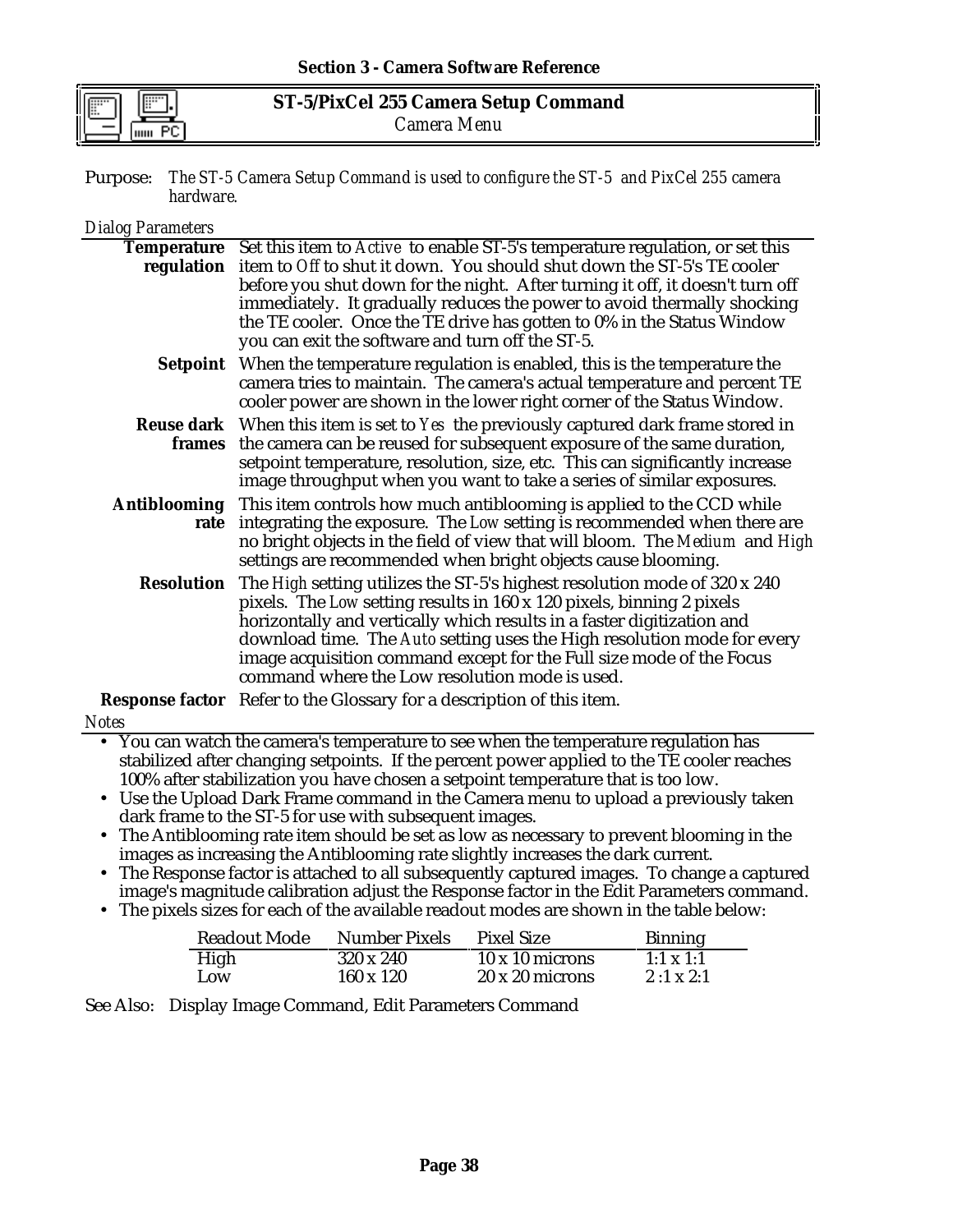## ST-5/PixCel 255 Camera Setup Command

*Camera Menu*

Purpose: *The ST-5 Camera Setup Command is used to configure the ST-5 and PixCel 255 camera hardware.*

*Dialog Parameters*

**Temperature regulation** Set this item to *Active* to enable ST-5's temperature regulation, or set this item to *Off* to shut it down. You should shut down the ST-5's TE cooler before you shut down for the night. After turning it off, it doesn't turn off immediately. It gradually reduces the power to avoid thermally shocking the TE cooler. Once the TE drive has gotten to 0% in the Status Window you can exit the software and turn off the ST-5.

**Setpoint** When the temperature regulation is enabled, this is the temperature the camera tries to maintain. The camera's actual temperature and percent TE cooler power are shown in the lower right corner of the Status Window.

**Reuse dark frames** When this item is set to *Yes* the previously captured dark frame stored in the camera can be reused for subsequent exposure of the same duration, setpoint temperature, resolution, size, etc. This can significantly increase image throughput when you want to take a series of similar exposures.

**Antiblooming rate** This item controls how much antiblooming is applied to the CCD while integrating the exposure. The *Low* setting is recommended when there are no bright objects in the field of view that will bloom. The *Medium* and *High* settings are recommended when bright objects cause blooming.

**Resolution** The *High* setting utilizes the ST-5's highest resolution mode of 320 x 240 pixels. The *Low* setting results in 160 x 120 pixels, binning 2 pixels horizontally and vertically which results in a faster digitization and download time. The *Auto* setting uses the High resolution mode for every image acquisition command except for the Full size mode of the Focus command where the Low resolution mode is used.

**Response factor** Refer to the Glossary for a description of this item.

*Notes*

- You can watch the camera's temperature to see when the temperature regulation has stabilized after changing setpoints. If the percent power applied to the TE cooler reaches 100% after stabilization you have chosen a setpoint temperature that is too low.
- Use the Upload Dark Frame command in the Camera menu to upload a previously taken dark frame to the ST-5 for use with subsequent images.
- The Antiblooming rate item should be set as low as necessary to prevent blooming in the images as increasing the Antiblooming rate slightly increases the dark current.
- The Response factor is attached to all subsequently captured images. To change a captured image's magnitude calibration adjust the Response factor in the Edit Parameters command.
- The pixels sizes for each of the available readout modes are shown in the table below:

| Readout Mode | Number Pixels | Pixel Size | Binning |
|---|---|---|---|
| High | 320 x 240 | 10 x 10 microns | 1:1 x 1:1 |
| Low | 160 x 120 | 20 x 20 microns | 2 :1 x 2:1 |

See Also: Display Image Command, Edit Parameters Command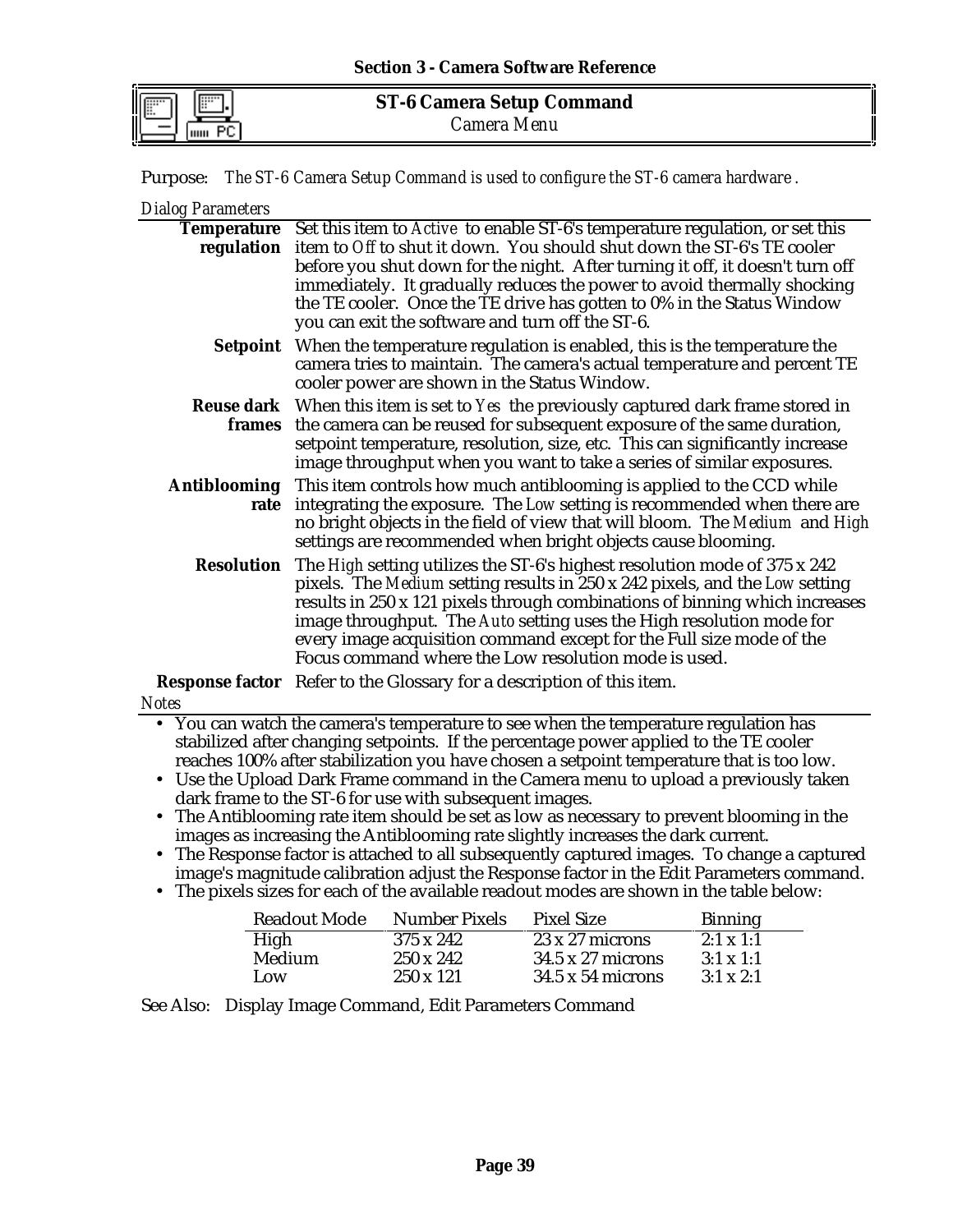## ST-6 Camera Setup Command

*Camera Menu*

Purpose: *The ST-6 Camera Setup Command is used to configure the ST-6 camera hardware .*

*Dialog Parameters*

**Temperature regulation** Set this item to *Active* to enable ST-6's temperature regulation, or set this item to *Off* to shut it down. You should shut down the ST-6's TE cooler before you shut down for the night. After turning it off, it doesn't turn off immediately. It gradually reduces the power to avoid thermally shocking the TE cooler. Once the TE drive has gotten to 0% in the Status Window you can exit the software and turn off the ST-6.

**Setpoint** When the temperature regulation is enabled, this is the temperature the camera tries to maintain. The camera's actual temperature and percent TE cooler power are shown in the Status Window.

**Reuse dark frames** When this item is set to *Yes* the previously captured dark frame stored in the camera can be reused for subsequent exposure of the same duration, setpoint temperature, resolution, size, etc. This can significantly increase image throughput when you want to take a series of similar exposures.

**Antiblooming rate** This item controls how much antiblooming is applied to the CCD while integrating the exposure. The *Low* setting is recommended when there are no bright objects in the field of view that will bloom. The *Medium* and *High* settings are recommended when bright objects cause blooming.

**Resolution** The *High* setting utilizes the ST-6's highest resolution mode of 375 x 242 pixels. The *Medium* setting results in 250 x 242 pixels, and the *Low* setting results in 250 x 121 pixels through combinations of binning which increases image throughput. The *Auto* setting uses the High resolution mode for every image acquisition command except for the Full size mode of the Focus command where the Low resolution mode is used.

**Response factor** Refer to the Glossary for a description of this item.

*Notes*

- You can watch the camera's temperature to see when the temperature regulation has stabilized after changing setpoints. If the percentage power applied to the TE cooler reaches 100% after stabilization you have chosen a setpoint temperature that is too low.
- Use the Upload Dark Frame command in the Camera menu to upload a previously taken dark frame to the ST-6 for use with subsequent images.
- The Antiblooming rate item should be set as low as necessary to prevent blooming in the images as increasing the Antiblooming rate slightly increases the dark current.
- The Response factor is attached to all subsequently captured images. To change a captured image's magnitude calibration adjust the Response factor in the Edit Parameters command.
- The pixels sizes for each of the available readout modes are shown in the table below:

| Readout Mode | Number Pixels | Pixel Size | Binning |
|---|---|---|---|
| High | 375 x 242 | 23 x 27 microns | 2:1 x 1:1 |
| Medium | 250 x 242 | 34.5 x 27 microns | 3:1 x 1:1 |
| Low | 250 x 121 | 34.5 x 54 microns | 3:1 x 2:1 |

See Also: Display Image Command, Edit Parameters Command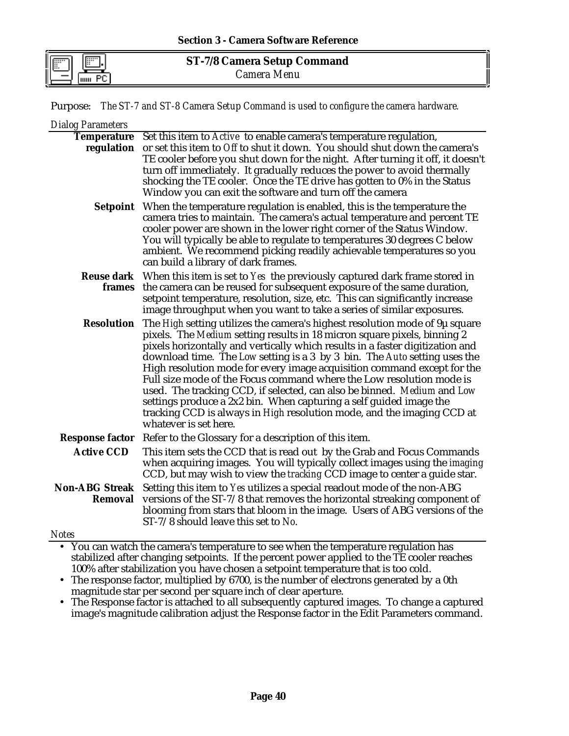## ST-7/8 Camera Setup Command

*Camera Menu*

Purpose: *The ST-7 and ST-8 Camera Setup Command is used to configure the camera hardware.*

*Dialog Parameters*

| | |
|---|---|
| **Temperature regulation** | Set this item to *Active* to enable camera's temperature regulation, or set this item to *Off* to shut it down. You should shut down the camera's TE cooler before you shut down for the night. After turning it off, it doesn't turn off immediately. It gradually reduces the power to avoid thermally shocking the TE cooler. Once the TE drive has gotten to 0% in the Status Window you can exit the software and turn off the camera |
| **Setpoint** | When the temperature regulation is enabled, this is the temperature the camera tries to maintain. The camera's actual temperature and percent TE cooler power are shown in the lower right corner of the Status Window. You will typically be able to regulate to temperatures 30 degrees C below ambient. We recommend picking readily achievable temperatures so you can build a library of dark frames. |
| **Reuse dark frames** | When this item is set to *Yes* the previously captured dark frame stored in the camera can be reused for subsequent exposure of the same duration, setpoint temperature, resolution, size, etc. This can significantly increase image throughput when you want to take a series of similar exposures. |
| **Resolution** | The *High* setting utilizes the camera's highest resolution mode of 9µ square pixels. The *Medium* setting results in 18 micron square pixels, binning 2 pixels horizontally and vertically which results in a faster digitization and download time. The *Low* setting is a 3 by 3 bin. The *Auto* setting uses the High resolution mode for every image acquisition command except for the Full size mode of the Focus command where the Low resolution mode is used. The tracking CCD, if selected, can also be binned. *Medium* and *Low* settings produce a 2x2 bin. When capturing a self guided image the tracking CCD is always in *High* resolution mode, and the imaging CCD at whatever is set here. |
| **Response factor** | Refer to the Glossary for a description of this item. |
| **Active CCD** | This item sets the CCD that is read out by the Grab and Focus Commands when acquiring images. You will typically collect images using the *imaging* CCD, but may wish to view the *tracking* CCD image to center a guide star. |
| **Non-ABG Streak Removal** | Setting this item to *Yes* utilizes a special readout mode of the non-ABG versions of the ST-7/8 that removes the horizontal streaking component of blooming from stars that bloom in the image. Users of ABG versions of the ST-7/8 should leave this set to *No*. |

*Notes*

- You can watch the camera's temperature to see when the temperature regulation has stabilized after changing setpoints. If the percent power applied to the TE cooler reaches 100% after stabilization you have chosen a setpoint temperature that is too cold.
- The response factor, multiplied by 6700, is the number of electrons generated by a 0th magnitude star per second per square inch of clear aperture.
- The Response factor is attached to all subsequently captured images. To change a captured image's magnitude calibration adjust the Response factor in the Edit Parameters command.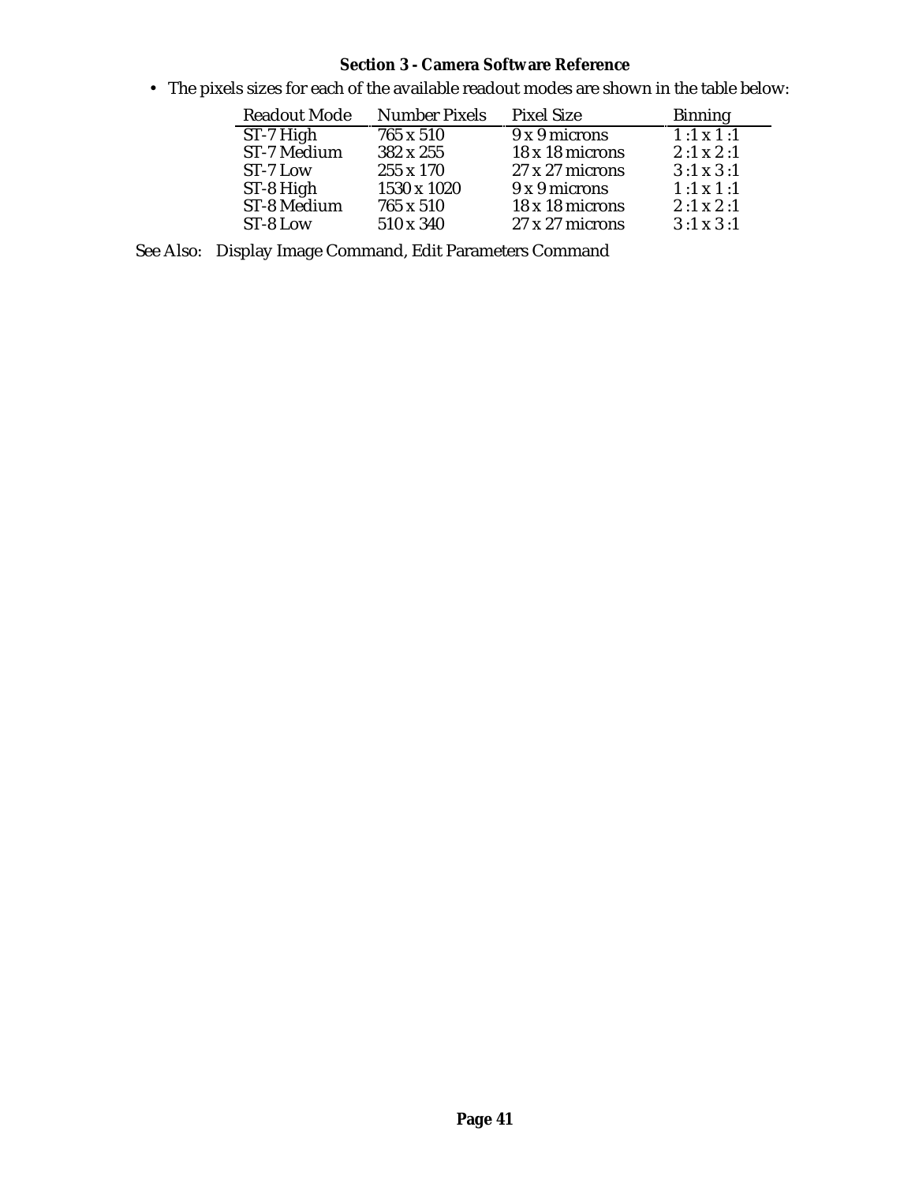- The pixels sizes for each of the available readout modes are shown in the table below:

| Readout Mode | Number Pixels | Pixel Size | Binning |
|---|---|---|---|
| ST-7 High | 765 x 510 | 9 x 9 microns | 1 :1 x 1 :1 |
| ST-7 Medium | 382 x 255 | 18 x 18 microns | 2 :1 x 2 :1 |
| ST-7 Low | 255 x 170 | 27 x 27 microns | 3 :1 x 3 :1 |
| ST-8 High | 1530 x 1020 | 9 x 9 microns | 1 :1 x 1 :1 |
| ST-8 Medium | 765 x 510 | 18 x 18 microns | 2 :1 x 2 :1 |
| ST-8 Low | 510 x 340 | 27 x 27 microns | 3 :1 x 3 :1 |

See Also: Display Image Command, Edit Parameters Command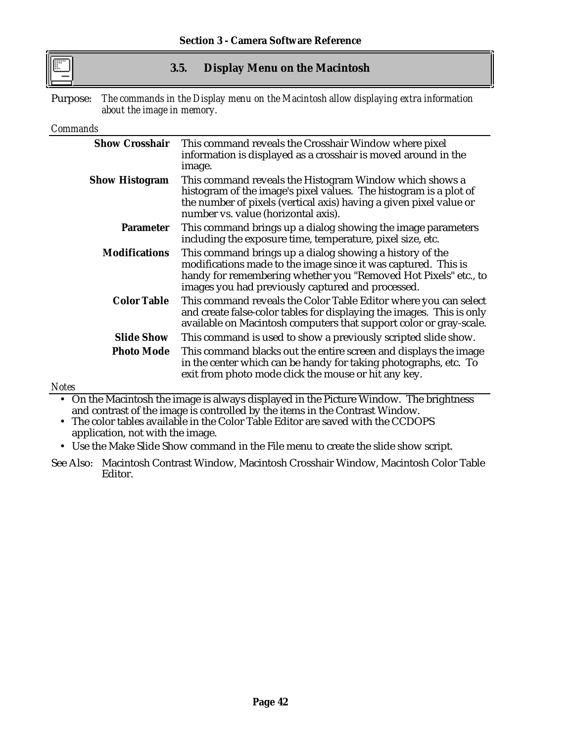## 3.5. Display Menu on the Macintosh

Purpose: *The commands in the Display menu on the Macintosh allow displaying extra information about the image in memory.*

*Commands*

| | |
|---|---|
| **Show Crosshair** | This command reveals the Crosshair Window where pixel information is displayed as a crosshair is moved around in the image. |
| **Show Histogram** | This command reveals the Histogram Window which shows a histogram of the image's pixel values. The histogram is a plot of the number of pixels (vertical axis) having a given pixel value or number vs. value (horizontal axis). |
| **Parameter** | This command brings up a dialog showing the image parameters including the exposure time, temperature, pixel size, etc. |
| **Modifications** | This command brings up a dialog showing a history of the modifications made to the image since it was captured. This is handy for remembering whether you "Removed Hot Pixels" etc., to images you had previously captured and processed. |
| **Color Table** | This command reveals the Color Table Editor where you can select and create false-color tables for displaying the images. This is only available on Macintosh computers that support color or gray-scale. |
| **Slide Show** | This command is used to show a previously scripted slide show. |
| **Photo Mode** | This command blacks out the entire screen and displays the image in the center which can be handy for taking photographs, etc. To exit from photo mode click the mouse or hit any key. |

*Notes*

- On the Macintosh the image is always displayed in the Picture Window. The brightness and contrast of the image is controlled by the items in the Contrast Window.
- The color tables available in the Color Table Editor are saved with the CCDOPS application, not with the image.
- Use the Make Slide Show command in the File menu to create the slide show script.

See Also: Macintosh Contrast Window, Macintosh Crosshair Window, Macintosh Color Table Editor.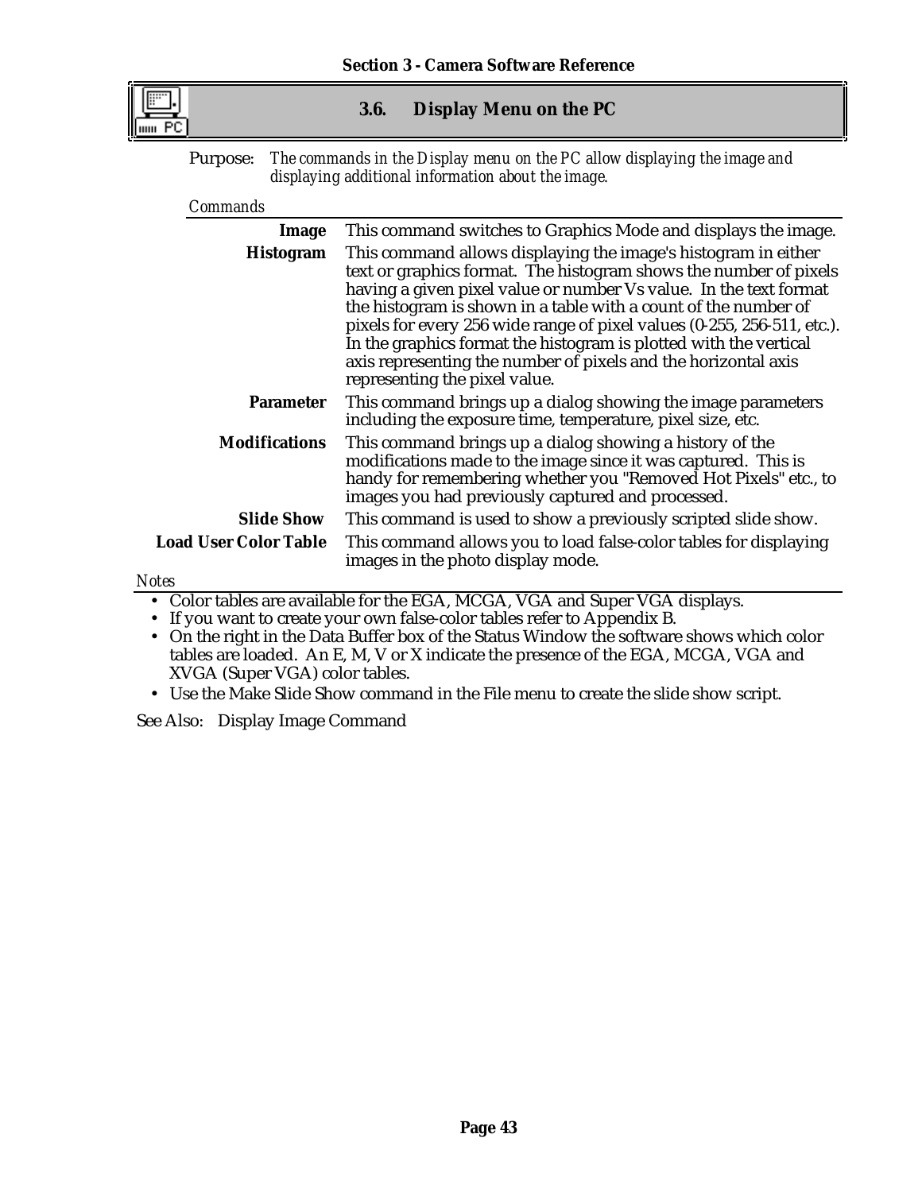## 3.6. Display Menu on the PC

Purpose: *The commands in the Display menu on the PC allow displaying the image and displaying additional information about the image.*

*Commands*

| | |
|---|---|
| **Image** | This command switches to Graphics Mode and displays the image. |
| **Histogram** | This command allows displaying the image's histogram in either text or graphics format. The histogram shows the number of pixels having a given pixel value or number Vs value. In the text format the histogram is shown in a table with a count of the number of pixels for every 256 wide range of pixel values (0-255, 256-511, etc.). In the graphics format the histogram is plotted with the vertical axis representing the number of pixels and the horizontal axis representing the pixel value. |
| **Parameter** | This command brings up a dialog showing the image parameters including the exposure time, temperature, pixel size, etc. |
| **Modifications** | This command brings up a dialog showing a history of the modifications made to the image since it was captured. This is handy for remembering whether you "Removed Hot Pixels" etc., to images you had previously captured and processed. |
| **Slide Show** | This command is used to show a previously scripted slide show. |
| **Load User Color Table** | This command allows you to load false-color tables for displaying images in the photo display mode. |

*Notes*

- Color tables are available for the EGA, MCGA, VGA and Super VGA displays.
- If you want to create your own false-color tables refer to Appendix B.
- On the right in the Data Buffer box of the Status Window the software shows which color tables are loaded. An E, M, V or X indicate the presence of the EGA, MCGA, VGA and XVGA (Super VGA) color tables.
- Use the Make Slide Show command in the File menu to create the slide show script.

See Also: Display Image Command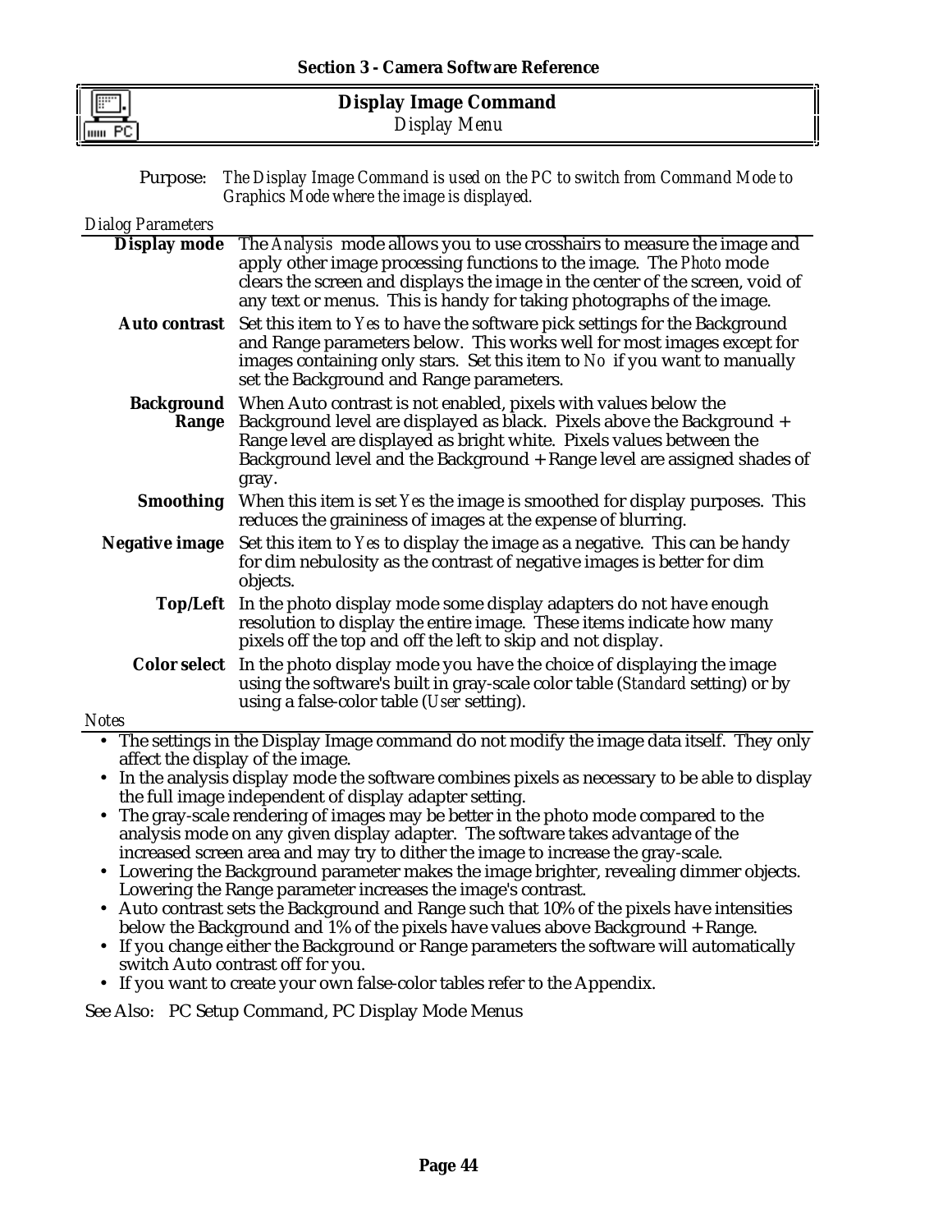## Display Image Command

*Display Menu*

Purpose: *The Display Image Command is used on the PC to switch from Command Mode to Graphics Mode where the image is displayed.*

*Dialog Parameters*

**Display mode** The *Analysis* mode allows you to use crosshairs to measure the image and apply other image processing functions to the image. The *Photo* mode clears the screen and displays the image in the center of the screen, void of any text or menus. This is handy for taking photographs of the image.

**Auto contrast** Set this item to *Yes* to have the software pick settings for the Background and Range parameters below. This works well for most images except for images containing only stars. Set this item to *No* if you want to manually set the Background and Range parameters.

**Background Range** When Auto contrast is not enabled, pixels with values below the Background level are displayed as black. Pixels above the Background + Range level are displayed as bright white. Pixels values between the Background level and the Background + Range level are assigned shades of gray.

**Smoothing** When this item is set *Yes* the image is smoothed for display purposes. This reduces the graininess of images at the expense of blurring.

**Negative image** Set this item to *Yes* to display the image as a negative. This can be handy for dim nebulosity as the contrast of negative images is better for dim objects.

**Top/Left** In the photo display mode some display adapters do not have enough resolution to display the entire image. These items indicate how many pixels off the top and off the left to skip and not display.

**Color select** In the photo display mode you have the choice of displaying the image using the software's built in gray-scale color table (*Standard* setting) or by using a false-color table (*User* setting).

*Notes*

- The settings in the Display Image command do not modify the image data itself. They only affect the display of the image.
- In the analysis display mode the software combines pixels as necessary to be able to display the full image independent of display adapter setting.
- The gray-scale rendering of images may be better in the photo mode compared to the analysis mode on any given display adapter. The software takes advantage of the increased screen area and may try to dither the image to increase the gray-scale.
- Lowering the Background parameter makes the image brighter, revealing dimmer objects. Lowering the Range parameter increases the image's contrast.
- Auto contrast sets the Background and Range such that 10% of the pixels have intensities below the Background and 1% of the pixels have values above Background + Range.
- If you change either the Background or Range parameters the software will automatically switch Auto contrast off for you.
- If you want to create your own false-color tables refer to the Appendix.

See Also: PC Setup Command, PC Display Mode Menus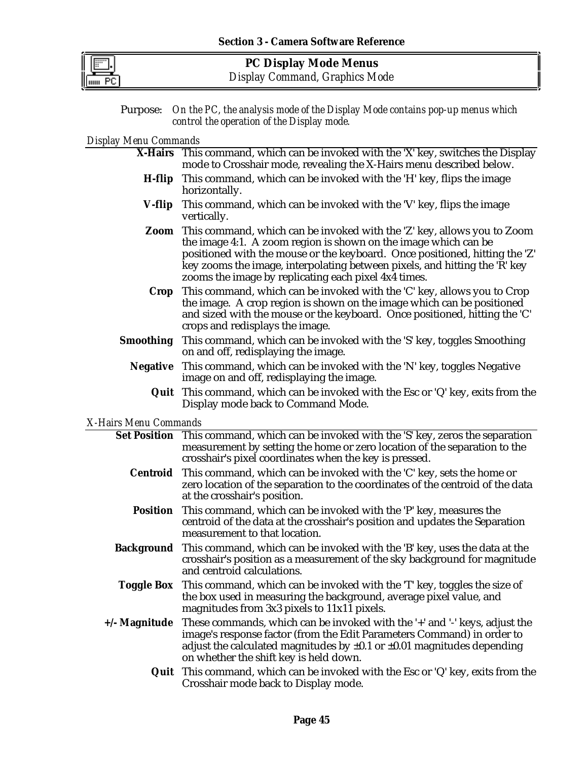## PC Display Mode Menus

*Display Command, Graphics Mode*

Purpose: *On the PC, the analysis mode of the Display Mode contains pop-up menus which control the operation of the Display mode.*

*Display Menu Commands*

**X-Hairs** This command, which can be invoked with the 'X' key, switches the Display mode to Crosshair mode, revealing the X-Hairs menu described below.

**H-flip** This command, which can be invoked with the 'H' key, flips the image horizontally.

**V-flip** This command, which can be invoked with the 'V' key, flips the image vertically.

**Zoom** This command, which can be invoked with the 'Z' key, allows you to Zoom the image 4:1. A zoom region is shown on the image which can be positioned with the mouse or the keyboard. Once positioned, hitting the 'Z' key zooms the image, interpolating between pixels, and hitting the 'R' key zooms the image by replicating each pixel 4x4 times.

**Crop** This command, which can be invoked with the 'C' key, allows you to Crop the image. A crop region is shown on the image which can be positioned and sized with the mouse or the keyboard. Once positioned, hitting the 'C' crops and redisplays the image.

**Smoothing** This command, which can be invoked with the 'S' key, toggles Smoothing on and off, redisplaying the image.

**Negative** This command, which can be invoked with the 'N' key, toggles Negative image on and off, redisplaying the image.

**Quit** This command, which can be invoked with the Esc or 'Q' key, exits from the Display mode back to Command Mode.

*X-Hairs Menu Commands*

**Set Position** This command, which can be invoked with the 'S' key, zeros the separation measurement by setting the home or zero location of the separation to the crosshair's pixel coordinates when the key is pressed.

**Centroid** This command, which can be invoked with the 'C' key, sets the home or zero location of the separation to the coordinates of the centroid of the data at the crosshair's position.

**Position** This command, which can be invoked with the 'P' key, measures the centroid of the data at the crosshair's position and updates the Separation measurement to that location.

**Background** This command, which can be invoked with the 'B' key, uses the data at the crosshair's position as a measurement of the sky background for magnitude and centroid calculations.

**Toggle Box** This command, which can be invoked with the 'T' key, toggles the size of the box used in measuring the background, average pixel value, and magnitudes from 3x3 pixels to 11x11 pixels.

**+/- Magnitude** These commands, which can be invoked with the '+' and '-' keys, adjust the image's response factor (from the Edit Parameters Command) in order to adjust the calculated magnitudes by ±0.1 or ±0.01 magnitudes depending on whether the shift key is held down.

**Quit** This command, which can be invoked with the Esc or 'Q' key, exits from the Crosshair mode back to Display mode.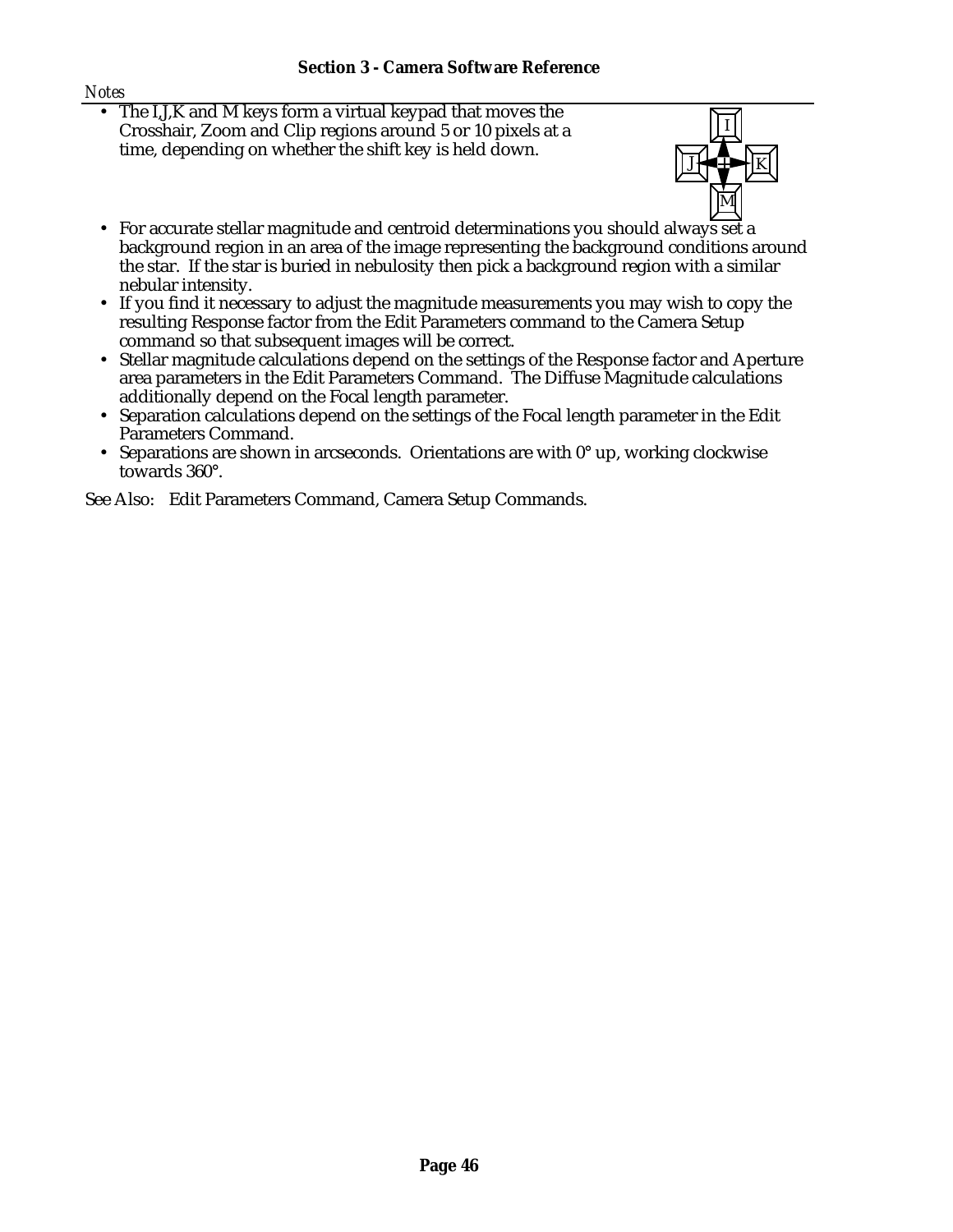*Notes*

- The I,J,K and M keys form a virtual keypad that moves the Crosshair, Zoom and Clip regions around 5 or 10 pixels at a time, depending on whether the shift key is held down.
- For accurate stellar magnitude and centroid determinations you should always set a background region in an area of the image representing the background conditions around the star. If the star is buried in nebulosity then pick a background region with a similar nebular intensity.
- If you find it necessary to adjust the magnitude measurements you may wish to copy the resulting Response factor from the Edit Parameters command to the Camera Setup command so that subsequent images will be correct.
- Stellar magnitude calculations depend on the settings of the Response factor and Aperture area parameters in the Edit Parameters Command. The Diffuse Magnitude calculations additionally depend on the Focal length parameter.
- Separation calculations depend on the settings of the Focal length parameter in the Edit Parameters Command.
- Separations are shown in arcseconds. Orientations are with 0° up, working clockwise towards 360°.

See Also: Edit Parameters Command, Camera Setup Commands.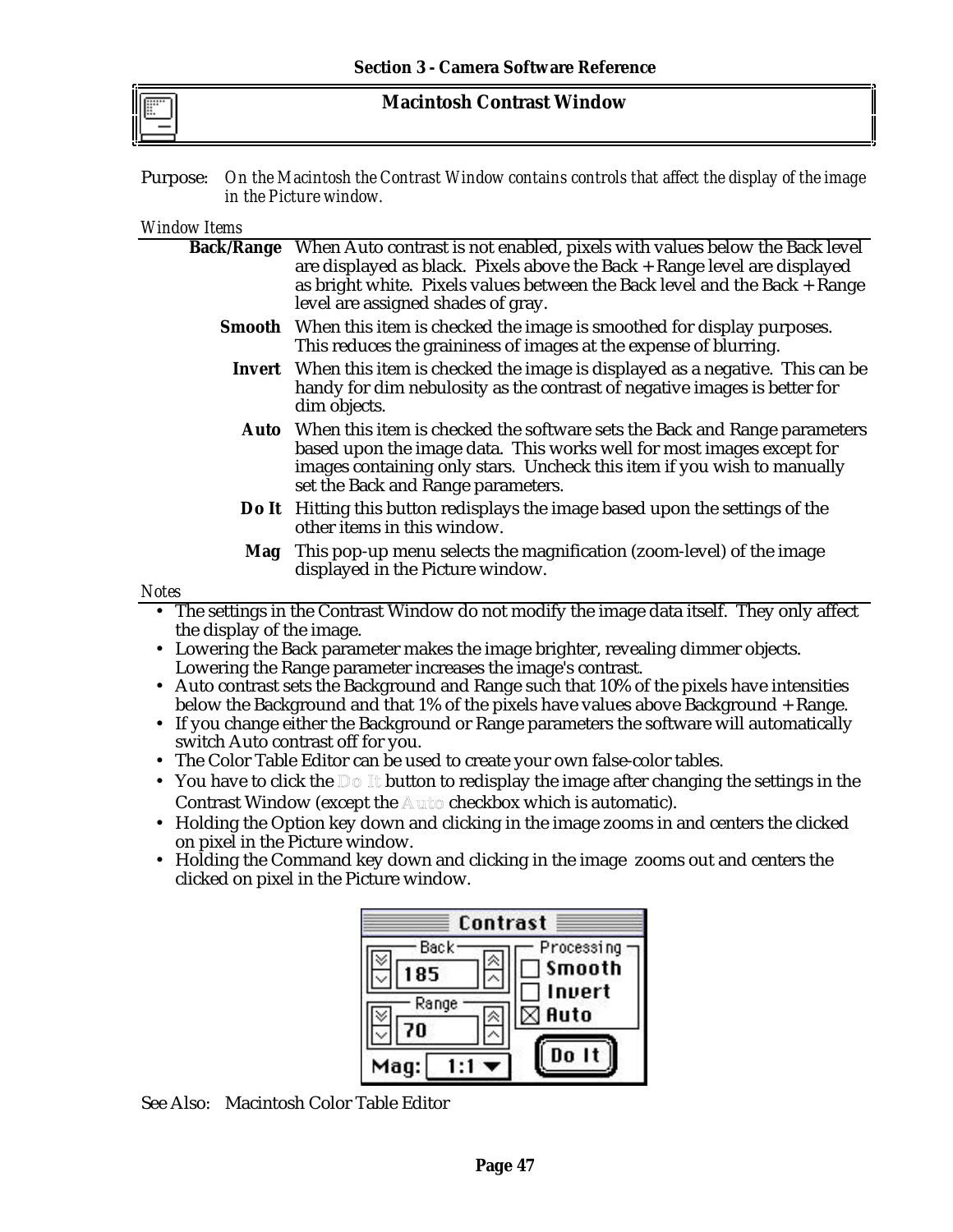# Macintosh Contrast Window

Purpose: *On the Macintosh the Contrast Window contains controls that affect the display of the image in the Picture window.*

*Window Items*

**Back/Range** When Auto contrast is not enabled, pixels with values below the Back level are displayed as black. Pixels above the Back + Range level are displayed as bright white. Pixels values between the Back level and the Back + Range level are assigned shades of gray.

**Smooth** When this item is checked the image is smoothed for display purposes. This reduces the graininess of images at the expense of blurring.

**Invert** When this item is checked the image is displayed as a negative. This can be handy for dim nebulosity as the contrast of negative images is better for dim objects.

**Auto** When this item is checked the software sets the Back and Range parameters based upon the image data. This works well for most images except for images containing only stars. Uncheck this item if you wish to manually set the Back and Range parameters.

**Do It** Hitting this button redisplays the image based upon the settings of the other items in this window.

**Mag** This pop-up menu selects the magnification (zoom-level) of the image displayed in the Picture window.

*Notes*

- The settings in the Contrast Window do not modify the image data itself. They only affect the display of the image.
- Lowering the Back parameter makes the image brighter, revealing dimmer objects. Lowering the Range parameter increases the image's contrast.
- Auto contrast sets the Background and Range such that 10% of the pixels have intensities below the Background and that 1% of the pixels have values above Background + Range.
- If you change either the Background or Range parameters the software will automatically switch Auto contrast off for you.
- The Color Table Editor can be used to create your own false-color tables.
- You have to click the Do It button to redisplay the image after changing the settings in the Contrast Window (except the Auto checkbox which is automatic).
- Holding the Option key down and clicking in the image zooms in and centers the clicked on pixel in the Picture window.
- Holding the Command key down and clicking in the image zooms out and centers the clicked on pixel in the Picture window.

See Also: Macintosh Color Table Editor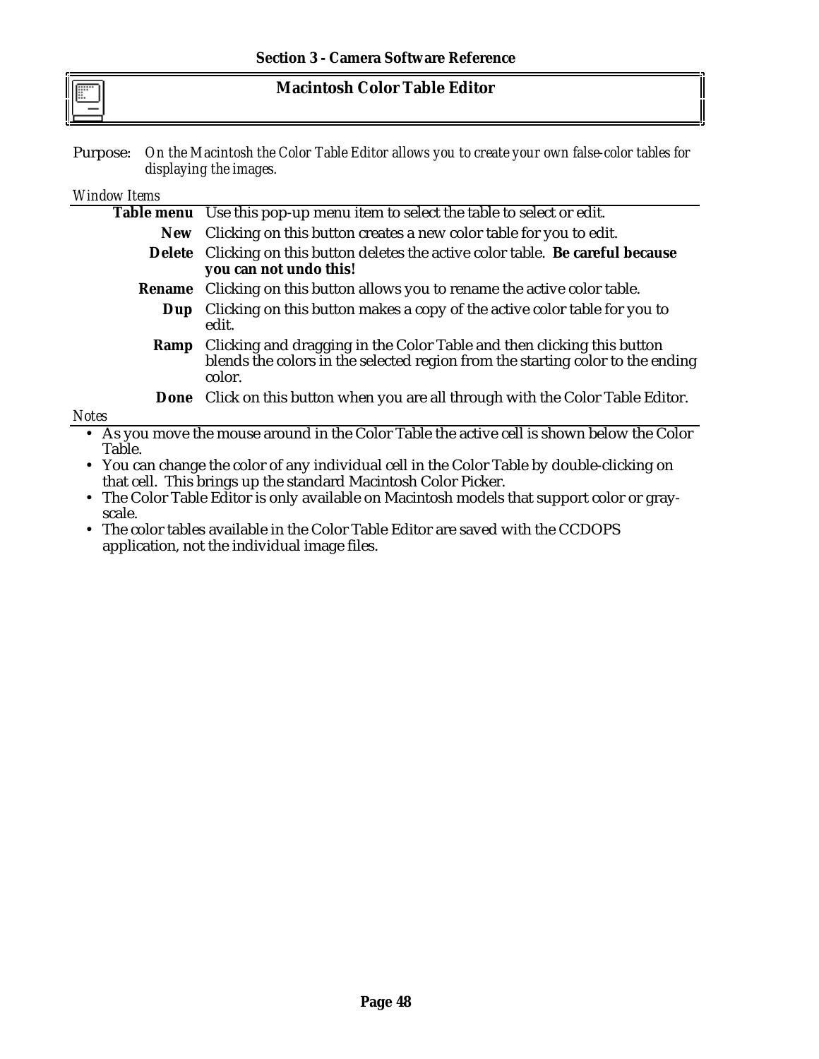## Macintosh Color Table Editor

Purpose: *On the Macintosh the Color Table Editor allows you to create your own false-color tables for displaying the images.*

*Window Items*

**Table menu** Use this pop-up menu item to select the table to select or edit.

**New** Clicking on this button creates a new color table for you to edit.

**Delete** Clicking on this button deletes the active color table. **Be careful because you can not undo this!**

**Rename** Clicking on this button allows you to rename the active color table.

**Dup** Clicking on this button makes a copy of the active color table for you to edit.

**Ramp** Clicking and dragging in the Color Table and then clicking this button blends the colors in the selected region from the starting color to the ending color.

**Done** Click on this button when you are all through with the Color Table Editor.

*Notes*

- As you move the mouse around in the Color Table the active cell is shown below the Color Table.
- You can change the color of any individual cell in the Color Table by double-clicking on that cell. This brings up the standard Macintosh Color Picker.
- The Color Table Editor is only available on Macintosh models that support color or gray-scale.
- The color tables available in the Color Table Editor are saved with the CCDOPS application, not the individual image files.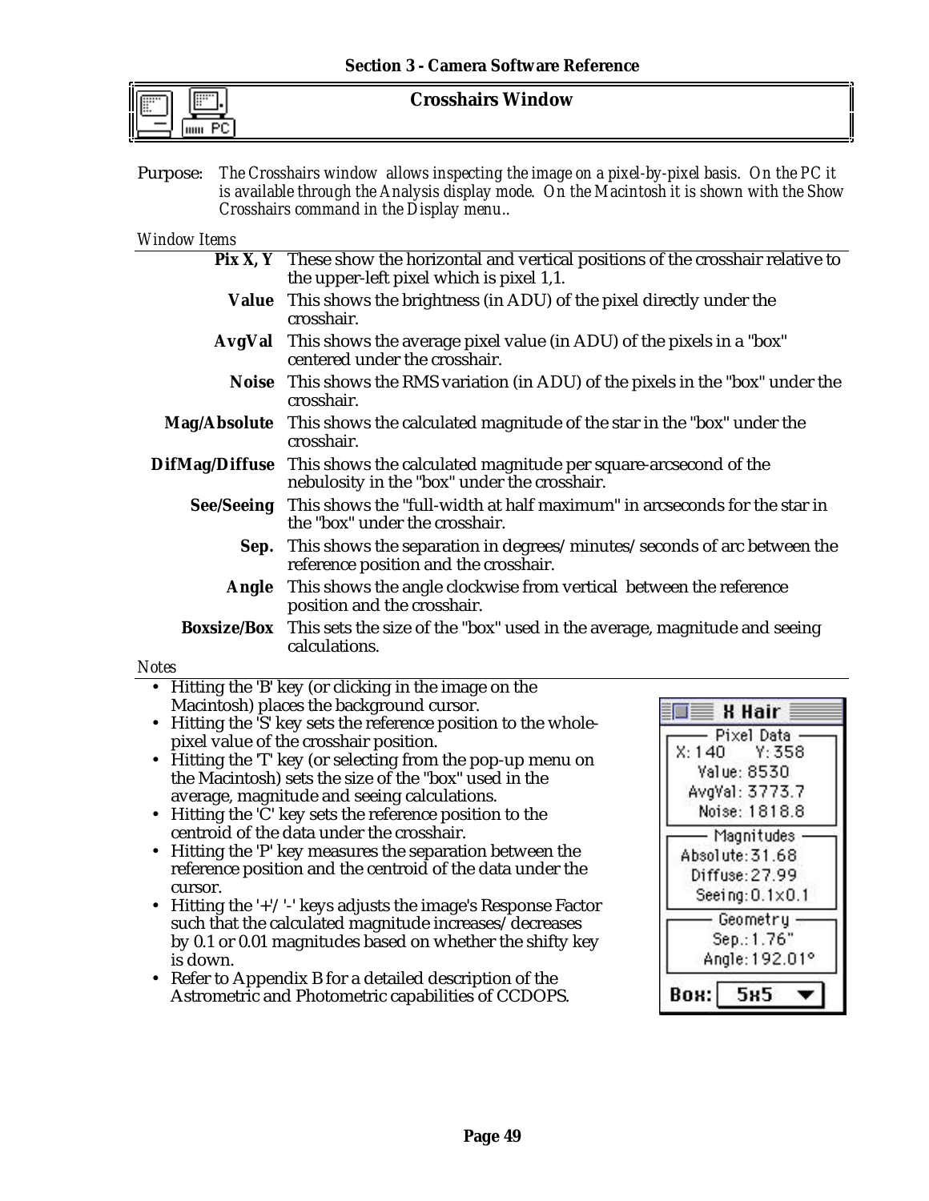## Crosshairs Window

Purpose: *The Crosshairs window allows inspecting the image on a pixel-by-pixel basis. On the PC it is available through the Analysis display mode. On the Macintosh it is shown with the Show Crosshairs command in the Display menu..*

*Window Items*

| | |
|---|---|
| **Pix X, Y** | These show the horizontal and vertical positions of the crosshair relative to the upper-left pixel which is pixel 1,1. |
| **Value** | This shows the brightness (in ADU) of the pixel directly under the crosshair. |
| **AvgVal** | This shows the average pixel value (in ADU) of the pixels in a "box" centered under the crosshair. |
| **Noise** | This shows the RMS variation (in ADU) of the pixels in the "box" under the crosshair. |
| **Mag/Absolute** | This shows the calculated magnitude of the star in the "box" under the crosshair. |
| **DifMag/Diffuse** | This shows the calculated magnitude per square-arcsecond of the nebulosity in the "box" under the crosshair. |
| **See/Seeing** | This shows the "full-width at half maximum" in arcseconds for the star in the "box" under the crosshair. |
| **Sep.** | This shows the separation in degrees/minutes/seconds of arc between the reference position and the crosshair. |
| **Angle** | This shows the angle clockwise from vertical between the reference position and the crosshair. |
| **Boxsize/Box** | This sets the size of the "box" used in the average, magnitude and seeing calculations. |

*Notes*

- Hitting the 'B' key (or clicking in the image on the Macintosh) places the background cursor.
- Hitting the 'S' key sets the reference position to the whole-pixel value of the crosshair position.
- Hitting the 'T' key (or selecting from the pop-up menu on the Macintosh) sets the size of the "box" used in the average, magnitude and seeing calculations.
- Hitting the 'C' key sets the reference position to the centroid of the data under the crosshair.
- Hitting the 'P' key measures the separation between the reference position and the centroid of the data under the cursor.
- Hitting the '+'/'-' keys adjusts the image's Response Factor such that the calculated magnitude increases/decreases by 0.1 or 0.01 magnitudes based on whether the shifty key is down.
- Refer to Appendix B for a detailed description of the Astrometric and Photometric capabilities of CCDOPS.

X Hair

Pixel Data
X: 140 Y: 358
Value: 8530
AvgVal: 3773.7
Noise: 1818.8

Magnitudes
Absolute: 31.68
Diffuse: 27.99
Seeing: 0.1x0.1

Geometry
Sep.: 1.76"
Angle: 192.01°

Box: 5x5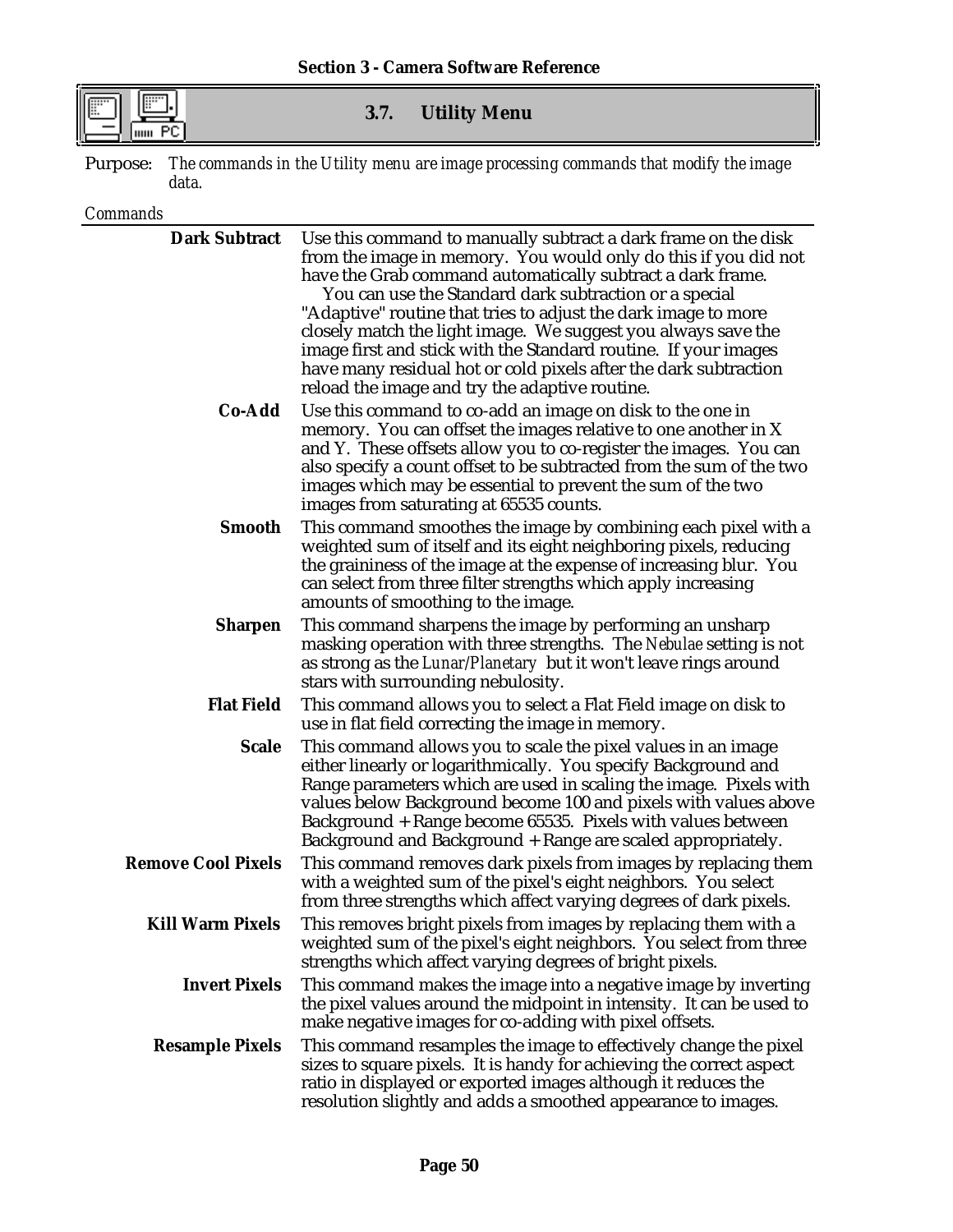## 3.7. Utility Menu

Purpose: *The commands in the Utility menu are image processing commands that modify the image data.*

*Commands*

| | |
|---|---|
| **Dark Subtract** | Use this command to manually subtract a dark frame on the disk from the image in memory. You would only do this if you did not have the Grab command automatically subtract a dark frame. You can use the Standard dark subtraction or a special "Adaptive" routine that tries to adjust the dark image to more closely match the light image. We suggest you always save the image first and stick with the Standard routine. If your images have many residual hot or cold pixels after the dark subtraction reload the image and try the adaptive routine. |
| **Co-Add** | Use this command to co-add an image on disk to the one in memory. You can offset the images relative to one another in X and Y. These offsets allow you to co-register the images. You can also specify a count offset to be subtracted from the sum of the two images which may be essential to prevent the sum of the two images from saturating at 65535 counts. |
| **Smooth** | This command smoothes the image by combining each pixel with a weighted sum of itself and its eight neighboring pixels, reducing the graininess of the image at the expense of increasing blur. You can select from three filter strengths which apply increasing amounts of smoothing to the image. |
| **Sharpen** | This command sharpens the image by performing an unsharp masking operation with three strengths. The *Nebulae* setting is not as strong as the *Lunar/Planetary* but it won't leave rings around stars with surrounding nebulosity. |
| **Flat Field** | This command allows you to select a Flat Field image on disk to use in flat field correcting the image in memory. |
| **Scale** | This command allows you to scale the pixel values in an image either linearly or logarithmically. You specify Background and Range parameters which are used in scaling the image. Pixels with values below Background become 100 and pixels with values above Background + Range become 65535. Pixels with values between Background and Background + Range are scaled appropriately. |
| **Remove Cool Pixels** | This command removes dark pixels from images by replacing them with a weighted sum of the pixel's eight neighbors. You select from three strengths which affect varying degrees of dark pixels. |
| **Kill Warm Pixels** | This removes bright pixels from images by replacing them with a weighted sum of the pixel's eight neighbors. You select from three strengths which affect varying degrees of bright pixels. |
| **Invert Pixels** | This command makes the image into a negative image by inverting the pixel values around the midpoint in intensity. It can be used to make negative images for co-adding with pixel offsets. |
| **Resample Pixels** | This command resamples the image to effectively change the pixel sizes to square pixels. It is handy for achieving the correct aspect ratio in displayed or exported images although it reduces the resolution slightly and adds a smoothed appearance to images. |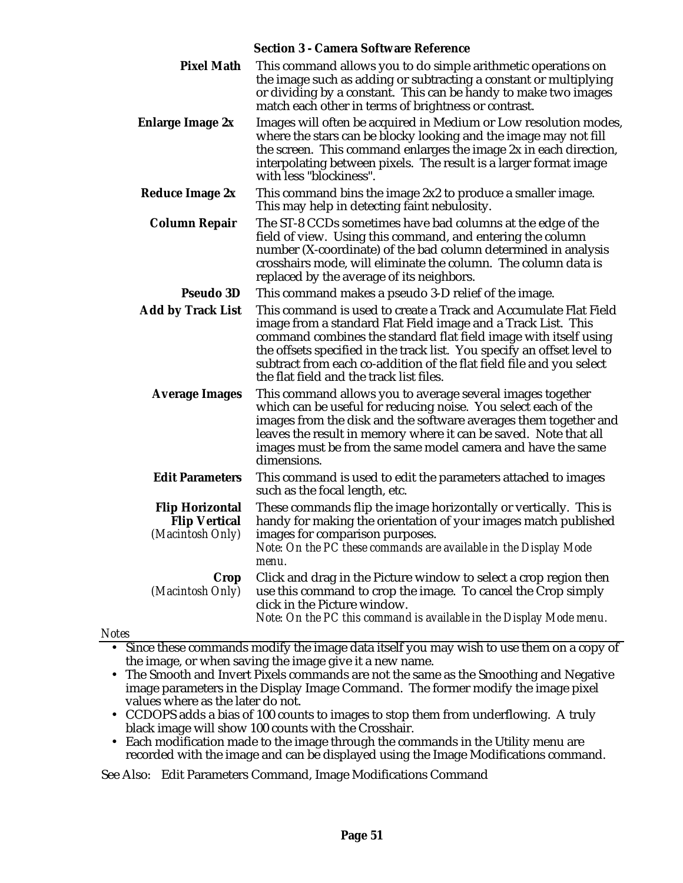**Pixel Math** This command allows you to do simple arithmetic operations on the image such as adding or subtracting a constant or multiplying or dividing by a constant. This can be handy to make two images match each other in terms of brightness or contrast.

**Enlarge Image 2x** Images will often be acquired in Medium or Low resolution modes, where the stars can be blocky looking and the image may not fill the screen. This command enlarges the image 2x in each direction, interpolating between pixels. The result is a larger format image with less "blockiness".

**Reduce Image 2x** This command bins the image 2x2 to produce a smaller image. This may help in detecting faint nebulosity.

**Column Repair** The ST-8 CCDs sometimes have bad columns at the edge of the field of view. Using this command, and entering the column number (X-coordinate) of the bad column determined in analysis crosshairs mode, will eliminate the column. The column data is replaced by the average of its neighbors.

**Pseudo 3D** This command makes a pseudo 3-D relief of the image.

**Add by Track List** This command is used to create a Track and Accumulate Flat Field image from a standard Flat Field image and a Track List. This command combines the standard flat field image with itself using the offsets specified in the track list. You specify an offset level to subtract from each co-addition of the flat field file and you select the flat field and the track list files.

**Average Images** This command allows you to average several images together which can be useful for reducing noise. You select each of the images from the disk and the software averages them together and leaves the result in memory where it can be saved. Note that all images must be from the same model camera and have the same dimensions.

**Edit Parameters** This command is used to edit the parameters attached to images such as the focal length, etc.

**Flip Horizontal**
**Flip Vertical**
*(Macintosh Only)* These commands flip the image horizontally or vertically. This is handy for making the orientation of your images match published images for comparison purposes.
*Note: On the PC these commands are available in the Display Mode menu.*

**Crop**
*(Macintosh Only)* Click and drag in the Picture window to select a crop region then use this command to crop the image. To cancel the Crop simply click in the Picture window.
*Note: On the PC this command is available in the Display Mode menu.*

*Notes*

- Since these commands modify the image data itself you may wish to use them on a copy of the image, or when saving the image give it a new name.
- The Smooth and Invert Pixels commands are not the same as the Smoothing and Negative image parameters in the Display Image Command. The former modify the image pixel values where as the later do not.
- CCDOPS adds a bias of 100 counts to images to stop them from underflowing. A truly black image will show 100 counts with the Crosshair.
- Each modification made to the image through the commands in the Utility menu are recorded with the image and can be displayed using the Image Modifications command.

See Also: Edit Parameters Command, Image Modifications Command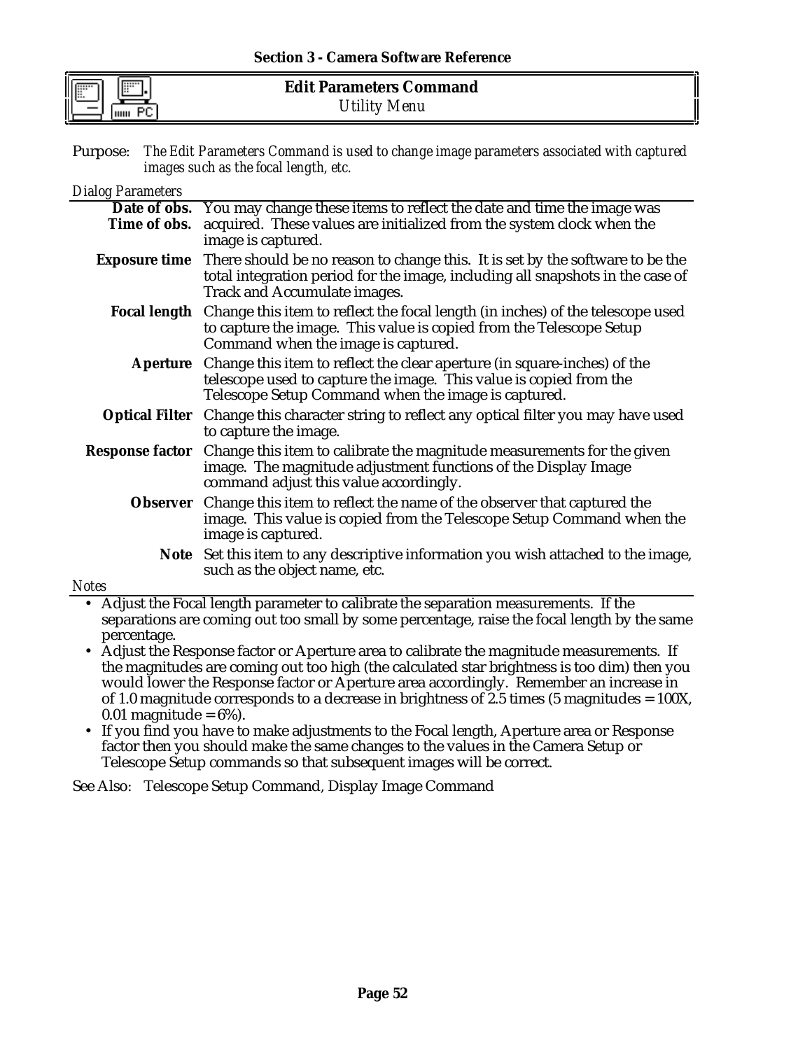## Edit Parameters Command

*Utility Menu*

Purpose: *The Edit Parameters Command is used to change image parameters associated with captured images such as the focal length, etc.*

*Dialog Parameters*

| | |
|---|---|
| **Date of obs.** **Time of obs.** | You may change these items to reflect the date and time the image was acquired. These values are initialized from the system clock when the image is captured. |
| **Exposure time** | There should be no reason to change this. It is set by the software to be the total integration period for the image, including all snapshots in the case of Track and Accumulate images. |
| **Focal length** | Change this item to reflect the focal length (in inches) of the telescope used to capture the image. This value is copied from the Telescope Setup Command when the image is captured. |
| **Aperture** | Change this item to reflect the clear aperture (in square-inches) of the telescope used to capture the image. This value is copied from the Telescope Setup Command when the image is captured. |
| **Optical Filter** | Change this character string to reflect any optical filter you may have used to capture the image. |
| **Response factor** | Change this item to calibrate the magnitude measurements for the given image. The magnitude adjustment functions of the Display Image command adjust this value accordingly. |
| **Observer** | Change this item to reflect the name of the observer that captured the image. This value is copied from the Telescope Setup Command when the image is captured. |
| **Note** | Set this item to any descriptive information you wish attached to the image, such as the object name, etc. |

*Notes*

- Adjust the Focal length parameter to calibrate the separation measurements. If the separations are coming out too small by some percentage, raise the focal length by the same percentage.
- Adjust the Response factor or Aperture area to calibrate the magnitude measurements. If the magnitudes are coming out too high (the calculated star brightness is too dim) then you would lower the Response factor or Aperture area accordingly. Remember an increase in of 1.0 magnitude corresponds to a decrease in brightness of 2.5 times (5 magnitudes = 100X, 0.01 magnitude = 6%).
- If you find you have to make adjustments to the Focal length, Aperture area or Response factor then you should make the same changes to the values in the Camera Setup or Telescope Setup commands so that subsequent images will be correct.

See Also: Telescope Setup Command, Display Image Command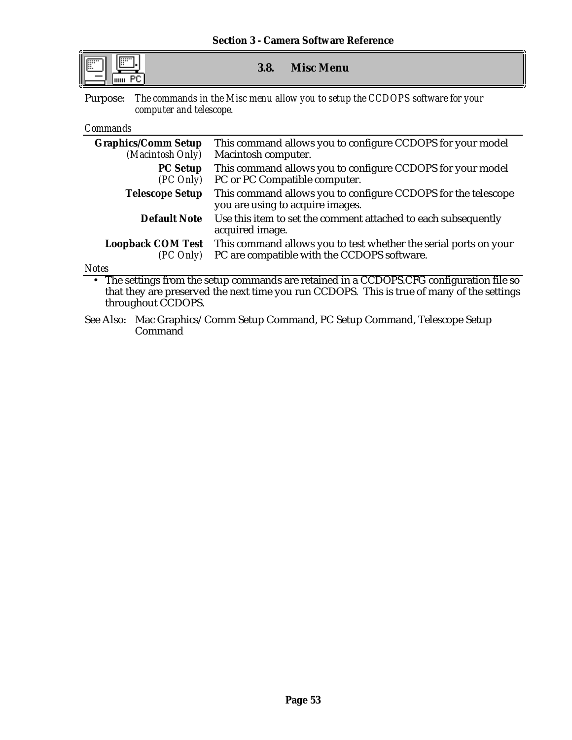## 3.8. Misc Menu

Purpose: *The commands in the Misc menu allow you to setup the CCDOPS software for your computer and telescope.*

*Commands*

| | |
|---|---|
| **Graphics/Comm Setup** *(Macintosh Only)* | This command allows you to configure CCDOPS for your model Macintosh computer. |
| **PC Setup** *(PC Only)* | This command allows you to configure CCDOPS for your model PC or PC Compatible computer. |
| **Telescope Setup** | This command allows you to configure CCDOPS for the telescope you are using to acquire images. |
| **Default Note** | Use this item to set the comment attached to each subsequently acquired image. |
| **Loopback COM Test** *(PC Only)* | This command allows you to test whether the serial ports on your PC are compatible with the CCDOPS software. |

*Notes*

- The settings from the setup commands are retained in a CCDOPS.CFG configuration file so that they are preserved the next time you run CCDOPS. This is true of many of the settings throughout CCDOPS.

See Also: Mac Graphics/ Comm Setup Command, PC Setup Command, Telescope Setup Command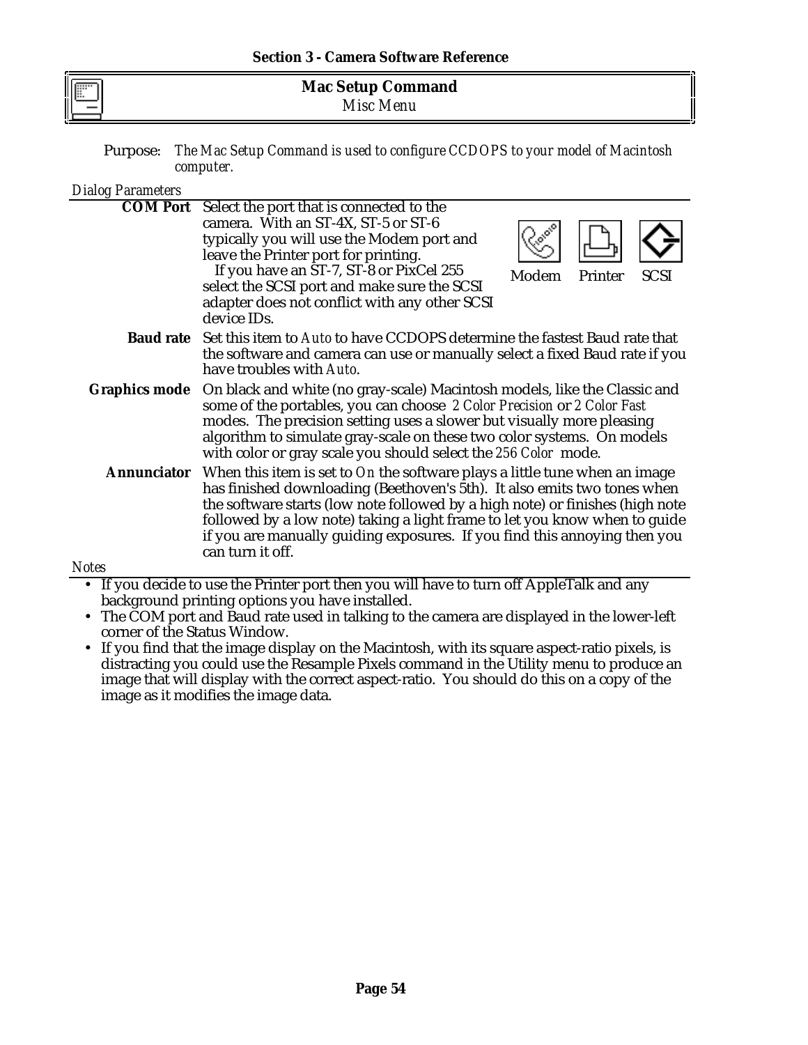## Mac Setup Command

*Misc Menu*

**Purpose:** *The Mac Setup Command is used to configure CCDOPS to your model of Macintosh computer.*

*Dialog Parameters*

**COM Port** Select the port that is connected to the camera. With an ST-4X, ST-5 or ST-6 typically you will use the Modem port and leave the Printer port for printing. If you have an ST-7, ST-8 or PixCel 255 select the SCSI port and make sure the SCSI adapter does not conflict with any other SCSI device IDs.

Modem Printer SCSI

**Baud rate** Set this item to *Auto* to have CCDOPS determine the fastest Baud rate that the software and camera can use or manually select a fixed Baud rate if you have troubles with *Auto*.

**Graphics mode** On black and white (no gray-scale) Macintosh models, like the Classic and some of the portables, you can choose *2 Color Precision* or *2 Color Fast* modes. The precision setting uses a slower but visually more pleasing algorithm to simulate gray-scale on these two color systems. On models with color or gray scale you should select the *256 Color* mode.

**Annunciator** When this item is set to *On* the software plays a little tune when an image has finished downloading (Beethoven's 5th). It also emits two tones when the software starts (low note followed by a high note) or finishes (high note followed by a low note) taking a light frame to let you know when to guide if you are manually guiding exposures. If you find this annoying then you can turn it off.

*Notes*

- If you decide to use the Printer port then you will have to turn off AppleTalk and any background printing options you have installed.
- The COM port and Baud rate used in talking to the camera are displayed in the lower-left corner of the Status Window.
- If you find that the image display on the Macintosh, with its square aspect-ratio pixels, is distracting you could use the Resample Pixels command in the Utility menu to produce an image that will display with the correct aspect-ratio. You should do this on a copy of the image as it modifies the image data.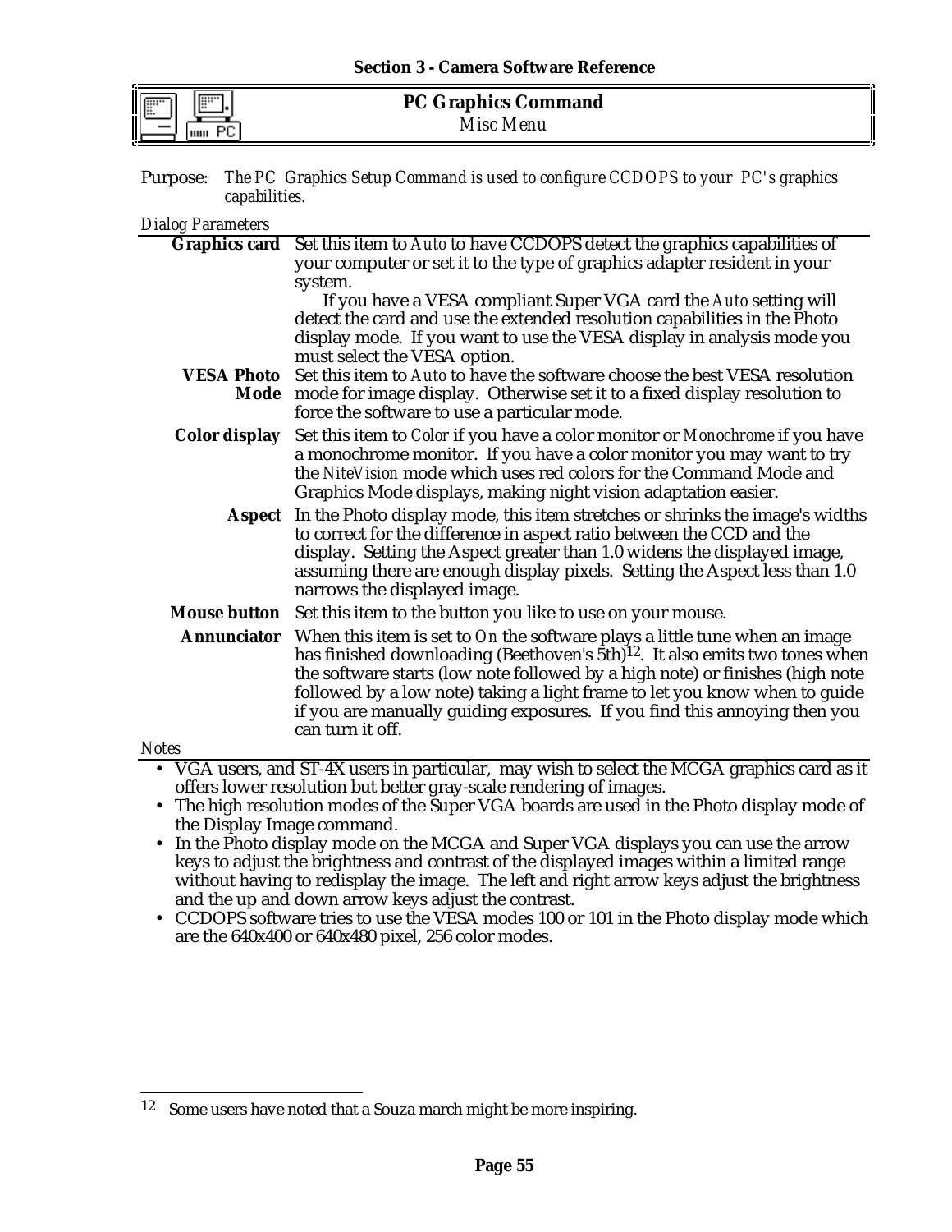## PC Graphics Command

*Misc Menu*

Purpose: *The PC Graphics Setup Command is used to configure CCDOPS to your PC's graphics capabilities.*

*Dialog Parameters*

**Graphics card** Set this item to *Auto* to have CCDOPS detect the graphics capabilities of your computer or set it to the type of graphics adapter resident in your system.

If you have a VESA compliant Super VGA card the *Auto* setting will detect the card and use the extended resolution capabilities in the Photo display mode. If you want to use the VESA display in analysis mode you must select the VESA option.

**VESA Photo Mode** Set this item to *Auto* to have the software choose the best VESA resolution mode for image display. Otherwise set it to a fixed display resolution to force the software to use a particular mode.

**Color display** Set this item to *Color* if you have a color monitor or *Monochrome* if you have a monochrome monitor. If you have a color monitor you may want to try the *NiteVision* mode which uses red colors for the Command Mode and Graphics Mode displays, making night vision adaptation easier.

**Aspect** In the Photo display mode, this item stretches or shrinks the image's widths to correct for the difference in aspect ratio between the CCD and the display. Setting the Aspect greater than 1.0 widens the displayed image, assuming there are enough display pixels. Setting the Aspect less than 1.0 narrows the displayed image.

**Mouse button** Set this item to the button you like to use on your mouse.

**Annunciator** When this item is set to *On* the software plays a little tune when an image has finished downloading (Beethoven's 5th)[12]. It also emits two tones when the software starts (low note followed by a high note) or finishes (high note followed by a low note) taking a light frame to let you know when to guide if you are manually guiding exposures. If you find this annoying then you can turn it off.

*Notes*

- VGA users, and ST-4X users in particular, may wish to select the MCGA graphics card as it offers lower resolution but better gray-scale rendering of images.
- The high resolution modes of the Super VGA boards are used in the Photo display mode of the Display Image command.
- In the Photo display mode on the MCGA and Super VGA displays you can use the arrow keys to adjust the brightness and contrast of the displayed images within a limited range without having to redisplay the image. The left and right arrow keys adjust the brightness and the up and down arrow keys adjust the contrast.
- CCDOPS software tries to use the VESA modes 100 or 101 in the Photo display mode which are the 640x400 or 640x480 pixel, 256 color modes.

---

[12] Some users have noted that a Souza march might be more inspiring.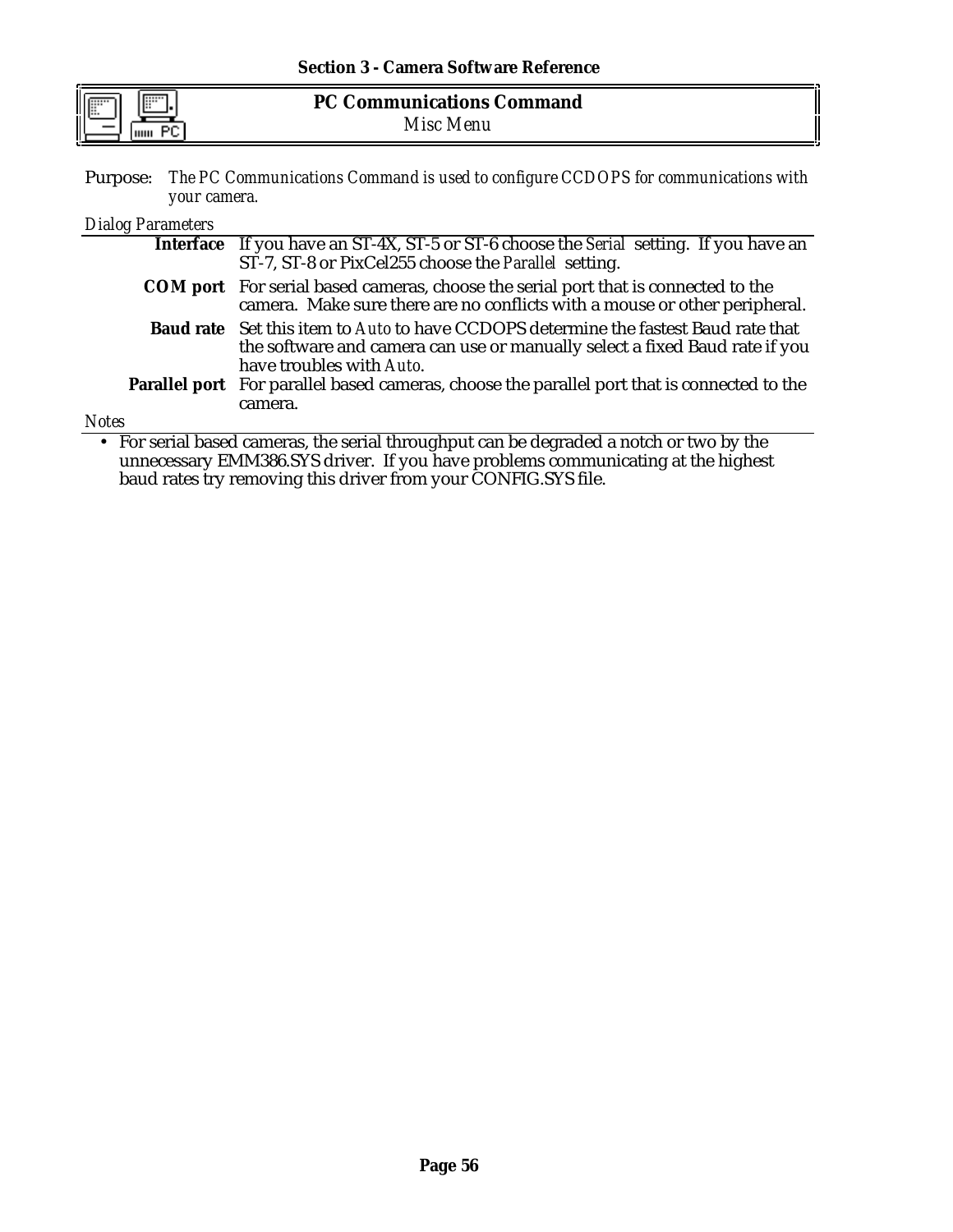## PC Communications Command

*Misc Menu*

Purpose: *The PC Communications Command is used to configure CCDOPS for communications with your camera.*

*Dialog Parameters*

**Interface** If you have an ST-4X, ST-5 or ST-6 choose the *Serial* setting. If you have an ST-7, ST-8 or PixCel255 choose the *Parallel* setting.

**COM port** For serial based cameras, choose the serial port that is connected to the camera. Make sure there are no conflicts with a mouse or other peripheral.

**Baud rate** Set this item to *Auto* to have CCDOPS determine the fastest Baud rate that the software and camera can use or manually select a fixed Baud rate if you have troubles with *Auto*.

**Parallel port** For parallel based cameras, choose the parallel port that is connected to the camera.

*Notes*

- For serial based cameras, the serial throughput can be degraded a notch or two by the unnecessary EMM386.SYS driver. If you have problems communicating at the highest baud rates try removing this driver from your CONFIG.SYS file.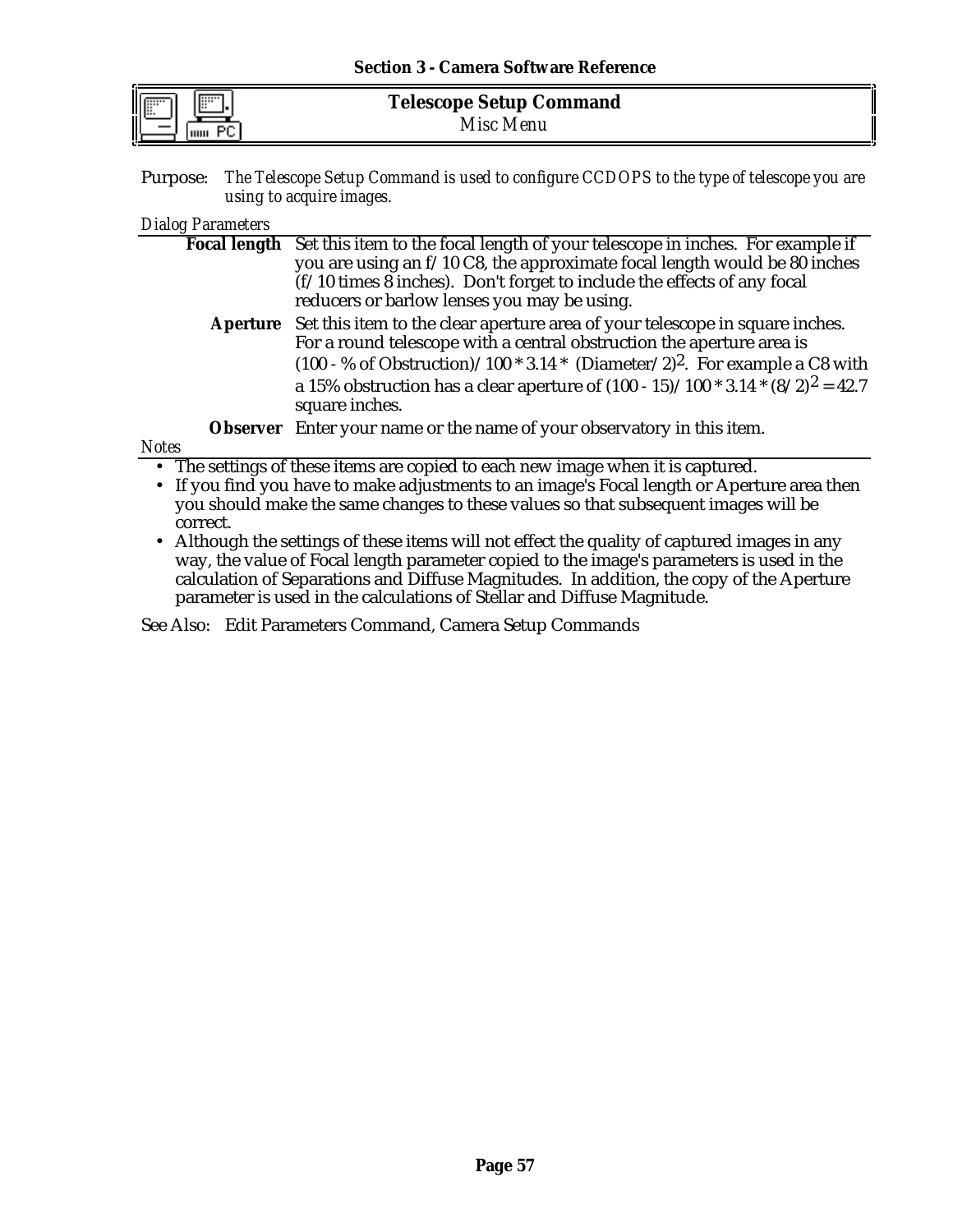## Telescope Setup Command

*Misc Menu*

Purpose: *The Telescope Setup Command is used to configure CCDOPS to the type of telescope you are using to acquire images.*

*Dialog Parameters*

**Focal length** Set this item to the focal length of your telescope in inches. For example if you are using an f/10 C8, the approximate focal length would be 80 inches (f/10 times 8 inches). Don't forget to include the effects of any focal reducers or barlow lenses you may be using.

**Aperture** Set this item to the clear aperture area of your telescope in square inches. For a round telescope with a central obstruction the aperture area is (100 - % of Obstruction)/100 * 3.14 * $(\text{Diameter}/2)^2$. For example a C8 with a 15% obstruction has a clear aperture of (100 - 15)/100 * 3.14 * $(8/2)^2$ = 42.7 square inches.

**Observer** Enter your name or the name of your observatory in this item.

*Notes*

- The settings of these items are copied to each new image when it is captured.
- If you find you have to make adjustments to an image's Focal length or Aperture area then you should make the same changes to these values so that subsequent images will be correct.
- Although the settings of these items will not effect the quality of captured images in any way, the value of Focal length parameter copied to the image's parameters is used in the calculation of Separations and Diffuse Magnitudes. In addition, the copy of the Aperture parameter is used in the calculations of Stellar and Diffuse Magnitude.

See Also: Edit Parameters Command, Camera Setup Commands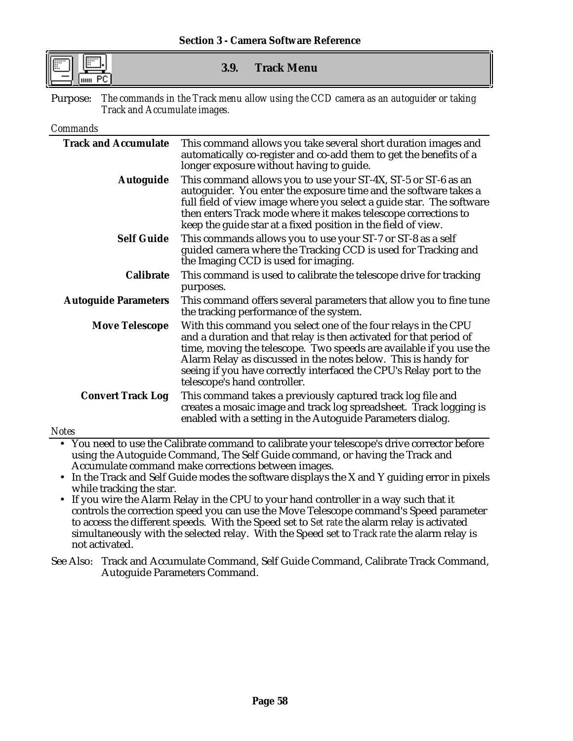## 3.9. Track Menu

Purpose: *The commands in the Track menu allow using the CCD camera as an autoguider or taking Track and Accumulate images.*

*Commands*

| | |
|---|---|
| **Track and Accumulate** | This command allows you take several short duration images and automatically co-register and co-add them to get the benefits of a longer exposure without having to guide. |
| **Autoguide** | This command allows you to use your ST-4X, ST-5 or ST-6 as an autoguider. You enter the exposure time and the software takes a full field of view image where you select a guide star. The software then enters Track mode where it makes telescope corrections to keep the guide star at a fixed position in the field of view. |
| **Self Guide** | This commands allows you to use your ST-7 or ST-8 as a self guided camera where the Tracking CCD is used for Tracking and the Imaging CCD is used for imaging. |
| **Calibrate** | This command is used to calibrate the telescope drive for tracking purposes. |
| **Autoguide Parameters** | This command offers several parameters that allow you to fine tune the tracking performance of the system. |
| **Move Telescope** | With this command you select one of the four relays in the CPU and a duration and that relay is then activated for that period of time, moving the telescope. Two speeds are available if you use the Alarm Relay as discussed in the notes below. This is handy for seeing if you have correctly interfaced the CPU's Relay port to the telescope's hand controller. |
| **Convert Track Log** | This command takes a previously captured track log file and creates a mosaic image and track log spreadsheet. Track logging is enabled with a setting in the Autoguide Parameters dialog. |

*Notes*

- You need to use the Calibrate command to calibrate your telescope's drive corrector before using the Autoguide Command, The Self Guide command, or having the Track and Accumulate command make corrections between images.
- In the Track and Self Guide modes the software displays the X and Y guiding error in pixels while tracking the star.
- If you wire the Alarm Relay in the CPU to your hand controller in a way such that it controls the correction speed you can use the Move Telescope command's Speed parameter to access the different speeds. With the Speed set to *Set rate* the alarm relay is activated simultaneously with the selected relay. With the Speed set to *Track rate* the alarm relay is not activated.

See Also: Track and Accumulate Command, Self Guide Command, Calibrate Track Command, Autoguide Parameters Command.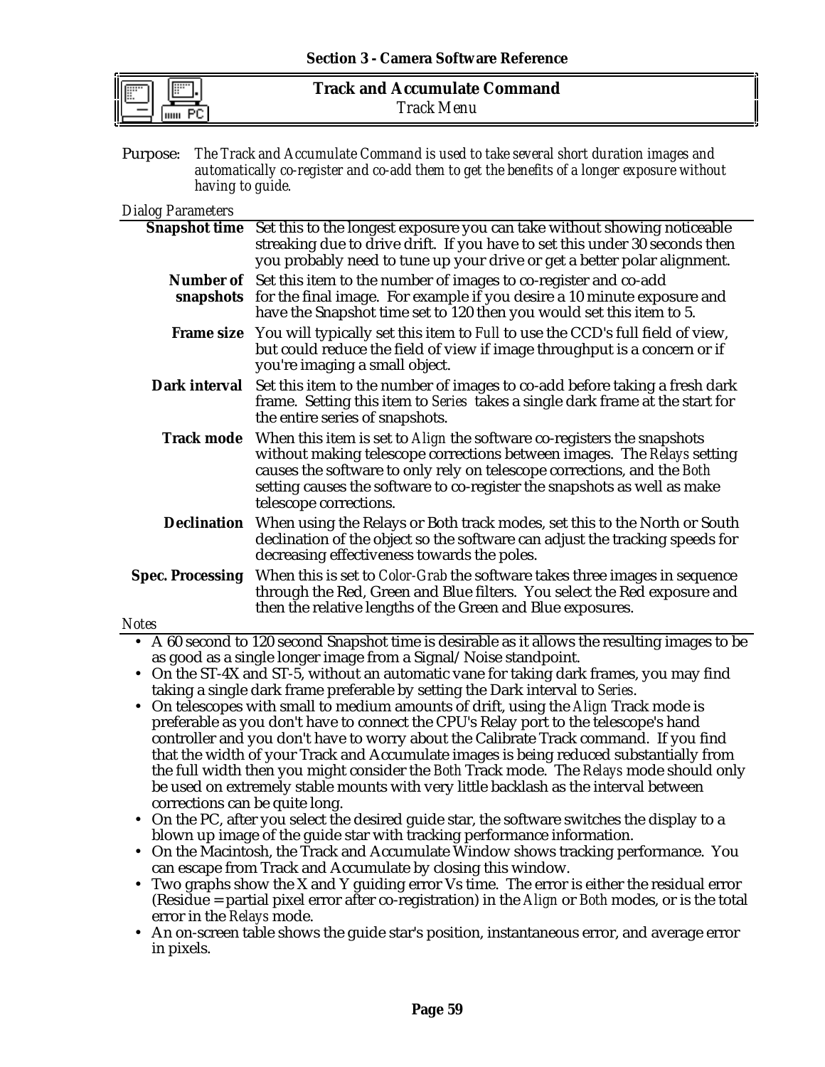## Track and Accumulate Command

*Track Menu*

Purpose: *The Track and Accumulate Command is used to take several short duration images and automatically co-register and co-add them to get the benefits of a longer exposure without having to guide.*

*Dialog Parameters*

**Snapshot time** Set this to the longest exposure you can take without showing noticeable streaking due to drive drift. If you have to set this under 30 seconds then you probably need to tune up your drive or get a better polar alignment.

**Number of snapshots** Set this item to the number of images to co-register and co-add for the final image. For example if you desire a 10 minute exposure and have the Snapshot time set to 120 then you would set this item to 5.

**Frame size** You will typically set this item to *Full* to use the CCD's full field of view, but could reduce the field of view if image throughput is a concern or if you're imaging a small object.

**Dark interval** Set this item to the number of images to co-add before taking a fresh dark frame. Setting this item to *Series* takes a single dark frame at the start for the entire series of snapshots.

**Track mode** When this item is set to *Align* the software co-registers the snapshots without making telescope corrections between images. The *Relays* setting causes the software to only rely on telescope corrections, and the *Both* setting causes the software to co-register the snapshots as well as make telescope corrections.

**Declination** When using the Relays or Both track modes, set this to the North or South declination of the object so the software can adjust the tracking speeds for decreasing effectiveness towards the poles.

**Spec. Processing** When this is set to *Color-Grab* the software takes three images in sequence through the Red, Green and Blue filters. You select the Red exposure and then the relative lengths of the Green and Blue exposures.

*Notes*

- A 60 second to 120 second Snapshot time is desirable as it allows the resulting images to be as good as a single longer image from a Signal/Noise standpoint.
- On the ST-4X and ST-5, without an automatic vane for taking dark frames, you may find taking a single dark frame preferable by setting the Dark interval to *Series*.
- On telescopes with small to medium amounts of drift, using the *Align* Track mode is preferable as you don't have to connect the CPU's Relay port to the telescope's hand controller and you don't have to worry about the Calibrate Track command. If you find that the width of your Track and Accumulate images is being reduced substantially from the full width then you might consider the *Both* Track mode. The *Relays* mode should only be used on extremely stable mounts with very little backlash as the interval between corrections can be quite long.
- On the PC, after you select the desired guide star, the software switches the display to a blown up image of the guide star with tracking performance information.
- On the Macintosh, the Track and Accumulate Window shows tracking performance. You can escape from Track and Accumulate by closing this window.
- Two graphs show the X and Y guiding error Vs time. The error is either the residual error (Residue = partial pixel error after co-registration) in the *Align* or *Both* modes, or is the total error in the *Relays* mode.
- An on-screen table shows the guide star's position, instantaneous error, and average error in pixels.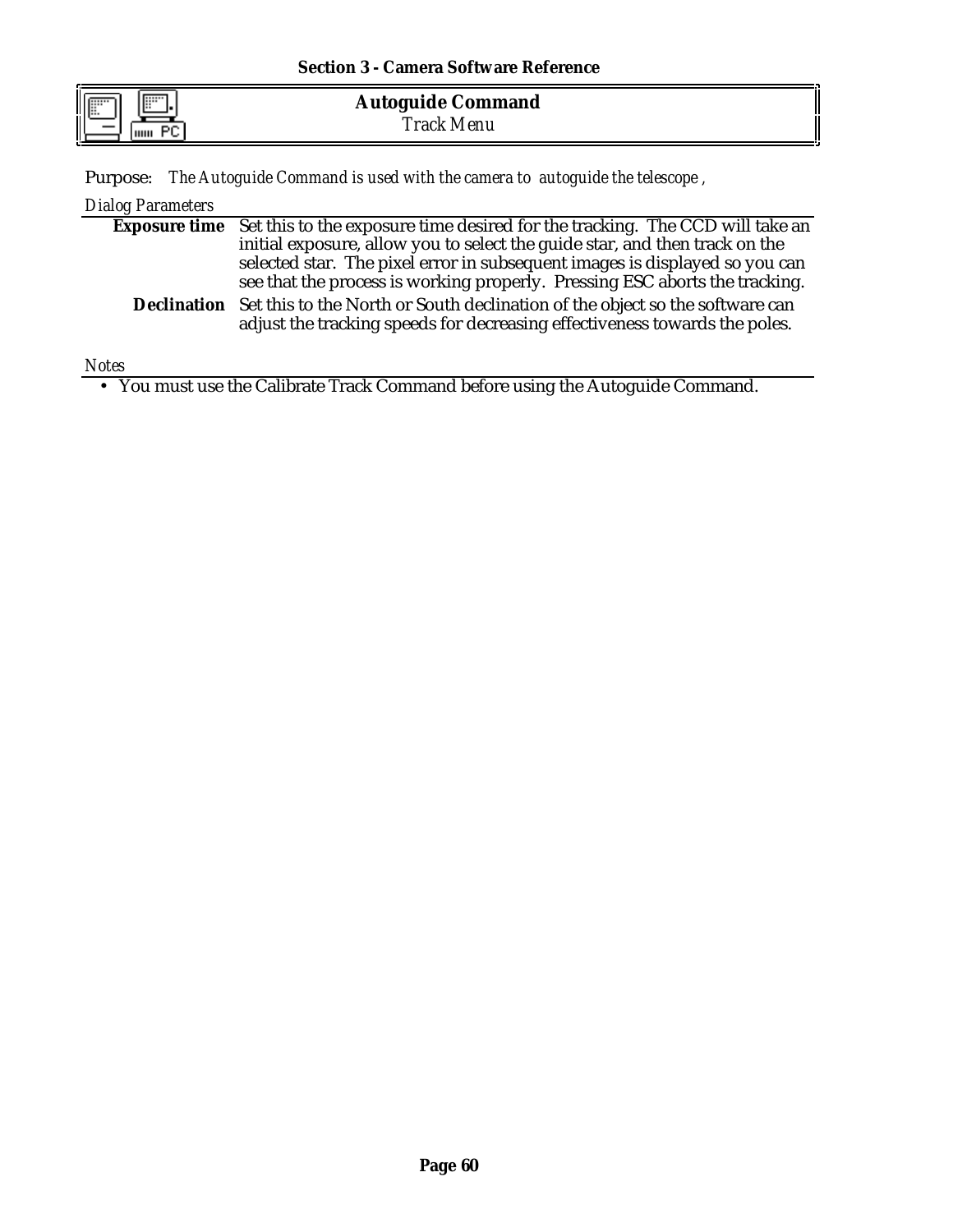## Autoguide Command

*Track Menu*

Purpose: *The Autoguide Command is used with the camera to autoguide the telescope ,*

*Dialog Parameters*

**Exposure time** Set this to the exposure time desired for the tracking. The CCD will take an initial exposure, allow you to select the guide star, and then track on the selected star. The pixel error in subsequent images is displayed so you can see that the process is working properly. Pressing ESC aborts the tracking.

**Declination** Set this to the North or South declination of the object so the software can adjust the tracking speeds for decreasing effectiveness towards the poles.

*Notes*

- You must use the Calibrate Track Command before using the Autoguide Command.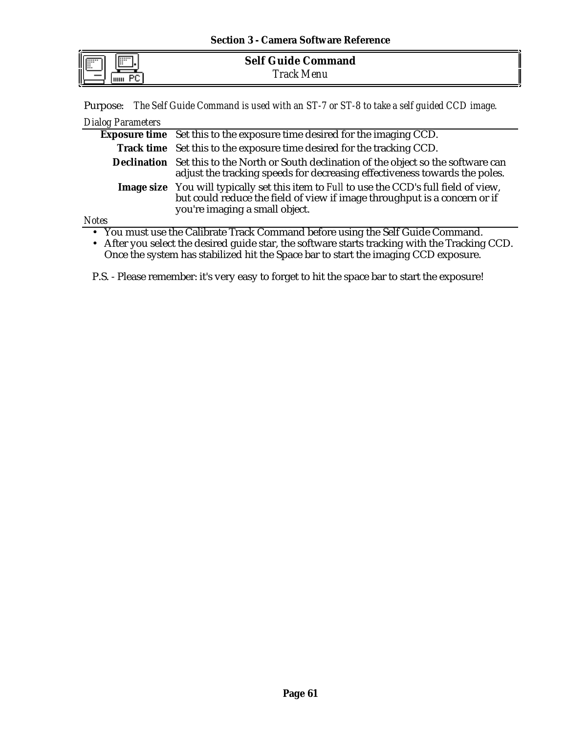## Self Guide Command

*Track Menu*

Purpose: *The Self Guide Command is used with an ST-7 or ST-8 to take a self guided CCD image.*

*Dialog Parameters*

| | |
|---|---|
| **Exposure time** | Set this to the exposure time desired for the imaging CCD. |
| **Track time** | Set this to the exposure time desired for the tracking CCD. |
| **Declination** | Set this to the North or South declination of the object so the software can adjust the tracking speeds for decreasing effectiveness towards the poles. |
| **Image size** | You will typically set this item to *Full* to use the CCD's full field of view, but could reduce the field of view if image throughput is a concern or if you're imaging a small object. |

*Notes*

- You must use the Calibrate Track Command before using the Self Guide Command.
- After you select the desired guide star, the software starts tracking with the Tracking CCD. Once the system has stabilized hit the Space bar to start the imaging CCD exposure.

P.S. - Please remember: it's very easy to forget to hit the space bar to start the exposure!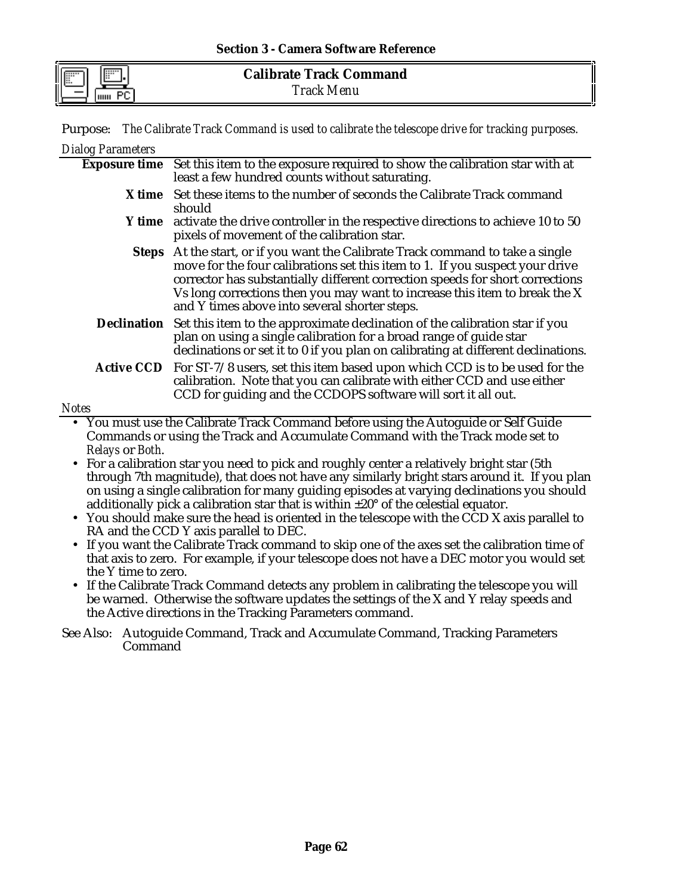## Calibrate Track Command

*Track Menu*

Purpose: *The Calibrate Track Command is used to calibrate the telescope drive for tracking purposes.*

*Dialog Parameters*

**Exposure time** Set this item to the exposure required to show the calibration star with at least a few hundred counts without saturating.

**X time**
**Y time** Set these items to the number of seconds the Calibrate Track command should activate the drive controller in the respective directions to achieve 10 to 50 pixels of movement of the calibration star.

**Steps** At the start, or if you want the Calibrate Track command to take a single move for the four calibrations set this item to 1. If you suspect your drive corrector has substantially different correction speeds for short corrections Vs long corrections then you may want to increase this item to break the X and Y times above into several shorter steps.

**Declination** Set this item to the approximate declination of the calibration star if you plan on using a single calibration for a broad range of guide star declinations or set it to 0 if you plan on calibrating at different declinations.

**Active CCD** For ST-7/8 users, set this item based upon which CCD is to be used for the calibration. Note that you can calibrate with either CCD and use either CCD for guiding and the CCDOPS software will sort it all out.

*Notes*

- You must use the Calibrate Track Command before using the Autoguide or Self Guide Commands or using the Track and Accumulate Command with the Track mode set to *Relays* or *Both*.
- For a calibration star you need to pick and roughly center a relatively bright star (5th through 7th magnitude), that does not have any similarly bright stars around it. If you plan on using a single calibration for many guiding episodes at varying declinations you should additionally pick a calibration star that is within ±20° of the celestial equator.
- You should make sure the head is oriented in the telescope with the CCD X axis parallel to RA and the CCD Y axis parallel to DEC.
- If you want the Calibrate Track command to skip one of the axes set the calibration time of that axis to zero. For example, if your telescope does not have a DEC motor you would set the Y time to zero.
- If the Calibrate Track Command detects any problem in calibrating the telescope you will be warned. Otherwise the software updates the settings of the X and Y relay speeds and the Active directions in the Tracking Parameters command.

See Also: Autoguide Command, Track and Accumulate Command, Tracking Parameters Command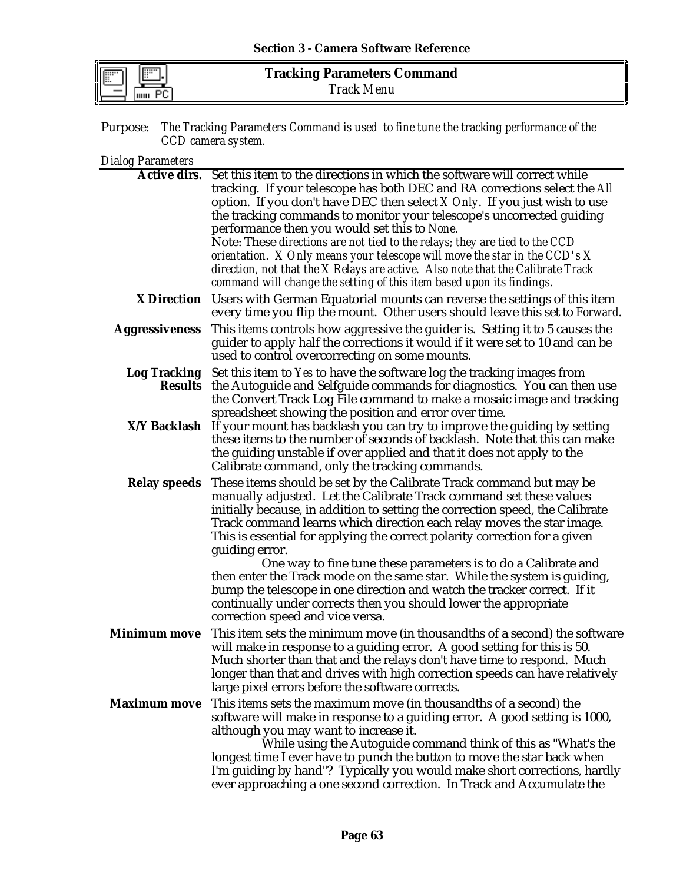## Tracking Parameters Command

*Track Menu*

Purpose: *The Tracking Parameters Command is used to fine tune the tracking performance of the CCD camera system.*

*Dialog Parameters*

**Active dirs.** Set this item to the directions in which the software will correct while tracking. If your telescope has both DEC and RA corrections select the *All* option. If you don't have DEC then select *X Only*. If you just wish to use the tracking commands to monitor your telescope's uncorrected guiding performance then you would set this to *None*.
Note: These *directions are not tied to the relays; they are tied to the CCD orientation. X Only means your telescope will move the star in the CCD's X direction, not that the X Relays are active. Also note that the Calibrate Track command will change the setting of this item based upon its findings.*

**X Direction** Users with German Equatorial mounts can reverse the settings of this item every time you flip the mount. Other users should leave this set to *Forward*.

**Aggressiveness** This items controls how aggressive the guider is. Setting it to 5 causes the guider to apply half the corrections it would if it were set to 10 and can be used to control overcorrecting on some mounts.

**Log Tracking Results** Set this item to *Yes* to have the software log the tracking images from the Autoguide and Selfguide commands for diagnostics. You can then use the Convert Track Log File command to make a mosaic image and tracking spreadsheet showing the position and error over time.

**X/Y Backlash** If your mount has backlash you can try to improve the guiding by setting these items to the number of seconds of backlash. Note that this can make the guiding unstable if over applied and that it does not apply to the Calibrate command, only the tracking commands.

**Relay speeds** These items should be set by the Calibrate Track command but may be manually adjusted. Let the Calibrate Track command set these values initially because, in addition to setting the correction speed, the Calibrate Track command learns which direction each relay moves the star image. This is essential for applying the correct polarity correction for a given guiding error.

One way to fine tune these parameters is to do a Calibrate and then enter the Track mode on the same star. While the system is guiding, bump the telescope in one direction and watch the tracker correct. If it continually under corrects then you should lower the appropriate correction speed and vice versa.

**Minimum move** This item sets the minimum move (in thousandths of a second) the software will make in response to a guiding error. A good setting for this is 50. Much shorter than that and the relays don't have time to respond. Much longer than that and drives with high correction speeds can have relatively large pixel errors before the software corrects.

**Maximum move** This items sets the maximum move (in thousandths of a second) the software will make in response to a guiding error. A good setting is 1000, although you may want to increase it.

While using the Autoguide command think of this as "What's the longest time I ever have to punch the button to move the star back when I'm guiding by hand"? Typically you would make short corrections, hardly ever approaching a one second correction. In Track and Accumulate the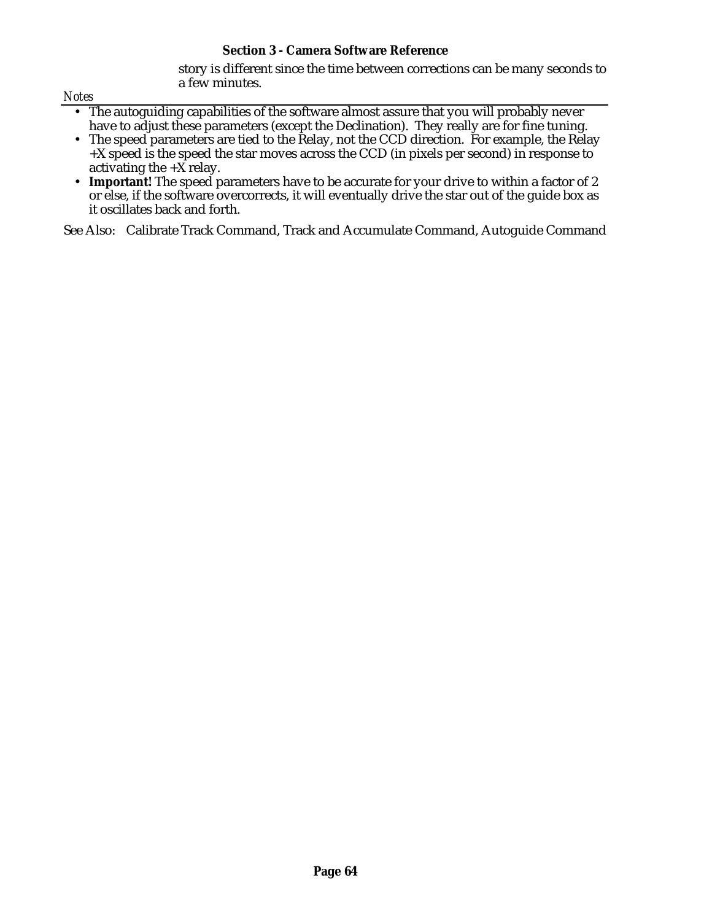story is different since the time between corrections can be many seconds to a few minutes.

*Notes*

- The autoguiding capabilities of the software almost assure that you will probably never have to adjust these parameters (except the Declination). They really are for fine tuning.
- The speed parameters are tied to the Relay, not the CCD direction. For example, the Relay +X speed is the speed the star moves across the CCD (in pixels per second) in response to activating the +X relay.
- **Important!** The speed parameters have to be accurate for your drive to within a factor of 2 or else, if the software overcorrects, it will eventually drive the star out of the guide box as it oscillates back and forth.

See Also: Calibrate Track Command, Track and Accumulate Command, Autoguide Command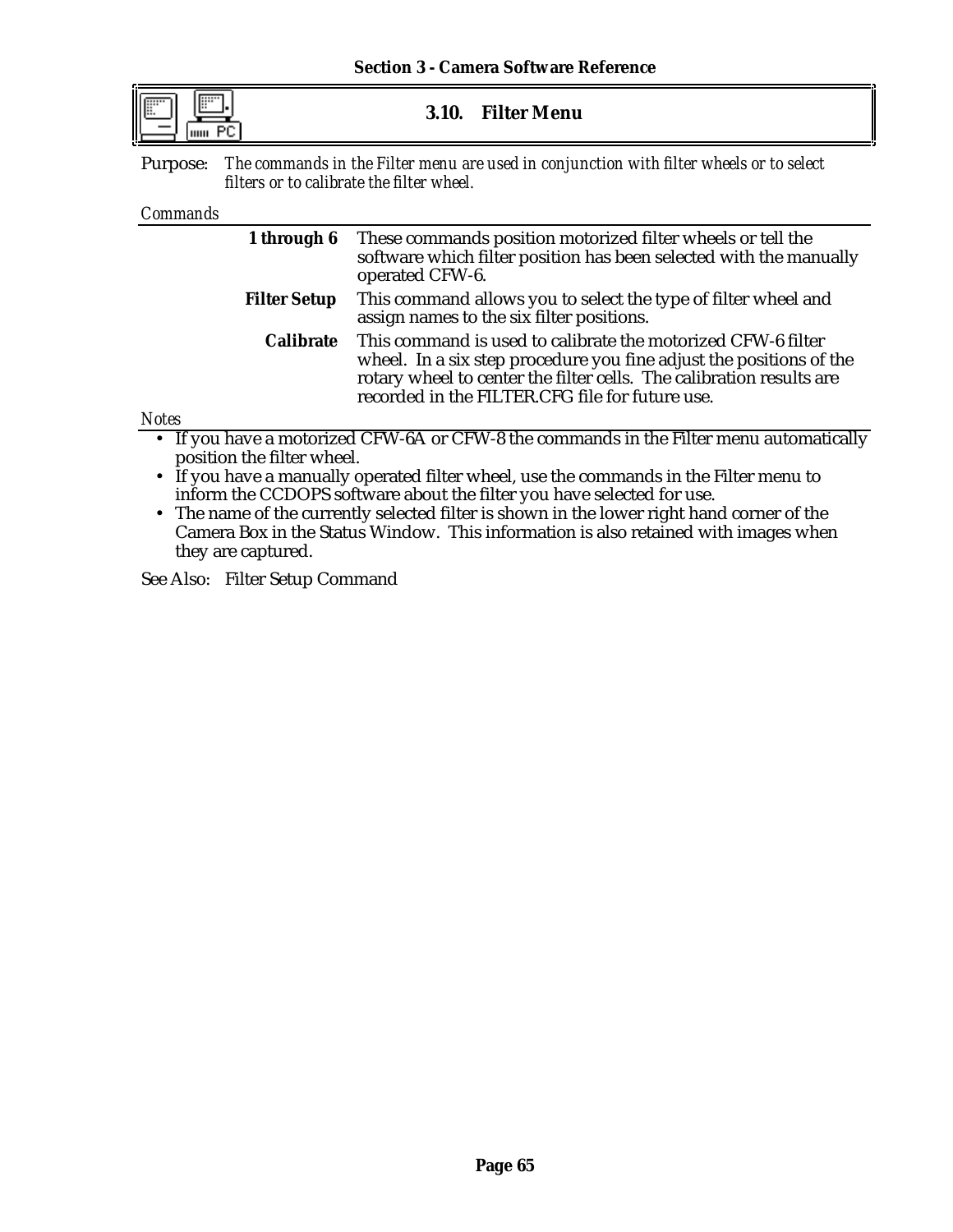## 3.10. Filter Menu

Purpose: *The commands in the Filter menu are used in conjunction with filter wheels or to select filters or to calibrate the filter wheel.*

*Commands*

| | |
|---|---|
| **1 through 6** | These commands position motorized filter wheels or tell the software which filter position has been selected with the manually operated CFW-6. |
| **Filter Setup** | This command allows you to select the type of filter wheel and assign names to the six filter positions. |
| **Calibrate** | This command is used to calibrate the motorized CFW-6 filter wheel. In a six step procedure you fine adjust the positions of the rotary wheel to center the filter cells. The calibration results are recorded in the FILTER.CFG file for future use. |

*Notes*

- If you have a motorized CFW-6A or CFW-8 the commands in the Filter menu automatically position the filter wheel.
- If you have a manually operated filter wheel, use the commands in the Filter menu to inform the CCDOPS software about the filter you have selected for use.
- The name of the currently selected filter is shown in the lower right hand corner of the Camera Box in the Status Window. This information is also retained with images when they are captured.

See Also: Filter Setup Command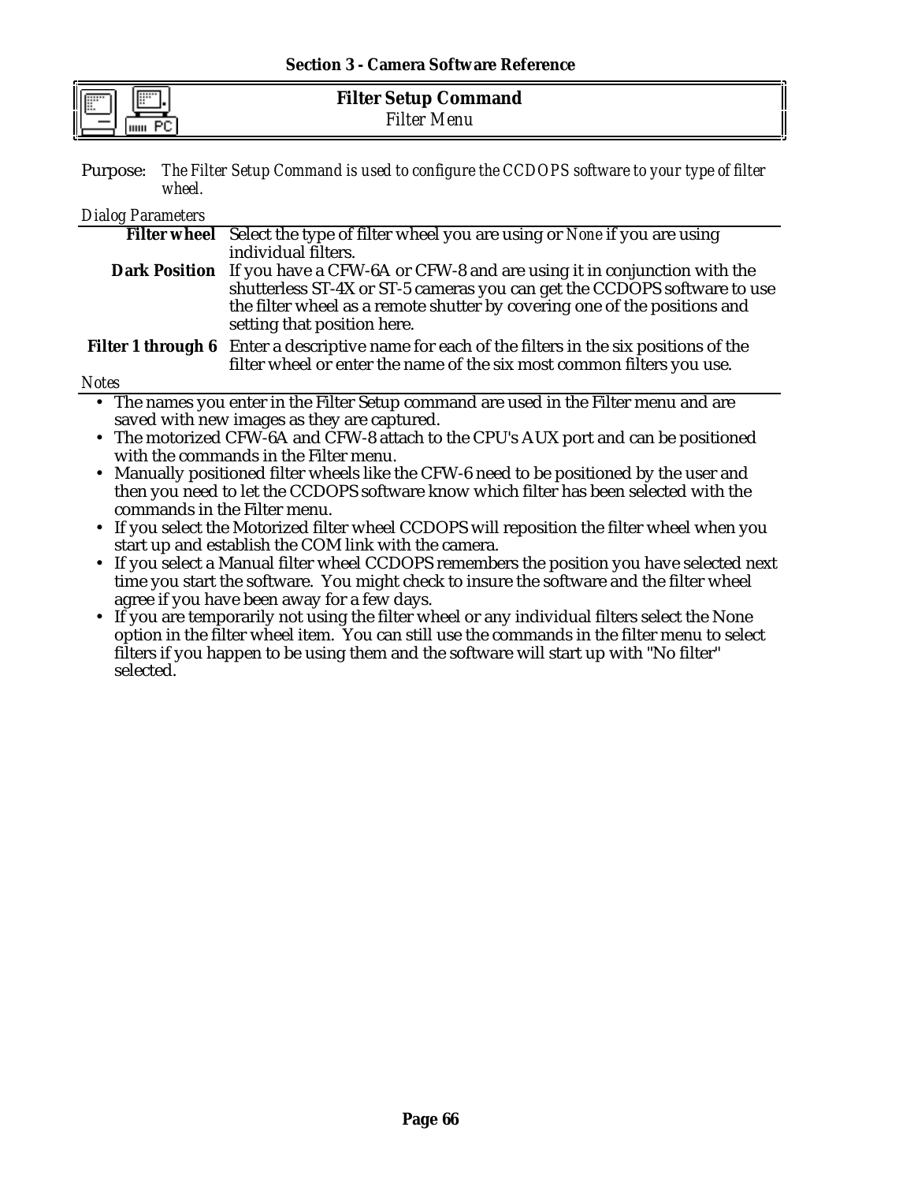## Filter Setup Command

*Filter Menu*

Purpose: *The Filter Setup Command is used to configure the CCDOPS software to your type of filter wheel.*

*Dialog Parameters*

**Filter wheel** Select the type of filter wheel you are using or *None* if you are using individual filters.

**Dark Position** If you have a CFW-6A or CFW-8 and are using it in conjunction with the shutterless ST-4X or ST-5 cameras you can get the CCDOPS software to use the filter wheel as a remote shutter by covering one of the positions and setting that position here.

**Filter 1 through 6** Enter a descriptive name for each of the filters in the six positions of the filter wheel or enter the name of the six most common filters you use.

*Notes*

- The names you enter in the Filter Setup command are used in the Filter menu and are saved with new images as they are captured.
- The motorized CFW-6A and CFW-8 attach to the CPU's AUX port and can be positioned with the commands in the Filter menu.
- Manually positioned filter wheels like the CFW-6 need to be positioned by the user and then you need to let the CCDOPS software know which filter has been selected with the commands in the Filter menu.
- If you select the Motorized filter wheel CCDOPS will reposition the filter wheel when you start up and establish the COM link with the camera.
- If you select a Manual filter wheel CCDOPS remembers the position you have selected next time you start the software. You might check to insure the software and the filter wheel agree if you have been away for a few days.
- If you are temporarily not using the filter wheel or any individual filters select the None option in the filter wheel item. You can still use the commands in the filter menu to select filters if you happen to be using them and the software will start up with "No filter" selected.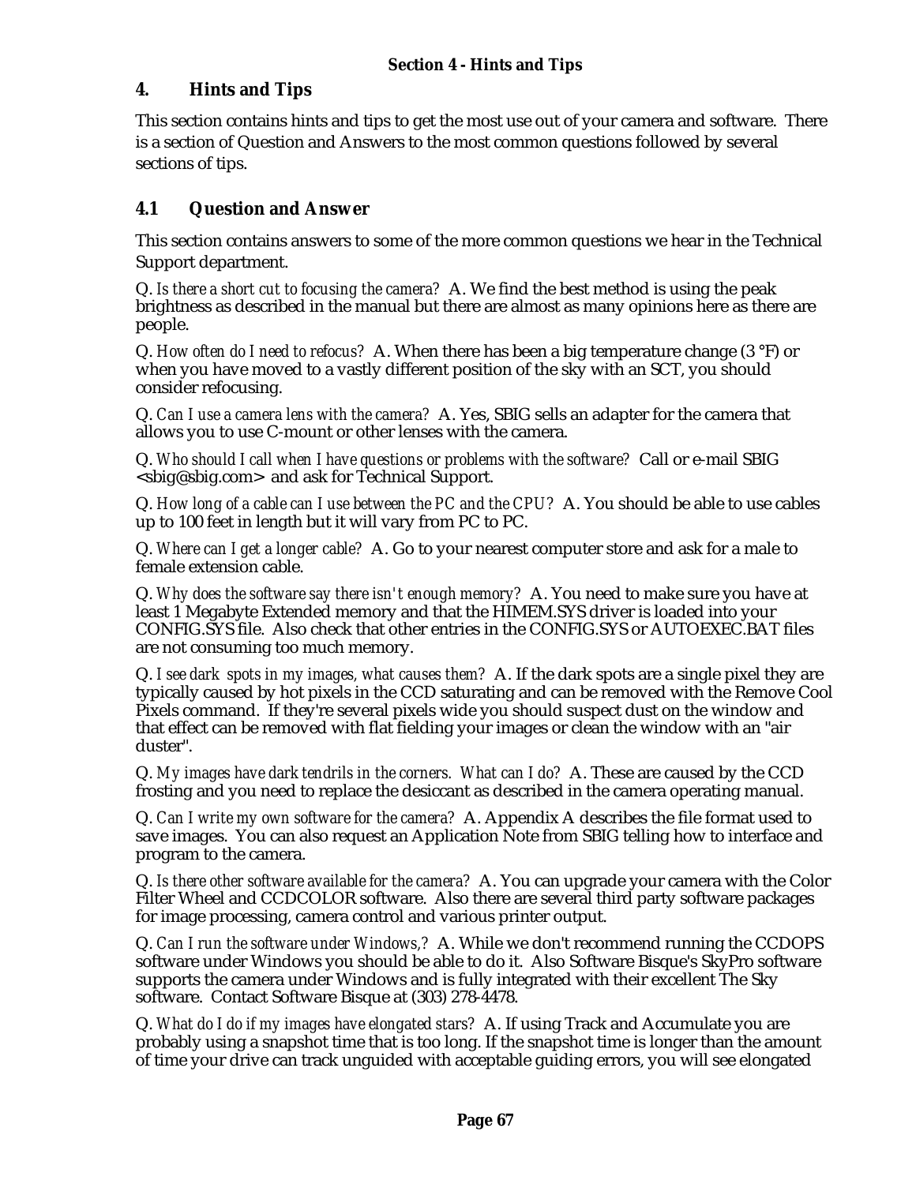# 4. Hints and Tips

This section contains hints and tips to get the most use out of your camera and software. There is a section of Question and Answers to the most common questions followed by several sections of tips.

## 4.1 Question and Answer

This section contains answers to some of the more common questions we hear in the Technical Support department.

Q. *Is there a short cut to focusing the camera?* A. We find the best method is using the peak brightness as described in the manual but there are almost as many opinions here as there are people.

Q. *How often do I need to refocus?* A. When there has been a big temperature change (3 °F) or when you have moved to a vastly different position of the sky with an SCT, you should consider refocusing.

Q. *Can I use a camera lens with the camera?* A. Yes, SBIG sells an adapter for the camera that allows you to use C-mount or other lenses with the camera.

Q. *Who should I call when I have questions or problems with the software?* Call or e-mail SBIG <sbig@sbig.com> and ask for Technical Support.

Q. *How long of a cable can I use between the PC and the CPU?* A. You should be able to use cables up to 100 feet in length but it will vary from PC to PC.

Q. *Where can I get a longer cable?* A. Go to your nearest computer store and ask for a male to female extension cable.

Q. *Why does the software say there isn't enough memory?* A. You need to make sure you have at least 1 Megabyte Extended memory and that the HIMEM.SYS driver is loaded into your CONFIG.SYS file. Also check that other entries in the CONFIG.SYS or AUTOEXEC.BAT files are not consuming too much memory.

Q. *I see dark spots in my images, what causes them?* A. If the dark spots are a single pixel they are typically caused by hot pixels in the CCD saturating and can be removed with the Remove Cool Pixels command. If they're several pixels wide you should suspect dust on the window and that effect can be removed with flat fielding your images or clean the window with an "air duster".

Q. *My images have dark tendrils in the corners. What can I do?* A. These are caused by the CCD frosting and you need to replace the desiccant as described in the camera operating manual.

Q. *Can I write my own software for the camera?* A. Appendix A describes the file format used to save images. You can also request an Application Note from SBIG telling how to interface and program to the camera.

Q. *Is there other software available for the camera?* A. You can upgrade your camera with the Color Filter Wheel and CCDCOLOR software. Also there are several third party software packages for image processing, camera control and various printer output.

Q. *Can I run the software under Windows,?* A. While we don't recommend running the CCDOPS software under Windows you should be able to do it. Also Software Bisque's SkyPro software supports the camera under Windows and is fully integrated with their excellent The Sky software. Contact Software Bisque at (303) 278-4478.

Q. *What do I do if my images have elongated stars?* A. If using Track and Accumulate you are probably using a snapshot time that is too long. If the snapshot time is longer than the amount of time your drive can track unguided with acceptable guiding errors, you will see elongated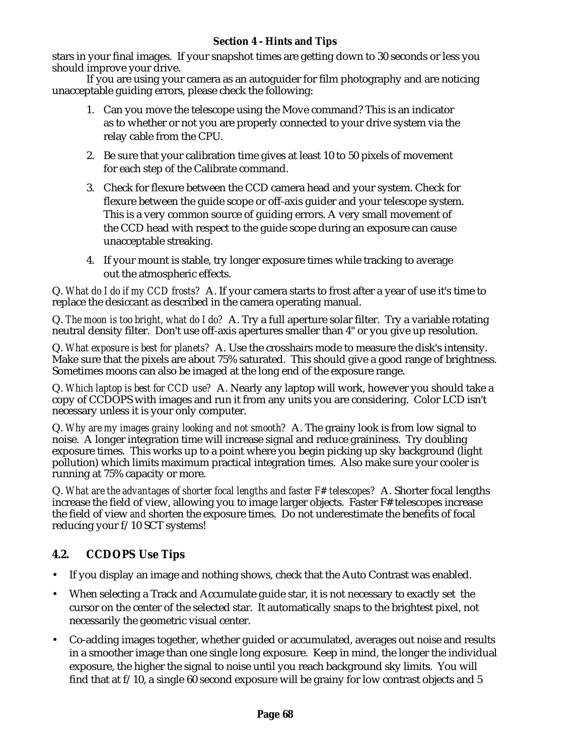stars in your final images. If your snapshot times are getting down to 30 seconds or less you should improve your drive.

If you are using your camera as an autoguider for film photography and are noticing unacceptable guiding errors, please check the following:

1. Can you move the telescope using the Move command? This is an indicator as to whether or not you are properly connected to your drive system via the relay cable from the CPU.
2. Be sure that your calibration time gives at least 10 to 50 pixels of movement for each step of the Calibrate command.
3. Check for flexure between the CCD camera head and your system. Check for flexure between the guide scope or off-axis guider and your telescope system. This is a very common source of guiding errors. A very small movement of the CCD head with respect to the guide scope during an exposure can cause unacceptable streaking.
4. If your mount is stable, try longer exposure times while tracking to average out the atmospheric effects.

Q. *What do I do if my CCD frosts?* A. If your camera starts to frost after a year of use it's time to replace the desiccant as described in the camera operating manual.

Q. *The moon is too bright, what do I do?* A. Try a full aperture solar filter. Try a variable rotating neutral density filter. Don't use off-axis apertures smaller than 4" or you give up resolution.

Q. *What exposure is best for planets?* A. Use the crosshairs mode to measure the disk's intensity. Make sure that the pixels are about 75% saturated. This should give a good range of brightness. Sometimes moons can also be imaged at the long end of the exposure range.

Q. *Which laptop is best for CCD use?* A. Nearly any laptop will work, however you should take a copy of CCDOPS with images and run it from any units you are considering. Color LCD isn't necessary unless it is your only computer.

Q. *Why are my images grainy looking and not smooth?* A. The grainy look is from low signal to noise. A longer integration time will increase signal and reduce graininess. Try doubling exposure times. This works up to a point where you begin picking up sky background (light pollution) which limits maximum practical integration times. Also make sure your cooler is running at 75% capacity or more.

Q. *What are the advantages of shorter focal lengths and faster F# telescopes?* A. Shorter focal lengths increase the field of view, allowing you to image larger objects. Faster F# telescopes increase the field of view *and* shorten the exposure times. Do not underestimate the benefits of focal reducing your f/10 SCT systems!

## 4.2. CCDOPS Use Tips

- If you display an image and nothing shows, check that the Auto Contrast was enabled.
- When selecting a Track and Accumulate guide star, it is not necessary to exactly set the cursor on the center of the selected star. It automatically snaps to the brightest pixel, not necessarily the geometric visual center.
- Co-adding images together, whether guided or accumulated, averages out noise and results in a smoother image than one single long exposure. Keep in mind, the longer the individual exposure, the higher the signal to noise until you reach background sky limits. You will find that at f/10, a single 60 second exposure will be grainy for low contrast objects and 5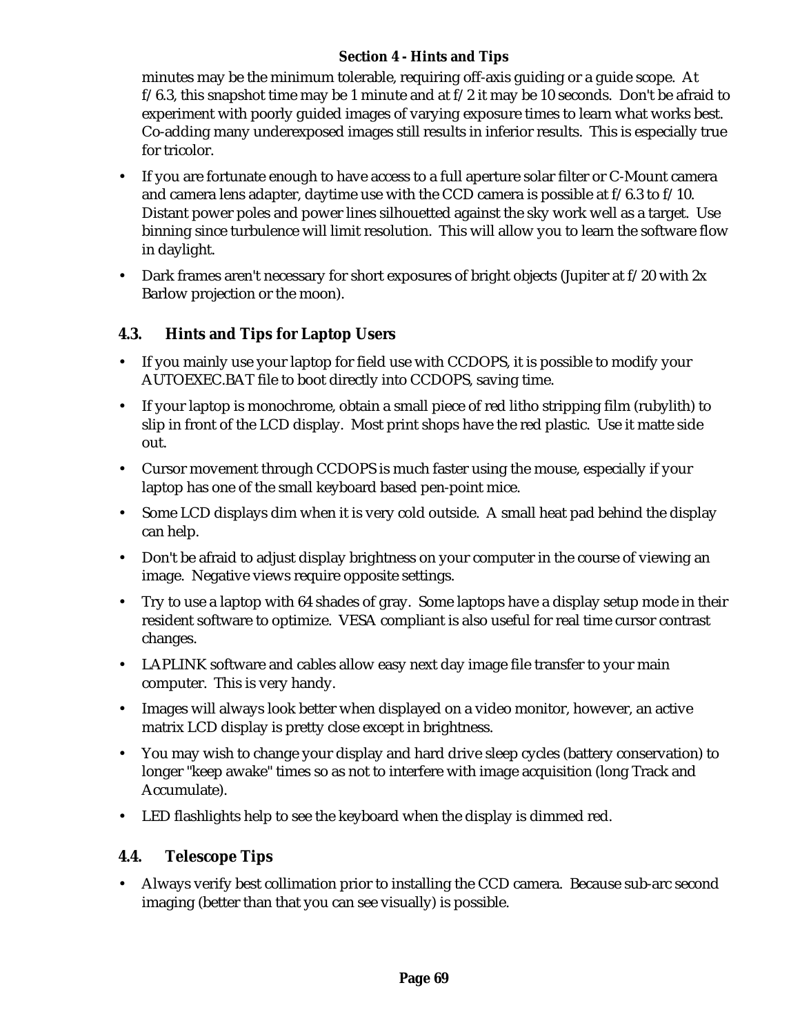minutes may be the minimum tolerable, requiring off-axis guiding or a guide scope. At f/6.3, this snapshot time may be 1 minute and at f/2 it may be 10 seconds. Don't be afraid to experiment with poorly guided images of varying exposure times to learn what works best. Co-adding many underexposed images still results in inferior results. This is especially true for tricolor.

- If you are fortunate enough to have access to a full aperture solar filter or C-Mount camera and camera lens adapter, daytime use with the CCD camera is possible at f/6.3 to f/10. Distant power poles and power lines silhouetted against the sky work well as a target. Use binning since turbulence will limit resolution. This will allow you to learn the software flow in daylight.
- Dark frames aren't necessary for short exposures of bright objects (Jupiter at f/20 with 2x Barlow projection or the moon).

## 4.3. Hints and Tips for Laptop Users

- If you mainly use your laptop for field use with CCDOPS, it is possible to modify your AUTOEXEC.BAT file to boot directly into CCDOPS, saving time.
- If your laptop is monochrome, obtain a small piece of red litho stripping film (rubylith) to slip in front of the LCD display. Most print shops have the red plastic. Use it matte side out.
- Cursor movement through CCDOPS is much faster using the mouse, especially if your laptop has one of the small keyboard based pen-point mice.
- Some LCD displays dim when it is very cold outside. A small heat pad behind the display can help.
- Don't be afraid to adjust display brightness on your computer in the course of viewing an image. Negative views require opposite settings.
- Try to use a laptop with 64 shades of gray. Some laptops have a display setup mode in their resident software to optimize. VESA compliant is also useful for real time cursor contrast changes.
- LAPLINK software and cables allow easy next day image file transfer to your main computer. This is very handy.
- Images will always look better when displayed on a video monitor, however, an active matrix LCD display is pretty close except in brightness.
- You may wish to change your display and hard drive sleep cycles (battery conservation) to longer "keep awake" times so as not to interfere with image acquisition (long Track and Accumulate).
- LED flashlights help to see the keyboard when the display is dimmed red.

## 4.4. Telescope Tips

- Always verify best collimation prior to installing the CCD camera. Because sub-arc second imaging (better than that you can see visually) is possible.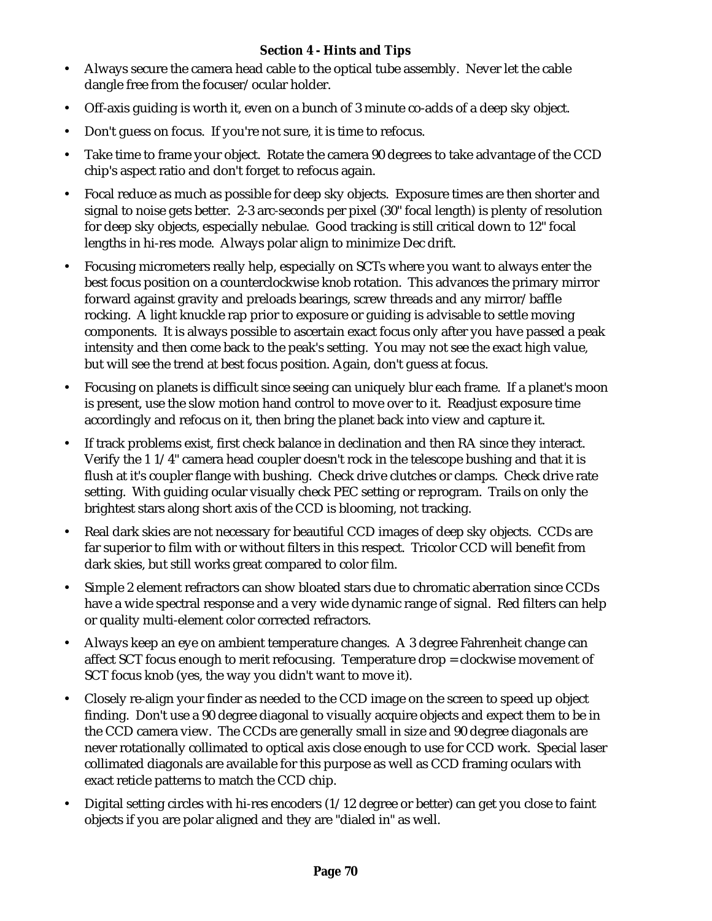## Section 4 - Hints and Tips

- Always secure the camera head cable to the optical tube assembly. Never let the cable dangle free from the focuser/ocular holder.
- Off-axis guiding is worth it, even on a bunch of 3 minute co-adds of a deep sky object.
- Don't guess on focus. If you're not sure, it is time to refocus.
- Take time to frame your object. Rotate the camera 90 degrees to take advantage of the CCD chip's aspect ratio and don't forget to refocus again.
- Focal reduce as much as possible for deep sky objects. Exposure times are then shorter and signal to noise gets better. 2-3 arc-seconds per pixel (30" focal length) is plenty of resolution for deep sky objects, especially nebulae. Good tracking is still critical down to 12" focal lengths in hi-res mode. Always polar align to minimize Dec drift.
- Focusing micrometers really help, especially on SCTs where you want to always enter the best focus position on a counterclockwise knob rotation. This advances the primary mirror forward against gravity and preloads bearings, screw threads and any mirror/baffle rocking. A light knuckle rap prior to exposure or guiding is advisable to settle moving components. It is always possible to ascertain exact focus only after you have passed a peak intensity and then come back to the peak's setting. You may not see the exact high value, but will see the trend at best focus position. Again, don't guess at focus.
- Focusing on planets is difficult since seeing can uniquely blur each frame. If a planet's moon is present, use the slow motion hand control to move over to it. Readjust exposure time accordingly and refocus on it, then bring the planet back into view and capture it.
- If track problems exist, first check balance in declination and then RA since they interact. Verify the 1 1/4" camera head coupler doesn't rock in the telescope bushing and that it is flush at it's coupler flange with bushing. Check drive clutches or clamps. Check drive rate setting. With guiding ocular visually check PEC setting or reprogram. Trails on only the brightest stars along short axis of the CCD is blooming, not tracking.
- Real dark skies are not necessary for beautiful CCD images of deep sky objects. CCDs are far superior to film with or without filters in this respect. Tricolor CCD will benefit from dark skies, but still works great compared to color film.
- Simple 2 element refractors can show bloated stars due to chromatic aberration since CCDs have a wide spectral response and a very wide dynamic range of signal. Red filters can help or quality multi-element color corrected refractors.
- Always keep an eye on ambient temperature changes. A 3 degree Fahrenheit change can affect SCT focus enough to merit refocusing. Temperature drop = clockwise movement of SCT focus knob (yes, the way you didn't want to move it).
- Closely re-align your finder as needed to the CCD image on the screen to speed up object finding. Don't use a 90 degree diagonal to visually acquire objects and expect them to be in the CCD camera view. The CCDs are generally small in size and 90 degree diagonals are never rotationally collimated to optical axis close enough to use for CCD work. Special laser collimated diagonals are available for this purpose as well as CCD framing oculars with exact reticle patterns to match the CCD chip.
- Digital setting circles with hi-res encoders (1/12 degree or better) can get you close to faint objects if you are polar aligned and they are "dialed in" as well.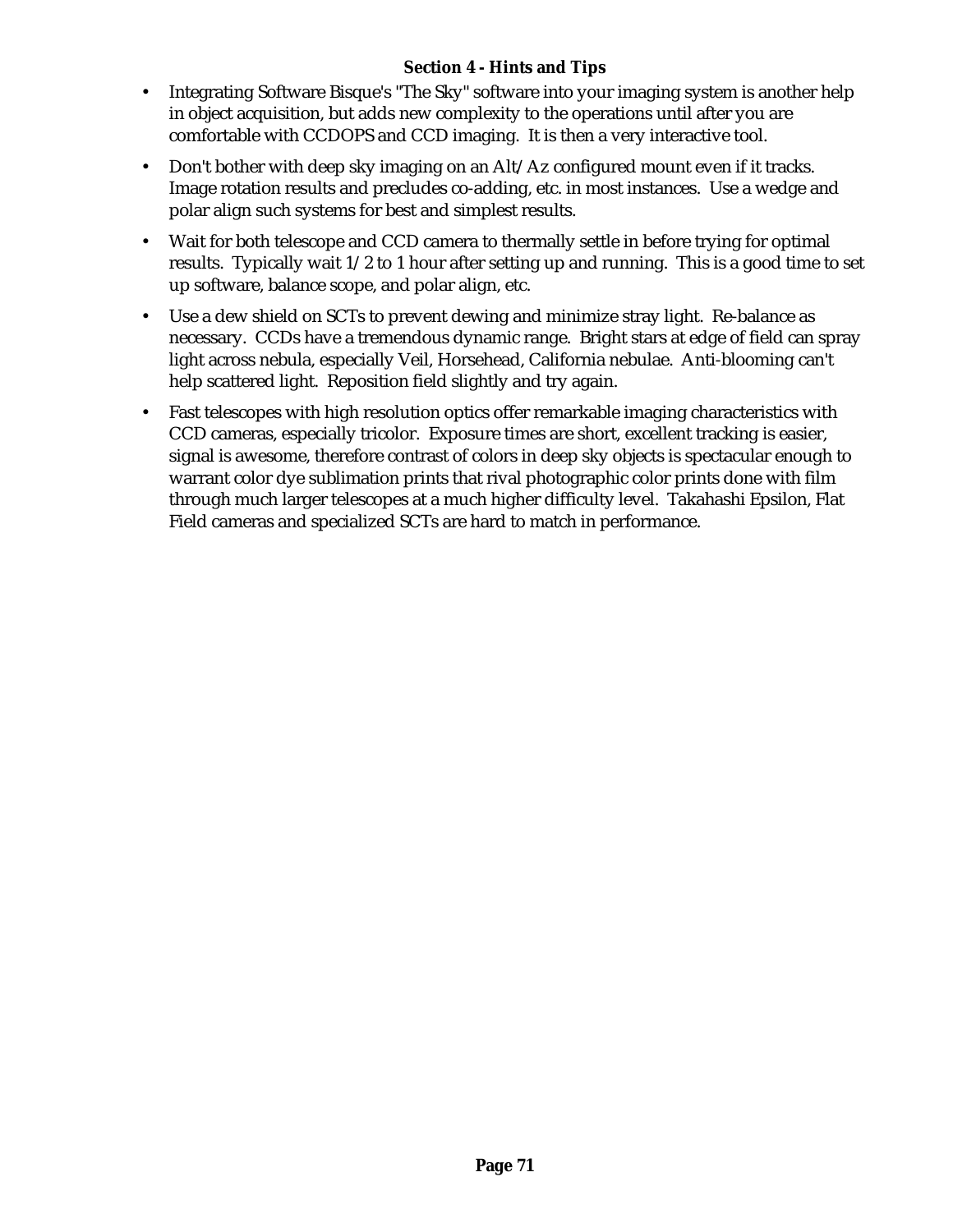**Section 4 - Hints and Tips**

- Integrating Software Bisque's "The Sky" software into your imaging system is another help in object acquisition, but adds new complexity to the operations until after you are comfortable with CCDOPS and CCD imaging. It is then a very interactive tool.
- Don't bother with deep sky imaging on an Alt/Az configured mount even if it tracks. Image rotation results and precludes co-adding, etc. in most instances. Use a wedge and polar align such systems for best and simplest results.
- Wait for both telescope and CCD camera to thermally settle in before trying for optimal results. Typically wait 1/2 to 1 hour after setting up and running. This is a good time to set up software, balance scope, and polar align, etc.
- Use a dew shield on SCTs to prevent dewing and minimize stray light. Re-balance as necessary. CCDs have a tremendous dynamic range. Bright stars at edge of field can spray light across nebula, especially Veil, Horsehead, California nebulae. Anti-blooming can't help scattered light. Reposition field slightly and try again.
- Fast telescopes with high resolution optics offer remarkable imaging characteristics with CCD cameras, especially tricolor. Exposure times are short, excellent tracking is easier, signal is awesome, therefore contrast of colors in deep sky objects is spectacular enough to warrant color dye sublimation prints that rival photographic color prints done with film through much larger telescopes at a much higher difficulty level. Takahashi Epsilon, Flat Field cameras and specialized SCTs are hard to match in performance.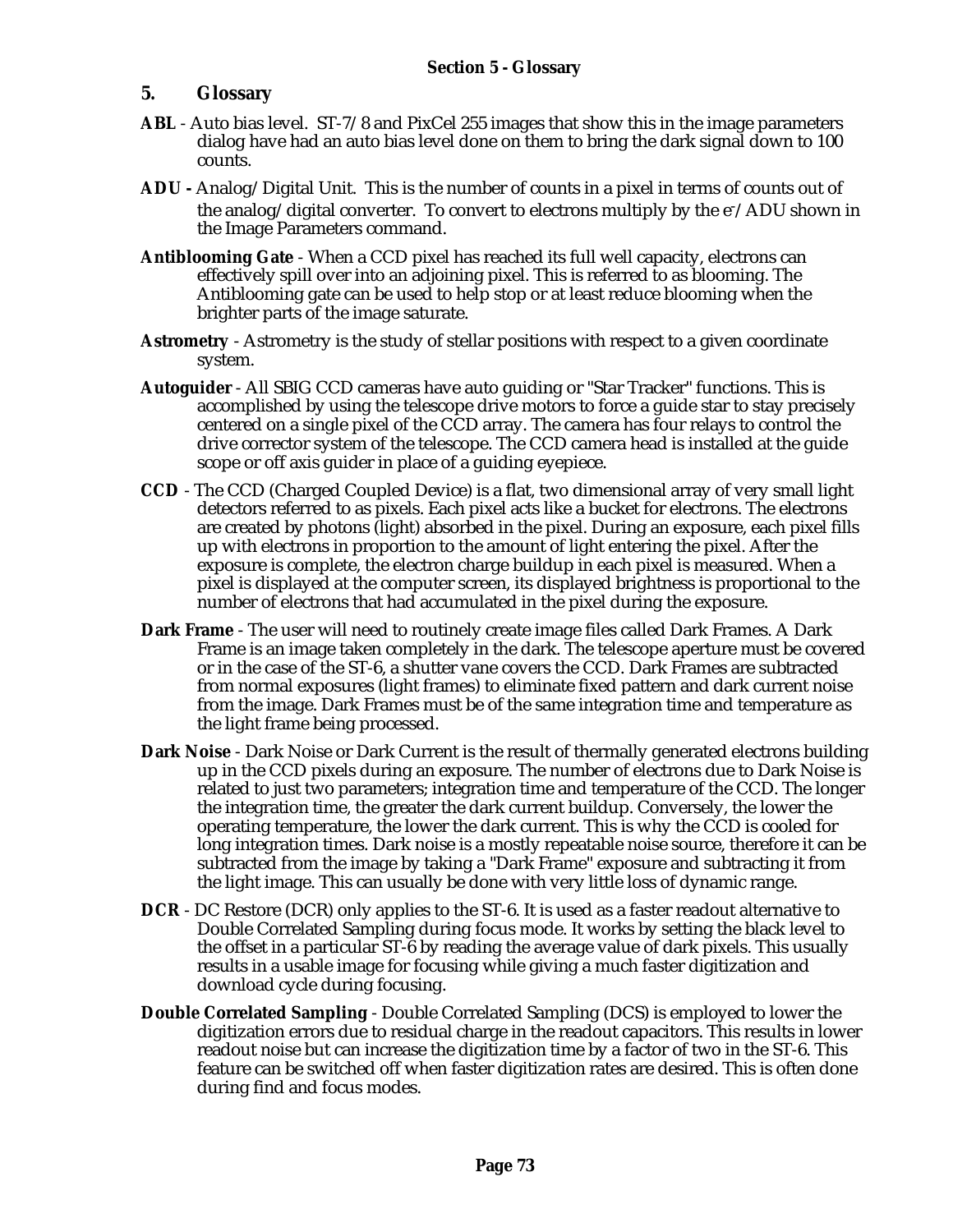## 5. Glossary

**ABL** - Auto bias level. ST-7/8 and PixCel 255 images that show this in the image parameters dialog have had an auto bias level done on them to bring the dark signal down to 100 counts.

**ADU -** Analog/Digital Unit. This is the number of counts in a pixel in terms of counts out of the analog/digital converter. To convert to electrons multiply by the $e^-$/ADU shown in the Image Parameters command.

**Antiblooming Gate** - When a CCD pixel has reached its full well capacity, electrons can effectively spill over into an adjoining pixel. This is referred to as blooming. The Antiblooming gate can be used to help stop or at least reduce blooming when the brighter parts of the image saturate.

**Astrometry** - Astrometry is the study of stellar positions with respect to a given coordinate system.

**Autoguider** - All SBIG CCD cameras have auto guiding or "Star Tracker" functions. This is accomplished by using the telescope drive motors to force a guide star to stay precisely centered on a single pixel of the CCD array. The camera has four relays to control the drive corrector system of the telescope. The CCD camera head is installed at the guide scope or off axis guider in place of a guiding eyepiece.

**CCD** - The CCD (Charged Coupled Device) is a flat, two dimensional array of very small light detectors referred to as pixels. Each pixel acts like a bucket for electrons. The electrons are created by photons (light) absorbed in the pixel. During an exposure, each pixel fills up with electrons in proportion to the amount of light entering the pixel. After the exposure is complete, the electron charge buildup in each pixel is measured. When a pixel is displayed at the computer screen, its displayed brightness is proportional to the number of electrons that had accumulated in the pixel during the exposure.

**Dark Frame** - The user will need to routinely create image files called Dark Frames. A Dark Frame is an image taken completely in the dark. The telescope aperture must be covered or in the case of the ST-6, a shutter vane covers the CCD. Dark Frames are subtracted from normal exposures (light frames) to eliminate fixed pattern and dark current noise from the image. Dark Frames must be of the same integration time and temperature as the light frame being processed.

**Dark Noise** - Dark Noise or Dark Current is the result of thermally generated electrons building up in the CCD pixels during an exposure. The number of electrons due to Dark Noise is related to just two parameters; integration time and temperature of the CCD. The longer the integration time, the greater the dark current buildup. Conversely, the lower the operating temperature, the lower the dark current. This is why the CCD is cooled for long integration times. Dark noise is a mostly repeatable noise source, therefore it can be subtracted from the image by taking a "Dark Frame" exposure and subtracting it from the light image. This can usually be done with very little loss of dynamic range.

**DCR** - DC Restore (DCR) only applies to the ST-6. It is used as a faster readout alternative to Double Correlated Sampling during focus mode. It works by setting the black level to the offset in a particular ST-6 by reading the average value of dark pixels. This usually results in a usable image for focusing while giving a much faster digitization and download cycle during focusing.

**Double Correlated Sampling** - Double Correlated Sampling (DCS) is employed to lower the digitization errors due to residual charge in the readout capacitors. This results in lower readout noise but can increase the digitization time by a factor of two in the ST-6. This feature can be switched off when faster digitization rates are desired. This is often done during find and focus modes.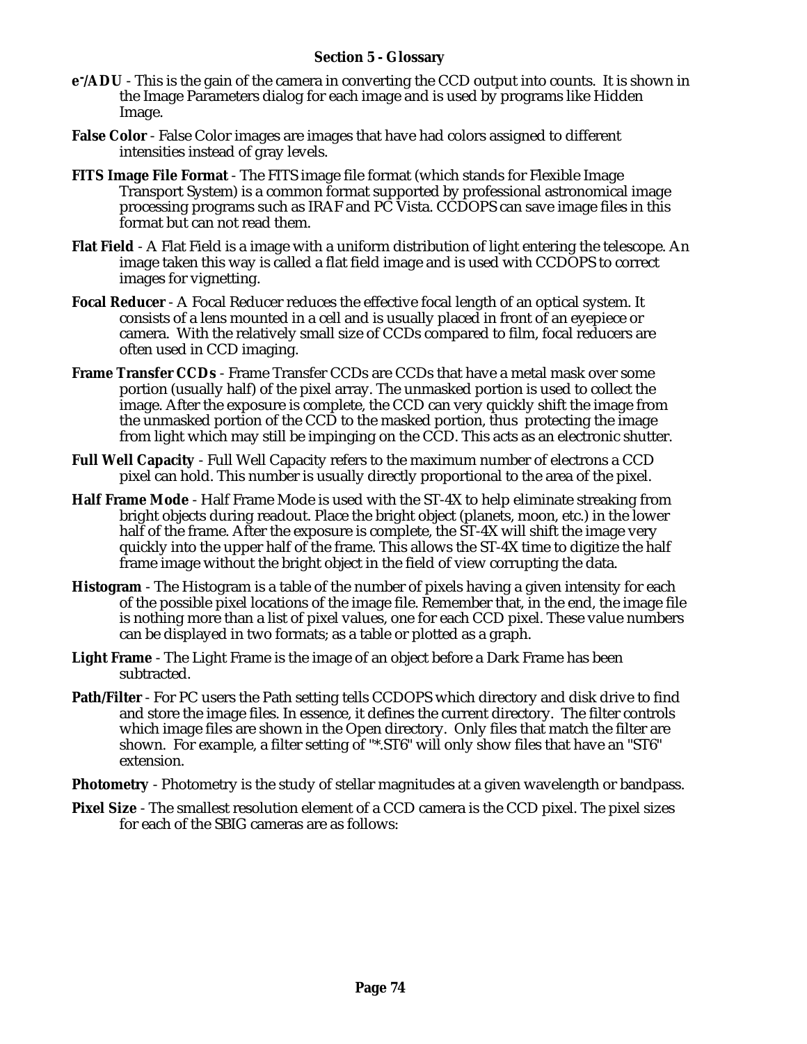**Section 5 - Glossary**

**$e^-$/ADU** - This is the gain of the camera in converting the CCD output into counts. It is shown in the Image Parameters dialog for each image and is used by programs like Hidden Image.

**False Color** - False Color images are images that have had colors assigned to different intensities instead of gray levels.

**FITS Image File Format** - The FITS image file format (which stands for Flexible Image Transport System) is a common format supported by professional astronomical image processing programs such as IRAF and PC Vista. CCDOPS can save image files in this format but can not read them.

**Flat Field** - A Flat Field is a image with a uniform distribution of light entering the telescope. An image taken this way is called a flat field image and is used with CCDOPS to correct images for vignetting.

**Focal Reducer** - A Focal Reducer reduces the effective focal length of an optical system. It consists of a lens mounted in a cell and is usually placed in front of an eyepiece or camera. With the relatively small size of CCDs compared to film, focal reducers are often used in CCD imaging.

**Frame Transfer CCDs** - Frame Transfer CCDs are CCDs that have a metal mask over some portion (usually half) of the pixel array. The unmasked portion is used to collect the image. After the exposure is complete, the CCD can very quickly shift the image from the unmasked portion of the CCD to the masked portion, thus protecting the image from light which may still be impinging on the CCD. This acts as an electronic shutter.

**Full Well Capacity** - Full Well Capacity refers to the maximum number of electrons a CCD pixel can hold. This number is usually directly proportional to the area of the pixel.

**Half Frame Mode** - Half Frame Mode is used with the ST-4X to help eliminate streaking from bright objects during readout. Place the bright object (planets, moon, etc.) in the lower half of the frame. After the exposure is complete, the ST-4X will shift the image very quickly into the upper half of the frame. This allows the ST-4X time to digitize the half frame image without the bright object in the field of view corrupting the data.

**Histogram** - The Histogram is a table of the number of pixels having a given intensity for each of the possible pixel locations of the image file. Remember that, in the end, the image file is nothing more than a list of pixel values, one for each CCD pixel. These value numbers can be displayed in two formats; as a table or plotted as a graph.

**Light Frame** - The Light Frame is the image of an object before a Dark Frame has been subtracted.

**Path/Filter** - For PC users the Path setting tells CCDOPS which directory and disk drive to find and store the image files. In essence, it defines the current directory. The filter controls which image files are shown in the Open directory. Only files that match the filter are shown. For example, a filter setting of "*.ST6" will only show files that have an "ST6" extension.

**Photometry** - Photometry is the study of stellar magnitudes at a given wavelength or bandpass.

**Pixel Size** - The smallest resolution element of a CCD camera is the CCD pixel. The pixel sizes for each of the SBIG cameras are as follows: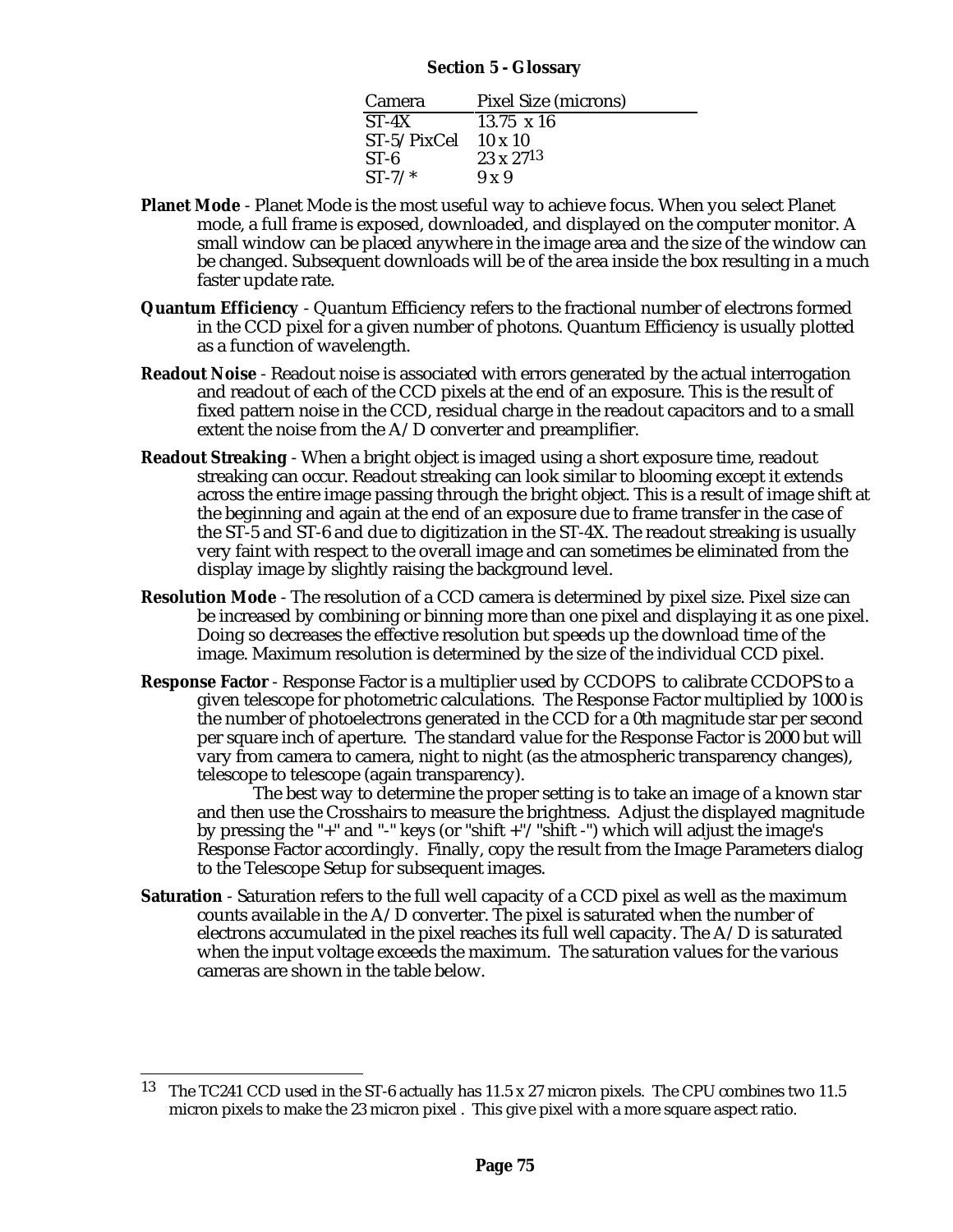**Section 5 - Glossary**

| Camera | Pixel Size (microns) |
| --- | --- |
| ST-4X | 13.75 x 16 |
| ST-5/PixCel | 10 x 10 |
| ST-6 | 23 x 27[13] |
| ST-7/* | 9 x 9 |

**Planet Mode** - Planet Mode is the most useful way to achieve focus. When you select Planet mode, a full frame is exposed, downloaded, and displayed on the computer monitor. A small window can be placed anywhere in the image area and the size of the window can be changed. Subsequent downloads will be of the area inside the box resulting in a much faster update rate.

**Quantum Efficiency** - Quantum Efficiency refers to the fractional number of electrons formed in the CCD pixel for a given number of photons. Quantum Efficiency is usually plotted as a function of wavelength.

**Readout Noise** - Readout noise is associated with errors generated by the actual interrogation and readout of each of the CCD pixels at the end of an exposure. This is the result of fixed pattern noise in the CCD, residual charge in the readout capacitors and to a small extent the noise from the A/D converter and preamplifier.

**Readout Streaking** - When a bright object is imaged using a short exposure time, readout streaking can occur. Readout streaking can look similar to blooming except it extends across the entire image passing through the bright object. This is a result of image shift at the beginning and again at the end of an exposure due to frame transfer in the case of the ST-5 and ST-6 and due to digitization in the ST-4X. The readout streaking is usually very faint with respect to the overall image and can sometimes be eliminated from the display image by slightly raising the background level.

**Resolution Mode** - The resolution of a CCD camera is determined by pixel size. Pixel size can be increased by combining or binning more than one pixel and displaying it as one pixel. Doing so decreases the effective resolution but speeds up the download time of the image. Maximum resolution is determined by the size of the individual CCD pixel.

**Response Factor** - Response Factor is a multiplier used by CCDOPS to calibrate CCDOPS to a given telescope for photometric calculations. The Response Factor multiplied by 1000 is the number of photoelectrons generated in the CCD for a 0th magnitude star per second per square inch of aperture. The standard value for the Response Factor is 2000 but will vary from camera to camera, night to night (as the atmospheric transparency changes), telescope to telescope (again transparency).

The best way to determine the proper setting is to take an image of a known star and then use the Crosshairs to measure the brightness. Adjust the displayed magnitude by pressing the "+" and "-" keys (or "shift +"/"shift -") which will adjust the image's Response Factor accordingly. Finally, copy the result from the Image Parameters dialog to the Telescope Setup for subsequent images.

**Saturation** - Saturation refers to the full well capacity of a CCD pixel as well as the maximum counts available in the A/D converter. The pixel is saturated when the number of electrons accumulated in the pixel reaches its full well capacity. The A/D is saturated when the input voltage exceeds the maximum. The saturation values for the various cameras are shown in the table below.

---

[13] The TC241 CCD used in the ST-6 actually has 11.5 x 27 micron pixels. The CPU combines two 11.5 micron pixels to make the 23 micron pixel . This give pixel with a more square aspect ratio.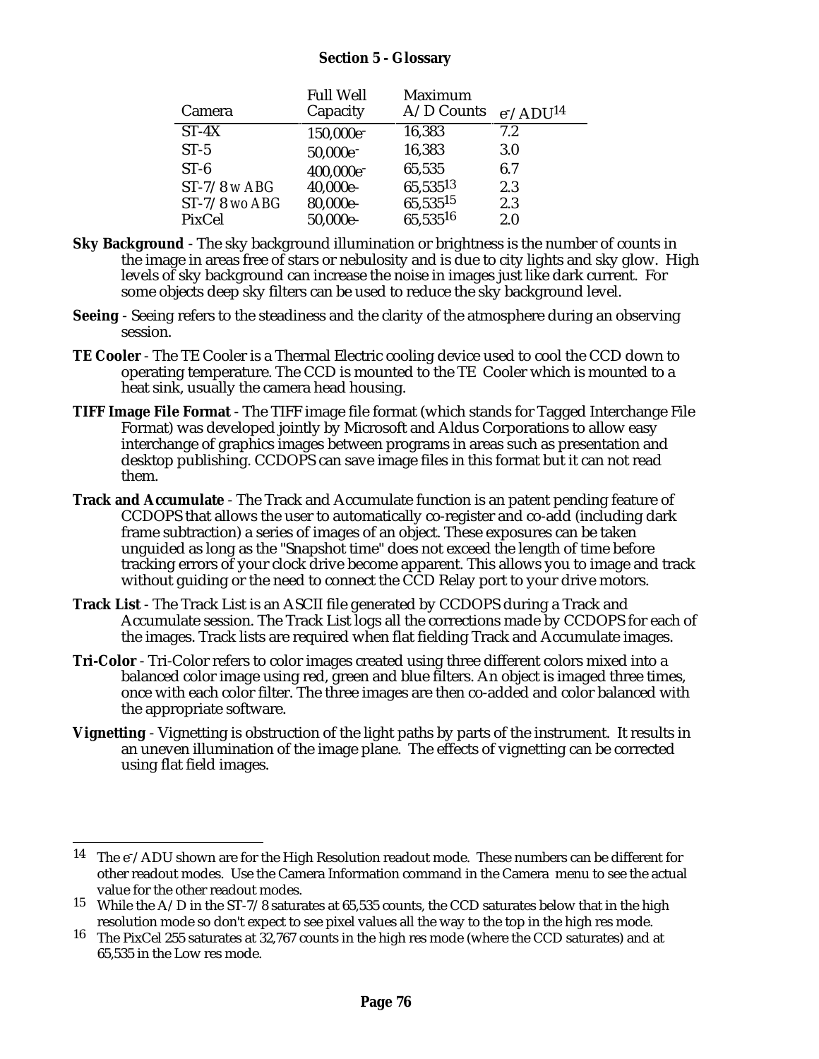## Section 5 - Glossary

| Camera | Full Well Capacity | Maximum A/D Counts | $e^-$/ADU[14] |
|---|---|---|---|
| ST-4X | 150,000$e^-$ | 16,383 | 7.2 |
| ST-5 | 50,000$e^-$ | 16,383 | 3.0 |
| ST-6 | 400,000$e^-$ | 65,535 | 6.7 |
| ST-7/8 *w ABG* | 40,000e- | 65,535[13] | 2.3 |
| ST-7/8 *wo ABG* | 80,000e- | 65,535[15] | 2.3 |
| PixCel | 50,000e- | 65,535[16] | 2.0 |

**Sky Background** - The sky background illumination or brightness is the number of counts in the image in areas free of stars or nebulosity and is due to city lights and sky glow. High levels of sky background can increase the noise in images just like dark current. For some objects deep sky filters can be used to reduce the sky background level.

**Seeing** - Seeing refers to the steadiness and the clarity of the atmosphere during an observing session.

**TE Cooler** - The TE Cooler is a Thermal Electric cooling device used to cool the CCD down to operating temperature. The CCD is mounted to the TE Cooler which is mounted to a heat sink, usually the camera head housing.

**TIFF Image File Format** - The TIFF image file format (which stands for Tagged Interchange File Format) was developed jointly by Microsoft and Aldus Corporations to allow easy interchange of graphics images between programs in areas such as presentation and desktop publishing. CCDOPS can save image files in this format but it can not read them.

**Track and Accumulate** - The Track and Accumulate function is an patent pending feature of CCDOPS that allows the user to automatically co-register and co-add (including dark frame subtraction) a series of images of an object. These exposures can be taken unguided as long as the "Snapshot time" does not exceed the length of time before tracking errors of your clock drive become apparent. This allows you to image and track without guiding or the need to connect the CCD Relay port to your drive motors.

**Track List** - The Track List is an ASCII file generated by CCDOPS during a Track and Accumulate session. The Track List logs all the corrections made by CCDOPS for each of the images. Track lists are required when flat fielding Track and Accumulate images.

**Tri-Color** - Tri-Color refers to color images created using three different colors mixed into a balanced color image using red, green and blue filters. An object is imaged three times, once with each color filter. The three images are then co-added and color balanced with the appropriate software.

**Vignetting** - Vignetting is obstruction of the light paths by parts of the instrument. It results in an uneven illumination of the image plane. The effects of vignetting can be corrected using flat field images.

---

[14] The $e^-$/ADU shown are for the High Resolution readout mode. These numbers can be different for other readout modes. Use the Camera Information command in the Camera menu to see the actual value for the other readout modes.

[15] While the A/D in the ST-7/8 saturates at 65,535 counts, the CCD saturates below that in the high resolution mode so don't expect to see pixel values all the way to the top in the high res mode.

[16] The PixCel 255 saturates at 32,767 counts in the high res mode (where the CCD saturates) and at 65,535 in the Low res mode.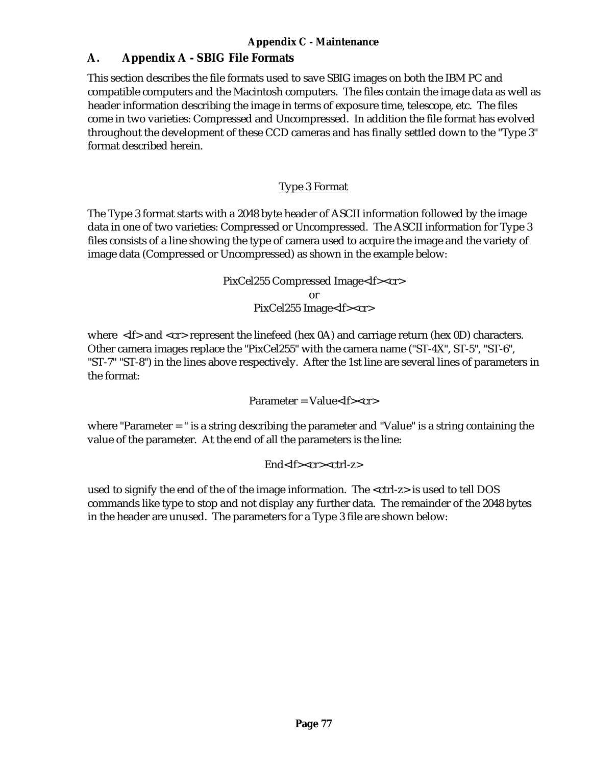## A. Appendix A - SBIG File Formats

This section describes the file formats used to save SBIG images on both the IBM PC and compatible computers and the Macintosh computers. The files contain the image data as well as header information describing the image in terms of exposure time, telescope, etc. The files come in two varieties: Compressed and Uncompressed. In addition the file format has evolved throughout the development of these CCD cameras and has finally settled down to the "Type 3" format described herein.

### Type 3 Format

The Type 3 format starts with a 2048 byte header of ASCII information followed by the image data in one of two varieties: Compressed or Uncompressed. The ASCII information for Type 3 files consists of a line showing the type of camera used to acquire the image and the variety of image data (Compressed or Uncompressed) as shown in the example below:

PixCel255 Compressed Image<lf><cr>
or
PixCel255 Image<lf><cr>

where <lf> and <cr> represent the linefeed (hex 0A) and carriage return (hex 0D) characters. Other camera images replace the "PixCel255" with the camera name ("ST-4X", ST-5", "ST-6", "ST-7" "ST-8") in the lines above respectively. After the 1st line are several lines of parameters in the format:

Parameter = Value<lf><cr>

where "Parameter = " is a string describing the parameter and "Value" is a string containing the value of the parameter. At the end of all the parameters is the line:

End<lf><cr><ctrl-z>

used to signify the end of the of the image information. The <ctrl-z> is used to tell DOS commands like type to stop and not display any further data. The remainder of the 2048 bytes in the header are unused. The parameters for a Type 3 file are shown below: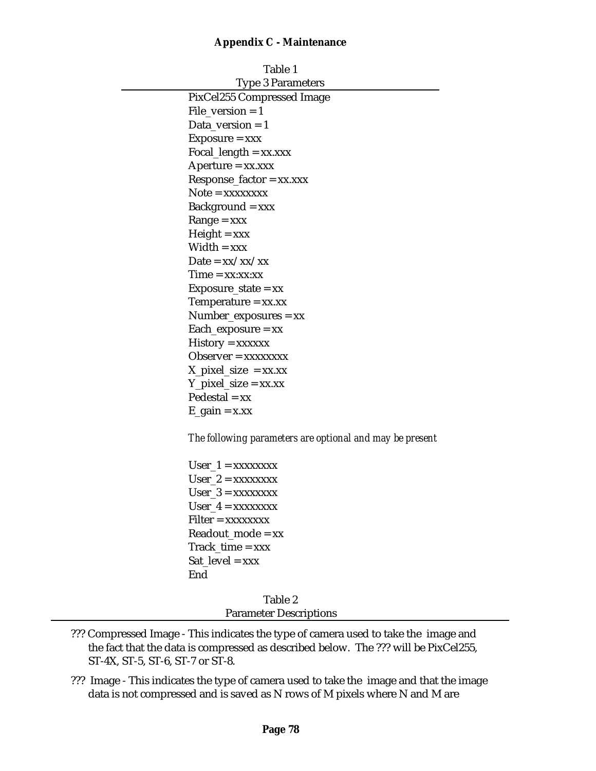**Appendix C - Maintenance**

Table 1
Type 3 Parameters

PixCel255 Compressed Image
File_version = 1
Data_version = 1
Exposure = xxx
Focal_length = xx.xxx
Aperture = xx.xxx
Response_factor = xx.xxx
Note = xxxxxxxx
Background = xxx
Range = xxx
Height = xxx
Width = xxx
Date = xx/xx/xx
Time = xx:xx:xx
Exposure_state = xx
Temperature = xx.xx
Number_exposures = xx
Each_exposure = xx
History = xxxxxx
Observer = xxxxxxxx
X_pixel_size = xx.xx
Y_pixel_size = xx.xx
Pedestal = xx
E_gain = x.xx

*The following parameters are optional and may be present*

User_1 = xxxxxxxx
User_2 = xxxxxxxx
User_3 = xxxxxxxx
User_4 = xxxxxxxx
Filter = xxxxxxxx
Readout_mode = xx
Track_time = xxx
Sat_level = xxx
End

Table 2
Parameter Descriptions

??? Compressed Image - This indicates the type of camera used to take the image and the fact that the data is compressed as described below. The ??? will be PixCel255, ST-4X, ST-5, ST-6, ST-7 or ST-8.

??? Image - This indicates the type of camera used to take the image and that the image data is not compressed and is saved as N rows of M pixels where N and M are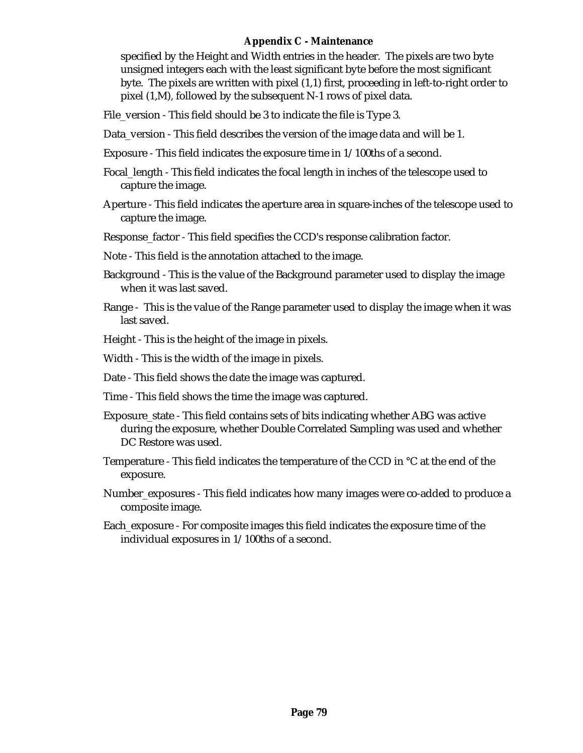specified by the Height and Width entries in the header. The pixels are two byte unsigned integers each with the least significant byte before the most significant byte. The pixels are written with pixel (1,1) first, proceeding in left-to-right order to pixel (1,M), followed by the subsequent N-1 rows of pixel data.

File_version - This field should be 3 to indicate the file is Type 3.

Data_version - This field describes the version of the image data and will be 1.

Exposure - This field indicates the exposure time in 1/100ths of a second.

Focal_length - This field indicates the focal length in inches of the telescope used to capture the image.

Aperture - This field indicates the aperture area in square-inches of the telescope used to capture the image.

Response_factor - This field specifies the CCD's response calibration factor.

Note - This field is the annotation attached to the image.

Background - This is the value of the Background parameter used to display the image when it was last saved.

Range - This is the value of the Range parameter used to display the image when it was last saved.

Height - This is the height of the image in pixels.

Width - This is the width of the image in pixels.

Date - This field shows the date the image was captured.

Time - This field shows the time the image was captured.

Exposure_state - This field contains sets of bits indicating whether ABG was active during the exposure, whether Double Correlated Sampling was used and whether DC Restore was used.

Temperature - This field indicates the temperature of the CCD in °C at the end of the exposure.

Number_exposures - This field indicates how many images were co-added to produce a composite image.

Each_exposure - For composite images this field indicates the exposure time of the individual exposures in 1/100ths of a second.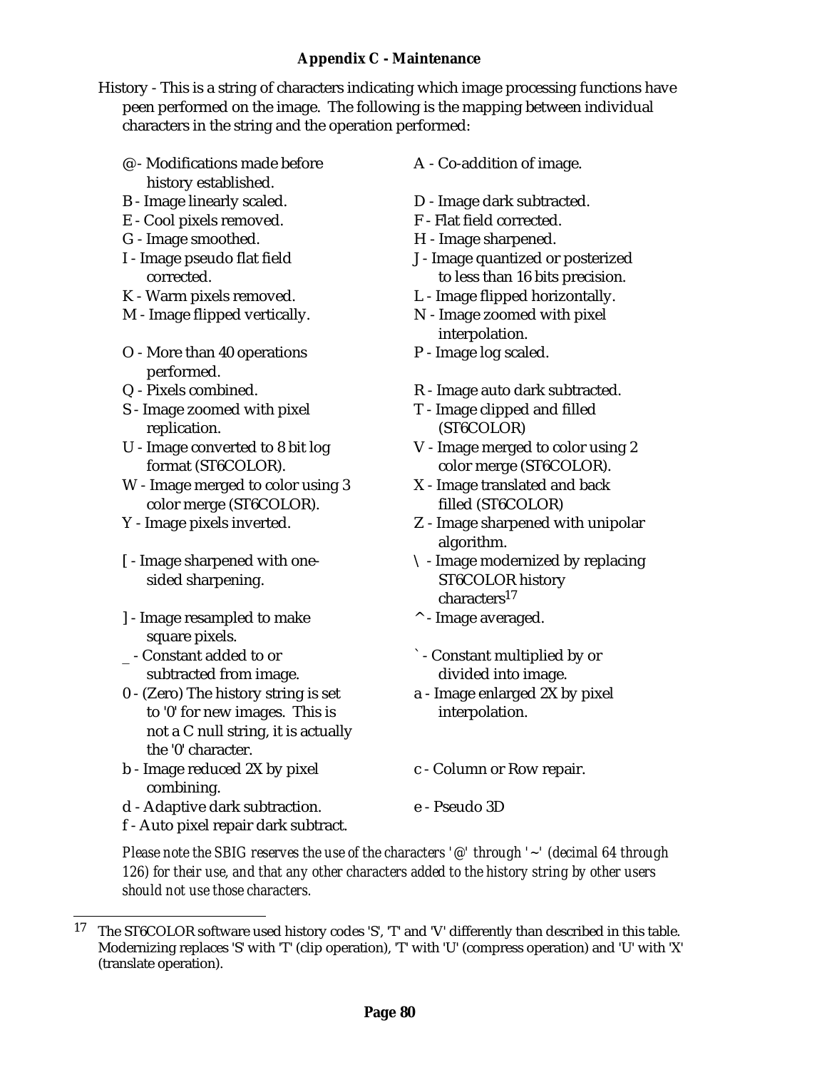**Appendix C - Maintenance**

History - This is a string of characters indicating which image processing functions have peen performed on the image. The following is the mapping between individual characters in the string and the operation performed:

- @ - Modifications made before history established.
- A - Co-addition of image.
- B - Image linearly scaled.
- D - Image dark subtracted.
- E - Cool pixels removed.
- F - Flat field corrected.
- G - Image smoothed.
- H - Image sharpened.
- I - Image pseudo flat field corrected.
- J - Image quantized or posterized to less than 16 bits precision.
- K - Warm pixels removed.
- L - Image flipped horizontally.
- M - Image flipped vertically.
- N - Image zoomed with pixel interpolation.
- O - More than 40 operations performed.
- P - Image log scaled.
- Q - Pixels combined.
- R - Image auto dark subtracted.
- S - Image zoomed with pixel replication.
- T - Image clipped and filled (ST6COLOR)
- U - Image converted to 8 bit log format (ST6COLOR).
- V - Image merged to color using 2 color merge (ST6COLOR).
- W - Image merged to color using 3 color merge (ST6COLOR).
- X - Image translated and back filled (ST6COLOR)
- Y - Image pixels inverted.
- Z - Image sharpened with unipolar algorithm.
- [ - Image sharpened with one-sided sharpening.
- \ - Image modernized by replacing ST6COLOR history characters[17]
- ] - Image resampled to make square pixels.
- ^ - Image averaged.
- _ - Constant added to or subtracted from image.
- ` - Constant multiplied by or divided into image.
- 0 - (Zero) The history string is set to '0' for new images. This is not a C null string, it is actually the '0' character.
- a - Image enlarged 2X by pixel interpolation.
- b - Image reduced 2X by pixel combining.
- c - Column or Row repair.
- d - Adaptive dark subtraction.
- e - Pseudo 3D
- f - Auto pixel repair dark subtract.

*Please note the SBIG reserves the use of the characters '@' through '~' (decimal 64 through 126) for their use, and that any other characters added to the history string by other users should not use those characters.*

---

[17] The ST6COLOR software used history codes 'S', 'T' and 'V' differently than described in this table. Modernizing replaces 'S' with 'T' (clip operation), 'T' with 'U' (compress operation) and 'U' with 'X' (translate operation).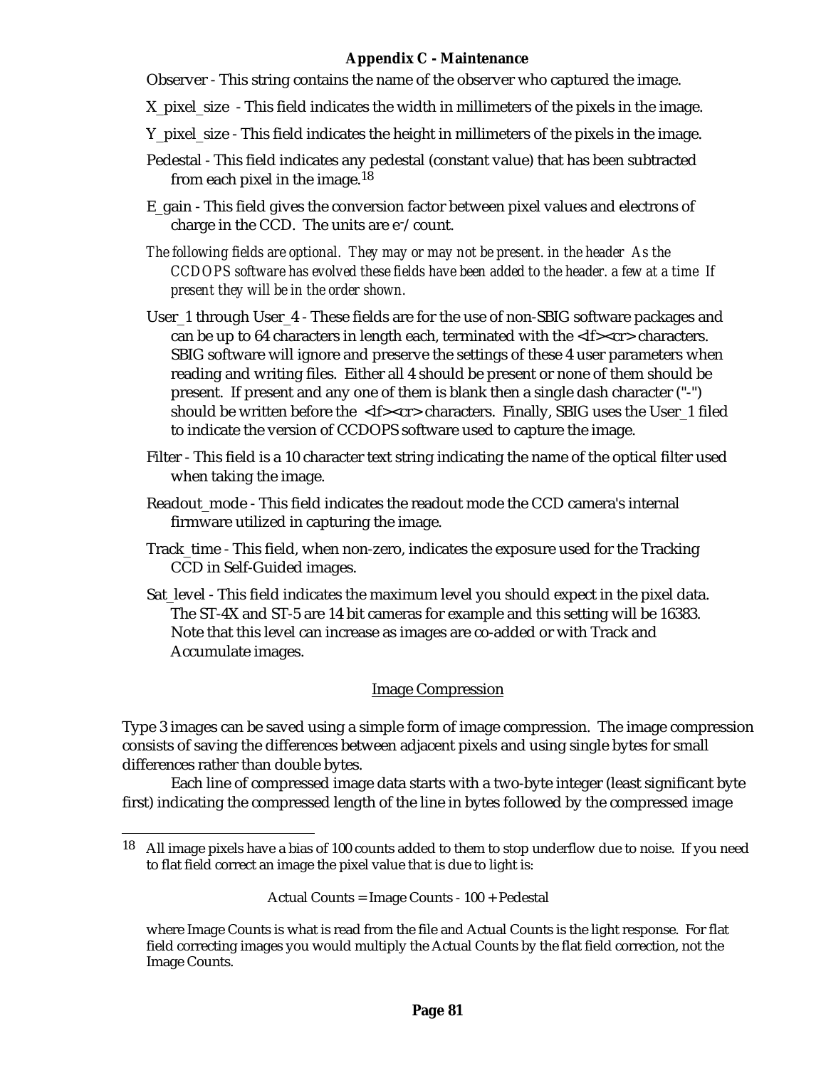Observer - This string contains the name of the observer who captured the image.

X_pixel_size - This field indicates the width in millimeters of the pixels in the image.

Y_pixel_size - This field indicates the height in millimeters of the pixels in the image.

Pedestal - This field indicates any pedestal (constant value) that has been subtracted from each pixel in the image.[18]

E_gain - This field gives the conversion factor between pixel values and electrons of charge in the CCD. The units are $e^-$/count.

*The following fields are optional. They may or may not be present. in the header As the CCDOPS software has evolved these fields have been added to the header. a few at a time If present they will be in the order shown.*

User_1 through User_4 - These fields are for the use of non-SBIG software packages and can be up to 64 characters in length each, terminated with the <lf><cr> characters. SBIG software will ignore and preserve the settings of these 4 user parameters when reading and writing files. Either all 4 should be present or none of them should be present. If present and any one of them is blank then a single dash character ("-") should be written before the <lf><cr> characters. Finally, SBIG uses the User_1 filed to indicate the version of CCDOPS software used to capture the image.

Filter - This field is a 10 character text string indicating the name of the optical filter used when taking the image.

Readout_mode - This field indicates the readout mode the CCD camera's internal firmware utilized in capturing the image.

Track_time - This field, when non-zero, indicates the exposure used for the Tracking CCD in Self-Guided images.

Sat_level - This field indicates the maximum level you should expect in the pixel data. The ST-4X and ST-5 are 14 bit cameras for example and this setting will be 16383. Note that this level can increase as images are co-added or with Track and Accumulate images.

## Image Compression

Type 3 images can be saved using a simple form of image compression. The image compression consists of saving the differences between adjacent pixels and using single bytes for small differences rather than double bytes.

Each line of compressed image data starts with a two-byte integer (least significant byte first) indicating the compressed length of the line in bytes followed by the compressed image

---

[18] All image pixels have a bias of 100 counts added to them to stop underflow due to noise. If you need to flat field correct an image the pixel value that is due to light is:

Actual Counts = Image Counts - 100 + Pedestal

where Image Counts is what is read from the file and Actual Counts is the light response. For flat field correcting images you would multiply the Actual Counts by the flat field correction, not the Image Counts.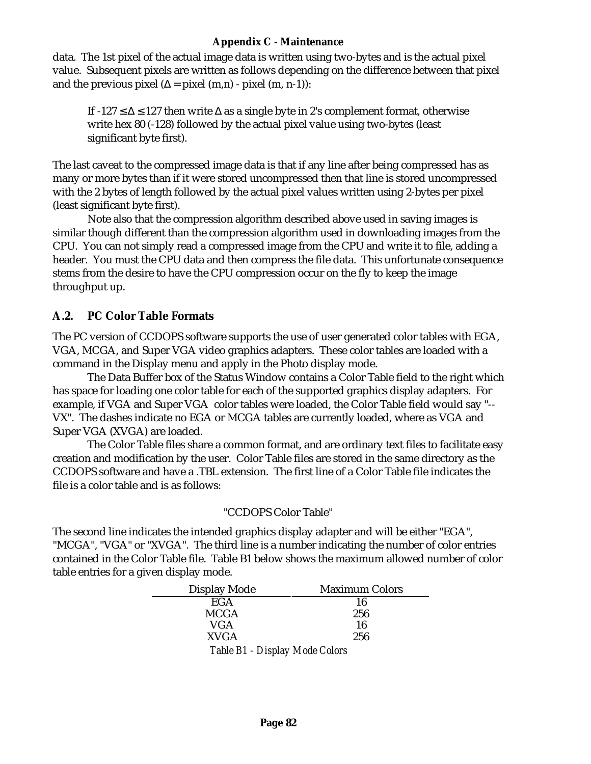data. The 1st pixel of the actual image data is written using two-bytes and is the actual pixel value. Subsequent pixels are written as follows depending on the difference between that pixel and the previous pixel ($\Delta$ = pixel (m,n) - pixel (m, n-1)):

> If $-127 \leq \Delta \leq 127$ then write $\Delta$ as a single byte in 2's complement format, otherwise write hex 80 (-128) followed by the actual pixel value using two-bytes (least significant byte first).

The last caveat to the compressed image data is that if any line after being compressed has as many or more bytes than if it were stored uncompressed then that line is stored uncompressed with the 2 bytes of length followed by the actual pixel values written using 2-bytes per pixel (least significant byte first).

Note also that the compression algorithm described above used in saving images is similar though different than the compression algorithm used in downloading images from the CPU. You can not simply read a compressed image from the CPU and write it to file, adding a header. You must the CPU data and then compress the file data. This unfortunate consequence stems from the desire to have the CPU compression occur on the fly to keep the image throughput up.

## A.2. PC Color Table Formats

The PC version of CCDOPS software supports the use of user generated color tables with EGA, VGA, MCGA, and Super VGA video graphics adapters. These color tables are loaded with a command in the Display menu and apply in the Photo display mode.

The Data Buffer box of the Status Window contains a Color Table field to the right which has space for loading one color table for each of the supported graphics display adapters. For example, if VGA and Super VGA color tables were loaded, the Color Table field would say "--VX". The dashes indicate no EGA or MCGA tables are currently loaded, where as VGA and Super VGA (XVGA) are loaded.

The Color Table files share a common format, and are ordinary text files to facilitate easy creation and modification by the user. Color Table files are stored in the same directory as the CCDOPS software and have a .TBL extension. The first line of a Color Table file indicates the file is a color table and is as follows:

"CCDOPS Color Table"

The second line indicates the intended graphics display adapter and will be either "EGA", "MCGA", "VGA" or "XVGA". The third line is a number indicating the number of color entries contained in the Color Table file. Table B1 below shows the maximum allowed number of color table entries for a given display mode.

| Display Mode | Maximum Colors |
|---|---|
| EGA | 16 |
| MCGA | 256 |
| VGA | 16 |
| XVGA | 256 |

*Table B1 - Display Mode Colors*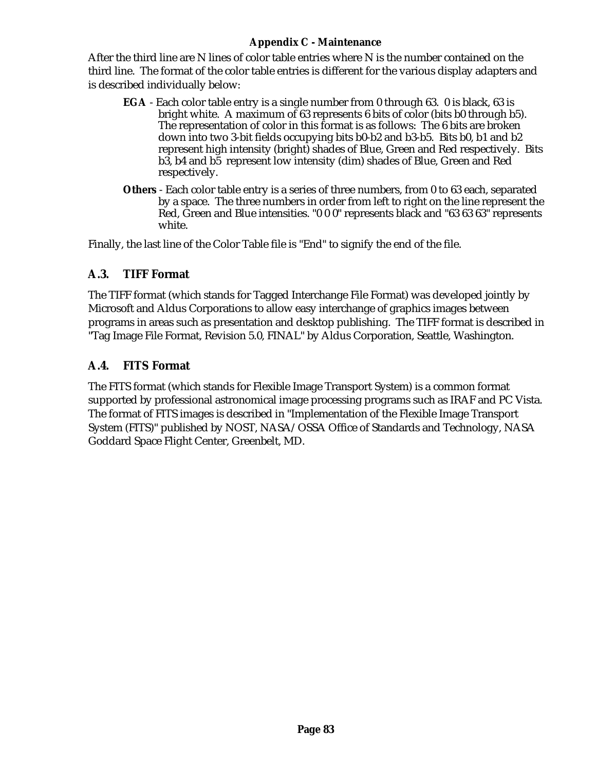After the third line are N lines of color table entries where N is the number contained on the third line. The format of the color table entries is different for the various display adapters and is described individually below:

**EGA** - Each color table entry is a single number from 0 through 63. 0 is black, 63 is bright white. A maximum of 63 represents 6 bits of color (bits b0 through b5). The representation of color in this format is as follows: The 6 bits are broken down into two 3-bit fields occupying bits b0-b2 and b3-b5. Bits b0, b1 and b2 represent high intensity (bright) shades of Blue, Green and Red respectively. Bits b3, b4 and b5 represent low intensity (dim) shades of Blue, Green and Red respectively.

**Others** - Each color table entry is a series of three numbers, from 0 to 63 each, separated by a space. The three numbers in order from left to right on the line represent the Red, Green and Blue intensities. "0 0 0" represents black and "63 63 63" represents white.

Finally, the last line of the Color Table file is "End" to signify the end of the file.

## A.3. TIFF Format

The TIFF format (which stands for Tagged Interchange File Format) was developed jointly by Microsoft and Aldus Corporations to allow easy interchange of graphics images between programs in areas such as presentation and desktop publishing. The TIFF format is described in "Tag Image File Format, Revision 5.0, FINAL" by Aldus Corporation, Seattle, Washington.

## A.4. FITS Format

The FITS format (which stands for Flexible Image Transport System) is a common format supported by professional astronomical image processing programs such as IRAF and PC Vista. The format of FITS images is described in "Implementation of the Flexible Image Transport System (FITS)" published by NOST, NASA/OSSA Office of Standards and Technology, NASA Goddard Space Flight Center, Greenbelt, MD.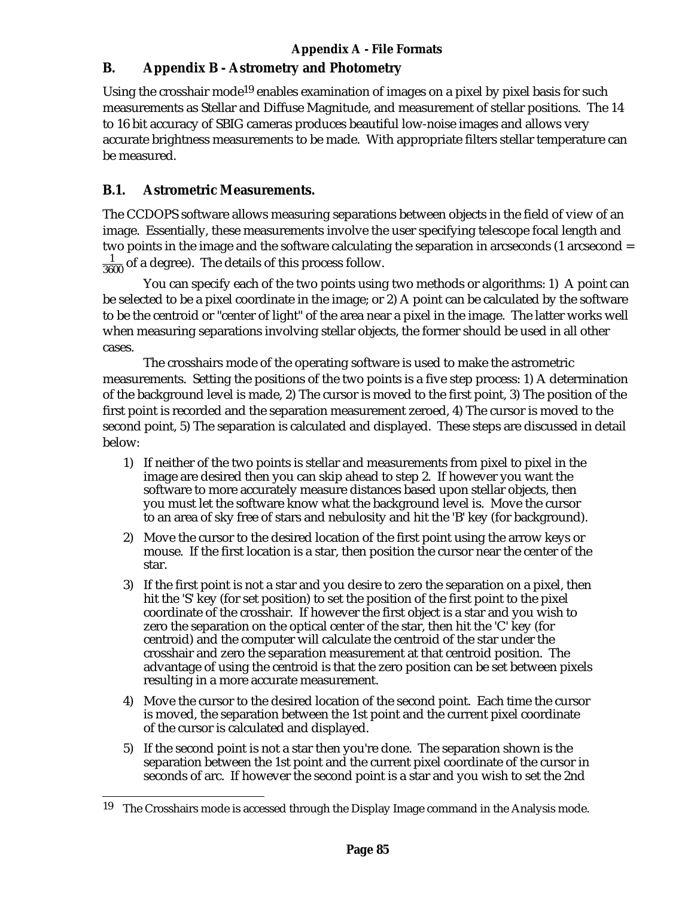## B. Appendix B - Astrometry and Photometry

Using the crosshair mode[19] enables examination of images on a pixel by pixel basis for such measurements as Stellar and Diffuse Magnitude, and measurement of stellar positions. The 14 to 16 bit accuracy of SBIG cameras produces beautiful low-noise images and allows very accurate brightness measurements to be made. With appropriate filters stellar temperature can be measured.

### B.1. Astrometric Measurements.

The CCDOPS software allows measuring separations between objects in the field of view of an image. Essentially, these measurements involve the user specifying telescope focal length and two points in the image and the software calculating the separation in arcseconds (1 arcsecond = $\frac{1}{3600}$ of a degree). The details of this process follow.

You can specify each of the two points using two methods or algorithms: 1) A point can be selected to be a pixel coordinate in the image; or 2) A point can be calculated by the software to be the centroid or "center of light" of the area near a pixel in the image. The latter works well when measuring separations involving stellar objects, the former should be used in all other cases.

The crosshairs mode of the operating software is used to make the astrometric measurements. Setting the positions of the two points is a five step process: 1) A determination of the background level is made, 2) The cursor is moved to the first point, 3) The position of the first point is recorded and the separation measurement zeroed, 4) The cursor is moved to the second point, 5) The separation is calculated and displayed. These steps are discussed in detail below:

1) If neither of the two points is stellar and measurements from pixel to pixel in the image are desired then you can skip ahead to step 2. If however you want the software to more accurately measure distances based upon stellar objects, then you must let the software know what the background level is. Move the cursor to an area of sky free of stars and nebulosity and hit the 'B' key (for background).
2) Move the cursor to the desired location of the first point using the arrow keys or mouse. If the first location is a star, then position the cursor near the center of the star.
3) If the first point is not a star and you desire to zero the separation on a pixel, then hit the 'S' key (for set position) to set the position of the first point to the pixel coordinate of the crosshair. If however the first object is a star and you wish to zero the separation on the optical center of the star, then hit the 'C' key (for centroid) and the computer will calculate the centroid of the star under the crosshair and zero the separation measurement at that centroid position. The advantage of using the centroid is that the zero position can be set between pixels resulting in a more accurate measurement.
4) Move the cursor to the desired location of the second point. Each time the cursor is moved, the separation between the 1st point and the current pixel coordinate of the cursor is calculated and displayed.
5) If the second point is not a star then you're done. The separation shown is the separation between the 1st point and the current pixel coordinate of the cursor in seconds of arc. If however the second point is a star and you wish to set the 2nd

[19] The Crosshairs mode is accessed through the Display Image command in the Analysis mode.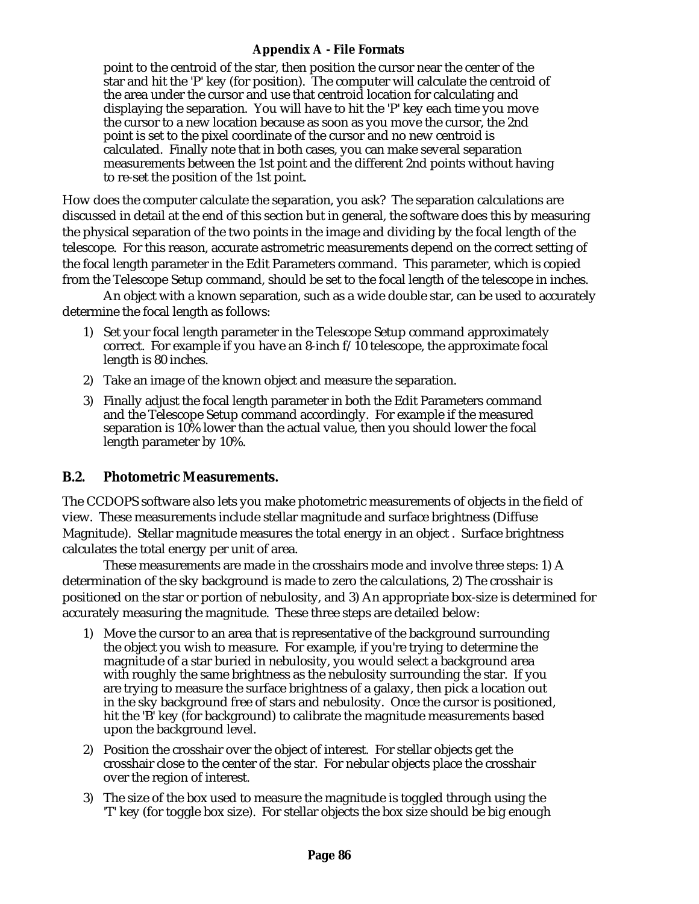point to the centroid of the star, then position the cursor near the center of the star and hit the 'P' key (for position). The computer will calculate the centroid of the area under the cursor and use that centroid location for calculating and displaying the separation. You will have to hit the 'P' key each time you move the cursor to a new location because as soon as you move the cursor, the 2nd point is set to the pixel coordinate of the cursor and no new centroid is calculated. Finally note that in both cases, you can make several separation measurements between the 1st point and the different 2nd points without having to re-set the position of the 1st point.

How does the computer calculate the separation, you ask? The separation calculations are discussed in detail at the end of this section but in general, the software does this by measuring the physical separation of the two points in the image and dividing by the focal length of the telescope. For this reason, accurate astrometric measurements depend on the correct setting of the focal length parameter in the Edit Parameters command. This parameter, which is copied from the Telescope Setup command, should be set to the focal length of the telescope in inches.

An object with a known separation, such as a wide double star, can be used to accurately determine the focal length as follows:

1) Set your focal length parameter in the Telescope Setup command approximately correct. For example if you have an 8-inch f/10 telescope, the approximate focal length is 80 inches.
2) Take an image of the known object and measure the separation.
3) Finally adjust the focal length parameter in both the Edit Parameters command and the Telescope Setup command accordingly. For example if the measured separation is 10% lower than the actual value, then you should lower the focal length parameter by 10%.

## B.2. Photometric Measurements.

The CCDOPS software also lets you make photometric measurements of objects in the field of view. These measurements include stellar magnitude and surface brightness (Diffuse Magnitude). Stellar magnitude measures the total energy in an object . Surface brightness calculates the total energy per unit of area.

These measurements are made in the crosshairs mode and involve three steps: 1) A determination of the sky background is made to zero the calculations, 2) The crosshair is positioned on the star or portion of nebulosity, and 3) An appropriate box-size is determined for accurately measuring the magnitude. These three steps are detailed below:

1) Move the cursor to an area that is representative of the background surrounding the object you wish to measure. For example, if you're trying to determine the magnitude of a star buried in nebulosity, you would select a background area with roughly the same brightness as the nebulosity surrounding the star. If you are trying to measure the surface brightness of a galaxy, then pick a location out in the sky background free of stars and nebulosity. Once the cursor is positioned, hit the 'B' key (for background) to calibrate the magnitude measurements based upon the background level.
2) Position the crosshair over the object of interest. For stellar objects get the crosshair close to the center of the star. For nebular objects place the crosshair over the region of interest.
3) The size of the box used to measure the magnitude is toggled through using the 'T' key (for toggle box size). For stellar objects the box size should be big enough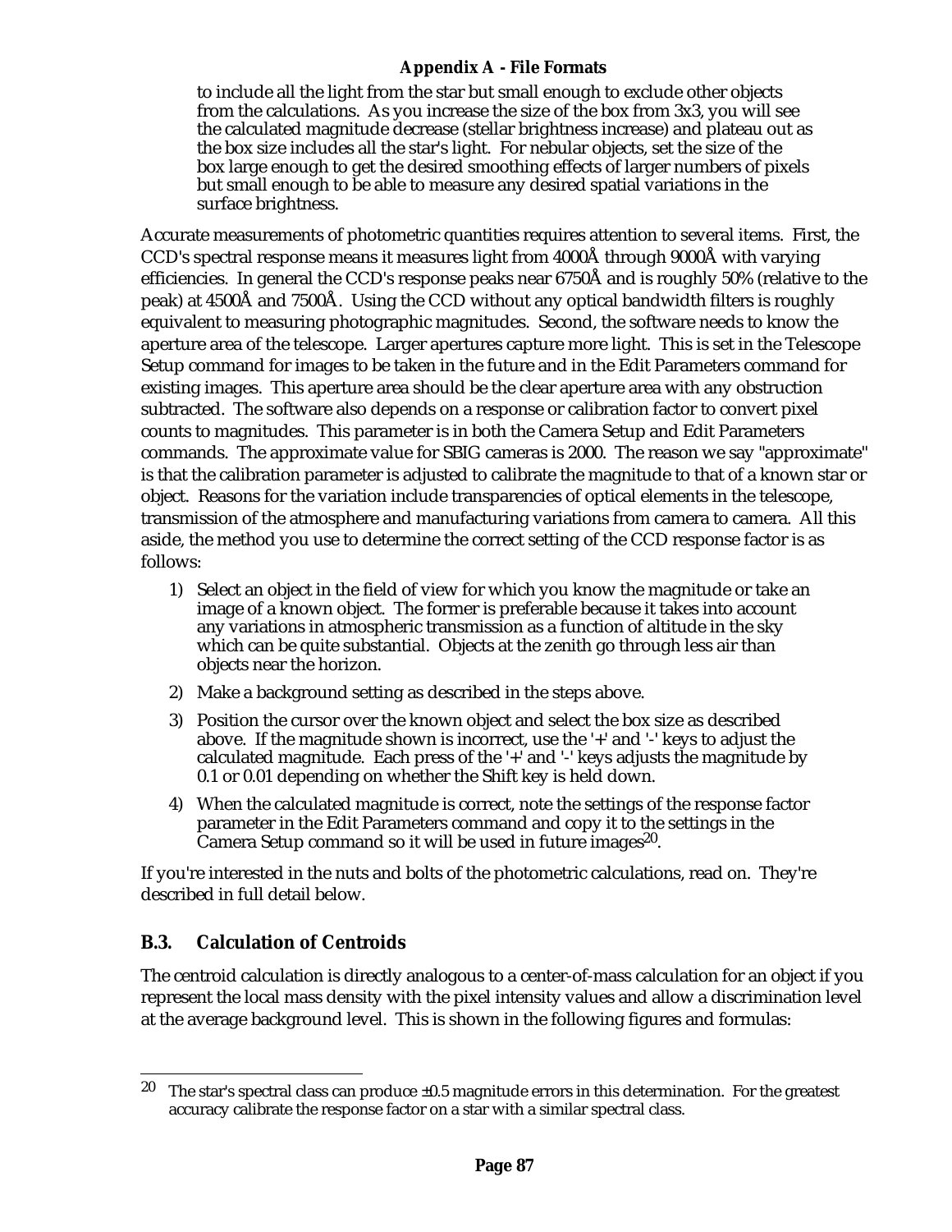to include all the light from the star but small enough to exclude other objects from the calculations. As you increase the size of the box from 3x3, you will see the calculated magnitude decrease (stellar brightness increase) and plateau out as the box size includes all the star's light. For nebular objects, set the size of the box large enough to get the desired smoothing effects of larger numbers of pixels but small enough to be able to measure any desired spatial variations in the surface brightness.

Accurate measurements of photometric quantities requires attention to several items. First, the CCD's spectral response means it measures light from 4000Å through 9000Å with varying efficiencies. In general the CCD's response peaks near 6750Å and is roughly 50% (relative to the peak) at 4500Å and 7500Å. Using the CCD without any optical bandwidth filters is roughly equivalent to measuring photographic magnitudes. Second, the software needs to know the aperture area of the telescope. Larger apertures capture more light. This is set in the Telescope Setup command for images to be taken in the future and in the Edit Parameters command for existing images. This aperture area should be the clear aperture area with any obstruction subtracted. The software also depends on a response or calibration factor to convert pixel counts to magnitudes. This parameter is in both the Camera Setup and Edit Parameters commands. The approximate value for SBIG cameras is 2000. The reason we say "approximate" is that the calibration parameter is adjusted to calibrate the magnitude to that of a known star or object. Reasons for the variation include transparencies of optical elements in the telescope, transmission of the atmosphere and manufacturing variations from camera to camera. All this aside, the method you use to determine the correct setting of the CCD response factor is as follows:

1) Select an object in the field of view for which you know the magnitude or take an image of a known object. The former is preferable because it takes into account any variations in atmospheric transmission as a function of altitude in the sky which can be quite substantial. Objects at the zenith go through less air than objects near the horizon.
2) Make a background setting as described in the steps above.
3) Position the cursor over the known object and select the box size as described above. If the magnitude shown is incorrect, use the '+' and '-' keys to adjust the calculated magnitude. Each press of the '+' and '-' keys adjusts the magnitude by 0.1 or 0.01 depending on whether the Shift key is held down.
4) When the calculated magnitude is correct, note the settings of the response factor parameter in the Edit Parameters command and copy it to the settings in the Camera Setup command so it will be used in future images[20].

If you're interested in the nuts and bolts of the photometric calculations, read on. They're described in full detail below.

## B.3. Calculation of Centroids

The centroid calculation is directly analogous to a center-of-mass calculation for an object if you represent the local mass density with the pixel intensity values and allow a discrimination level at the average background level. This is shown in the following figures and formulas:

---

[20] The star's spectral class can produce ±0.5 magnitude errors in this determination. For the greatest accuracy calibrate the response factor on a star with a similar spectral class.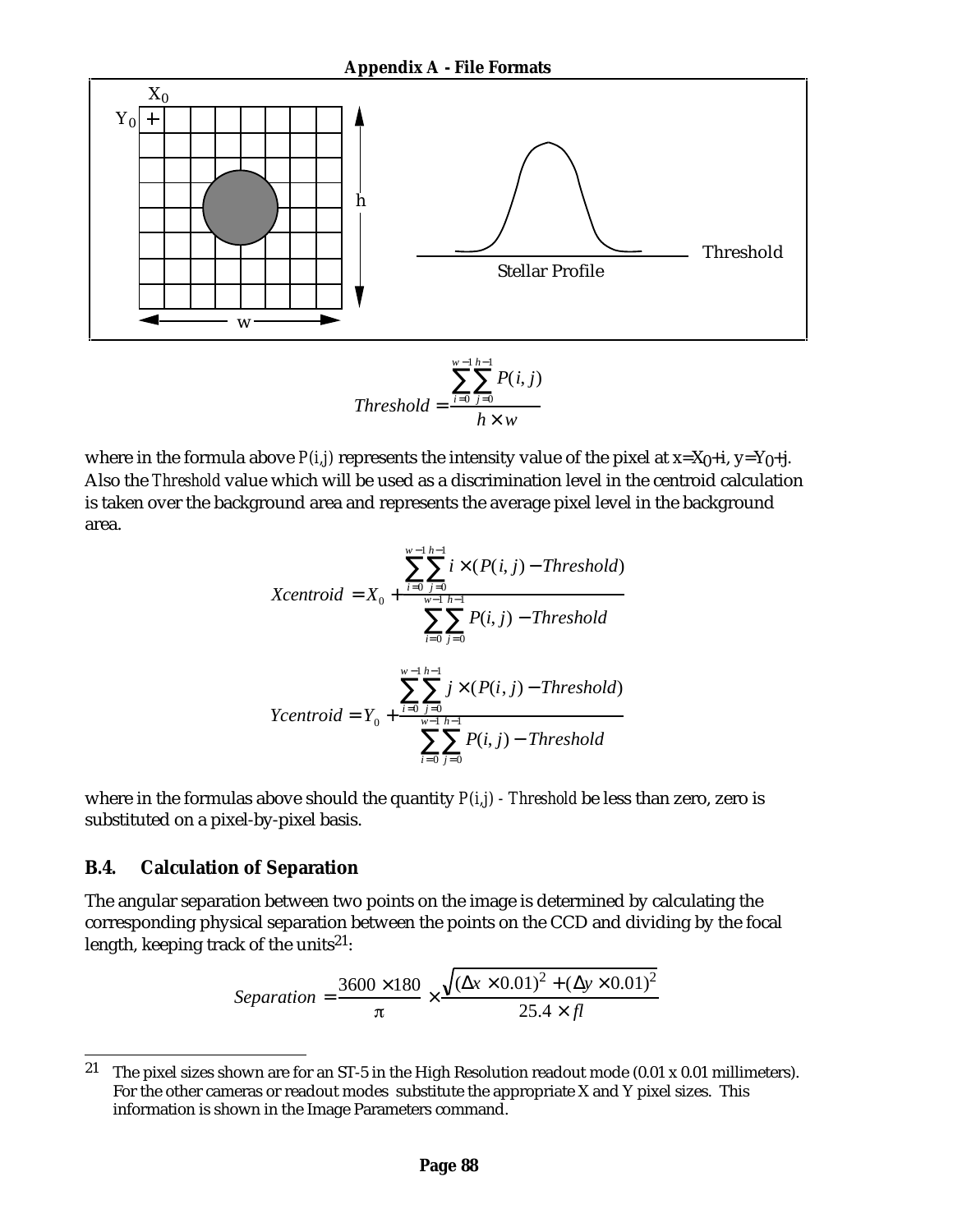$$Threshold = \frac{\sum_{i=0}^{w-1}\sum_{j=0}^{h-1} P(i,j)}{h \times w}$$

where in the formula above $P(i,j)$ represents the intensity value of the pixel at $x=X_0+i$, $y=Y_0+j$. Also the *Threshold* value which will be used as a discrimination level in the centroid calculation is taken over the background area and represents the average pixel level in the background area.

$$Xcentroid = X_0 + \frac{\sum_{i=0}^{w-1}\sum_{j=0}^{h-1} i \times (P(i,j) - Threshold)}{\sum_{i=0}^{w-1}\sum_{j=0}^{h-1} P(i,j) - Threshold}$$

$$Ycentroid = Y_0 + \frac{\sum_{i=0}^{w-1}\sum_{j=0}^{h-1} j \times (P(i,j) - Threshold)}{\sum_{i=0}^{w-1}\sum_{j=0}^{h-1} P(i,j) - Threshold}$$

where in the formulas above should the quantity $P(i,j)$ - *Threshold* be less than zero, zero is substituted on a pixel-by-pixel basis.

## B.4. Calculation of Separation

The angular separation between two points on the image is determined by calculating the corresponding physical separation between the points on the CCD and dividing by the focal length, keeping track of the units[21]:

$$Separation = \frac{3600 \times 180}{\pi} \times \frac{\sqrt{(\Delta x \times 0.01)^2 + (\Delta y \times 0.01)^2}}{25.4 \times fl}$$

[21] The pixel sizes shown are for an ST-5 in the High Resolution readout mode (0.01 x 0.01 millimeters). For the other cameras or readout modes substitute the appropriate X and Y pixel sizes. This information is shown in the Image Parameters command.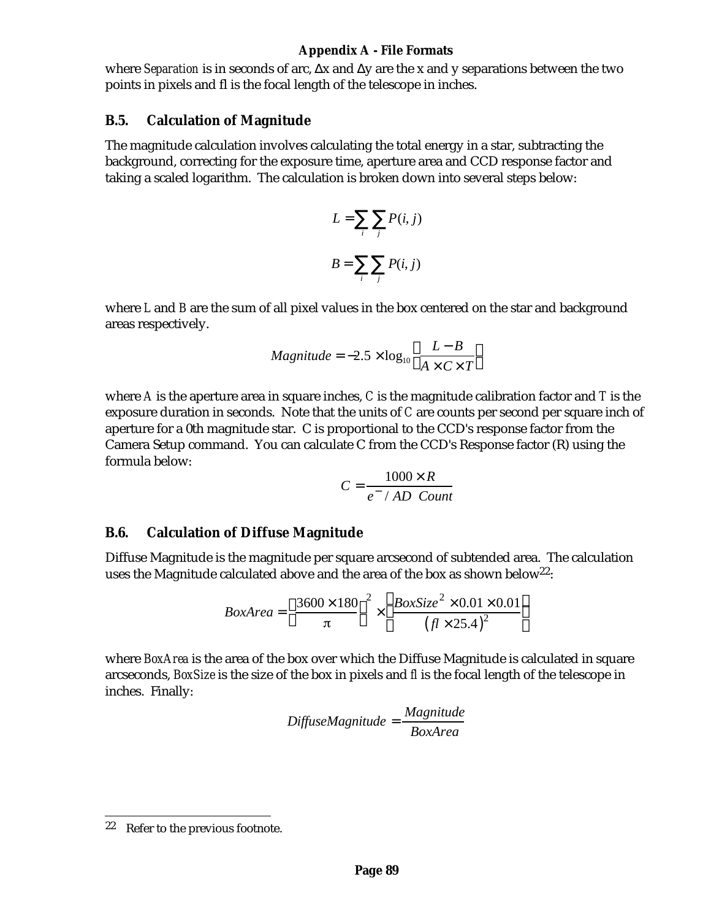where *Separation* is in seconds of arc, Δx and Δy are the x and y separations between the two points in pixels and fl is the focal length of the telescope in inches.

## B.5. Calculation of Magnitude

The magnitude calculation involves calculating the total energy in a star, subtracting the background, correcting for the exposure time, aperture area and CCD response factor and taking a scaled logarithm. The calculation is broken down into several steps below:

$$L = \sum_i \sum_j P(i,j)$$

$$B = \sum_i \sum_j P(i,j)$$

where *L* and *B* are the sum of all pixel values in the box centered on the star and background areas respectively.

$$Magnitude = -2.5 \times \log_{10}\left(\frac{L - B}{A \times C \times T}\right)$$

where *A* is the aperture area in square inches, *C* is the magnitude calibration factor and *T* is the exposure duration in seconds. Note that the units of *C* are counts per second per square inch of aperture for a 0th magnitude star. C is proportional to the CCD's response factor from the Camera Setup command. You can calculate C from the CCD's Response factor (R) using the formula below:

$$C = \frac{1000 \times R}{e^- / AD\ \ Count}$$

## B.6. Calculation of Diffuse Magnitude

Diffuse Magnitude is the magnitude per square arcsecond of subtended area. The calculation uses the Magnitude calculated above and the area of the box as shown below[22]:

$$BoxArea = \left(\frac{3600 \times 180}{\pi}\right)^2 \times \left(\frac{BoxSize^2 \times 0.01 \times 0.01}{(fl \times 25.4)^2}\right)$$

where *BoxArea* is the area of the box over which the Diffuse Magnitude is calculated in square arcseconds, *BoxSize* is the size of the box in pixels and *fl* is the focal length of the telescope in inches. Finally:

$$DiffuseMagnitude = \frac{Magnitude}{BoxArea}$$

---

[22] Refer to the previous footnote.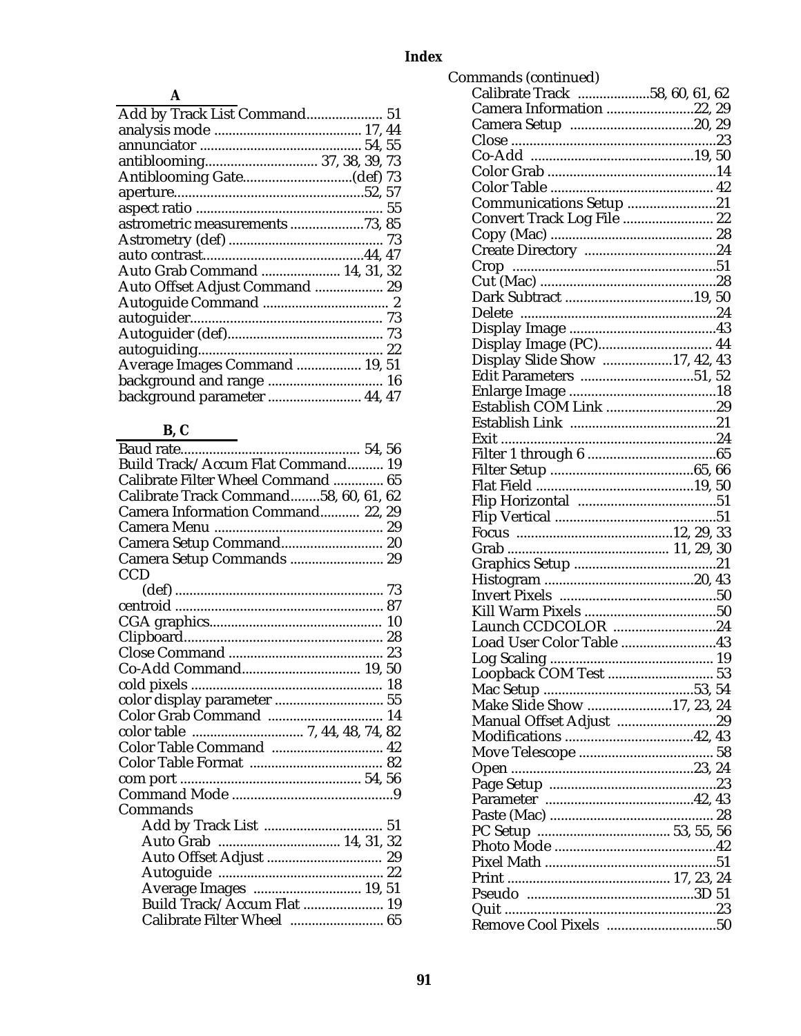# Index

### A

- Add by Track List Command 51
- analysis mode 17, 44
- annunciator 54, 55
- antiblooming 37, 38, 39, 73
- Antiblooming Gate (def) 73
- aperture 52, 57
- aspect ratio 55
- astrometric measurements 73, 85
- Astrometry (def) 73
- auto contrast 44, 47
- Auto Grab Command 14, 31, 32
- Auto Offset Adjust Command 29
- Autoguide Command 2
- autoguider 73
- Autoguider (def) 73
- autoguiding 22
- Average Images Command 19, 51
- background and range 16
- background parameter 44, 47

### B, C

- Baud rate 54, 56
- Build Track/Accum Flat Command 19
- Calibrate Filter Wheel Command 65
- Calibrate Track Command 58, 60, 61, 62
- Camera Information Command 22, 29
- Camera Menu 29
- Camera Setup Command 20
- Camera Setup Commands 29
- CCD
  - (def) 73
- centroid 87
- CGA graphics 10
- Clipboard 28
- Close Command 23
- Co-Add Command 19, 50
- cold pixels 18
- color display parameter 55
- Color Grab Command 14
- color table 7, 44, 48, 74, 82
- Color Table Command 42
- Color Table Format 82
- com port 54, 56
- Command Mode 9
- Commands
  - Add by Track List 51
  - Auto Grab 14, 31, 32
  - Auto Offset Adjust 29
  - Autoguide 22
  - Average Images 19, 51
  - Build Track/Accum Flat 19
  - Calibrate Filter Wheel 65

Commands (continued)

- Calibrate Track 58, 60, 61, 62
- Camera Information 22, 29
- Camera Setup 20, 29
- Close 23
- Co-Add 19, 50
- Color Grab 14
- Color Table 42
- Communications Setup 21
- Convert Track Log File 22
- Copy (Mac) 28
- Create Directory 24
- Crop 51
- Cut (Mac) 28
- Dark Subtract 19, 50
- Delete 24
- Display Image 43
- Display Image (PC) 44
- Display Slide Show 17, 42, 43
- Edit Parameters 51, 52
- Enlarge Image 18
- Establish COM Link 29
- Establish Link 21
- Exit 24
- Filter 1 through 6 65
- Filter Setup 65, 66
- Flat Field 19, 50
- Flip Horizontal 51
- Flip Vertical 51
- Focus 12, 29, 33
- Grab 11, 29, 30
- Graphics Setup 21
- Histogram 20, 43
- Invert Pixels 50
- Kill Warm Pixels 50
- Launch CCDCOLOR 24
- Load User Color Table 43
- Log Scaling 19
- Loopback COM Test 53
- Mac Setup 53, 54
- Make Slide Show 17, 23, 24
- Manual Offset Adjust 29
- Modifications 42, 43
- Move Telescope 58
- Open 23, 24
- Page Setup 23
- Parameter 42, 43
- Paste (Mac) 28
- PC Setup 53, 55, 56
- Photo Mode 42
- Pixel Math 51
- Print 17, 23, 24
- Pseudo 3D 51
- Quit 23
- Remove Cool Pixels 50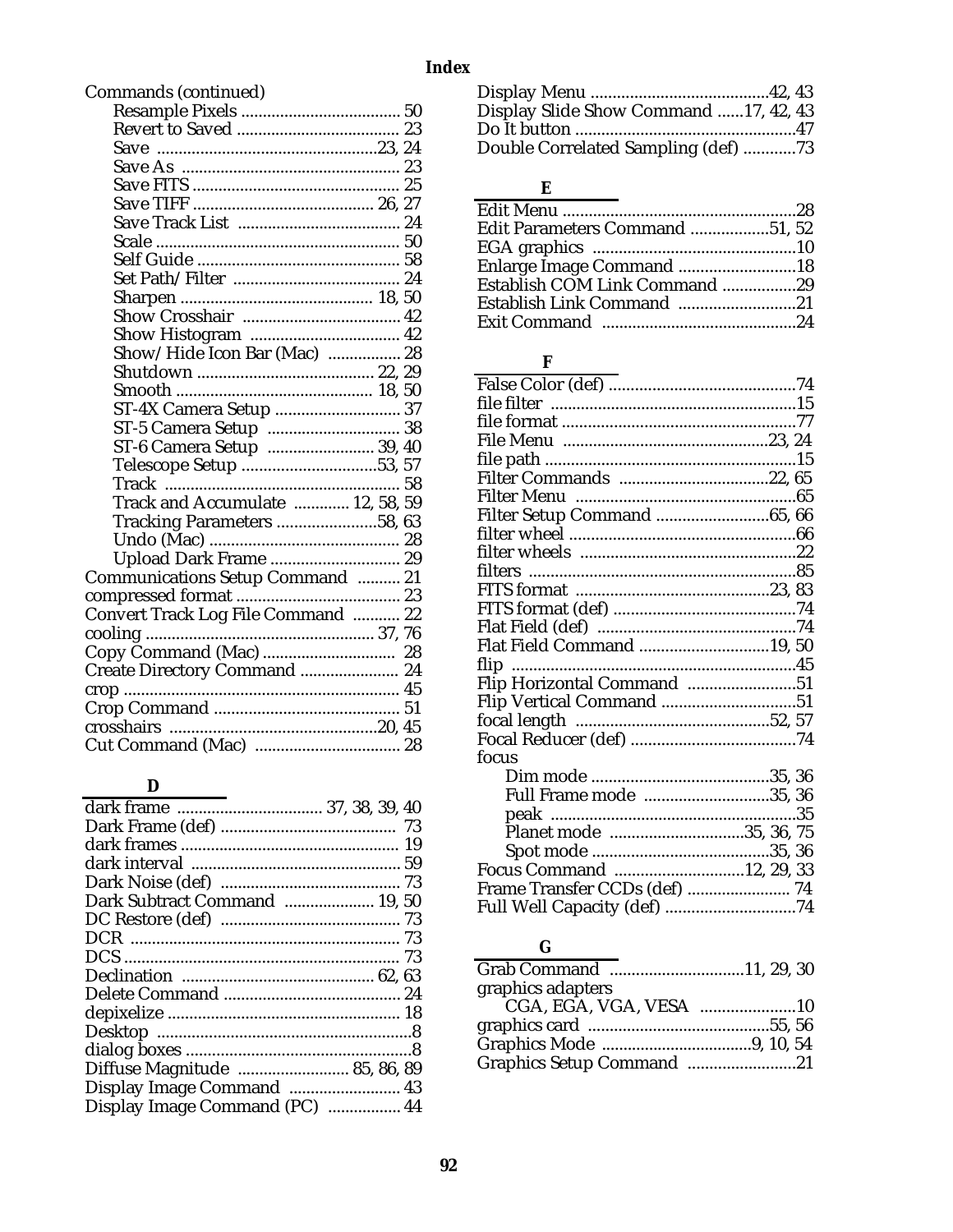# Index

Commands (continued)

- Resample Pixels ..................................... 50
- Revert to Saved ..................................... 23
- Save ..................................................23, 24
- Save As .................................................. 23
- Save FITS ................................................ 25
- Save TIFF ........................................... 26, 27
- Save Track List ...................................... 24
- Scale ....................................................... 50
- Self Guide ............................................... 58
- Set Path/Filter ....................................... 24
- Sharpen ............................................ 18, 50
- Show Crosshair ..................................... 42
- Show Histogram ................................... 42
- Show/Hide Icon Bar (Mac) ................. 28
- Shutdown ......................................... 22, 29
- Smooth ............................................. 18, 50
- ST-4X Camera Setup ............................. 37
- ST-5 Camera Setup ............................... 38
- ST-6 Camera Setup ......................... 39, 40
- Telescope Setup ...............................53, 57
- Track ...................................................... 58
- Track and Accumulate ............. 12, 58, 59
- Tracking Parameters .......................58, 63
- Undo (Mac) ............................................ 28
- Upload Dark Frame .............................. 29

Communications Setup Command .......... 21
compressed format ...................................... 23
Convert Track Log File Command ........... 22
cooling ..................................................... 37, 76
Copy Command (Mac) ............................... 28
Create Directory Command ....................... 24
crop ................................................................ 45
Crop Command ........................................... 51
crosshairs ................................................20, 45
Cut Command (Mac) .................................. 28

## D

dark frame .................................. 37, 38, 39, 40
Dark Frame (def) ......................................... 73
dark frames .................................................. 19
dark interval ................................................ 59
Dark Noise (def) .......................................... 73
Dark Subtract Command ..................... 19, 50
DC Restore (def) .......................................... 73
DCR .............................................................. 73
DCS ................................................................ 73
Declination ............................................ 62, 63
Delete Command ......................................... 24
depixelize ..................................................... 18
Desktop ..........................................................8
dialog boxes ...................................................8
Diffuse Magnitude .......................... 85, 86, 89
Display Image Command .......................... 43
Display Image Command (PC) ................. 44
Display Menu .........................................42, 43
Display Slide Show Command ......17, 42, 43
Do It button ...................................................47
Double Correlated Sampling (def) ............73

## E

Edit Menu ......................................................28
Edit Parameters Command ..................51, 52
EGA graphics ...............................................10
Enlarge Image Command ...........................18
Establish COM Link Command .................29
Establish Link Command ...........................21
Exit Command ............................................24

## F

False Color (def) ...........................................74
file filter .........................................................15
file format ......................................................77
File Menu ................................................23, 24
file path ..........................................................15
Filter Commands ...................................22, 65
Filter Menu ...................................................65
Filter Setup Command ..........................65, 66
filter wheel ....................................................66
filter wheels ..................................................22
filters ..............................................................85
FITS format .............................................23, 83
FITS format (def) ..........................................74
Flat Field (def) ..............................................74
Flat Field Command ..............................19, 50
flip ..................................................................45
Flip Horizontal Command .........................51
Flip Vertical Command ...............................51
focal length .............................................52, 57
Focal Reducer (def) ......................................74
focus

- Dim mode .........................................35, 36
- Full Frame mode .............................35, 36
- peak .........................................................35
- Planet mode ...............................35, 36, 75
- Spot mode .........................................35, 36

Focus Command ..............................12, 29, 33
Frame Transfer CCDs (def) ........................ 74
Full Well Capacity (def) ..............................74

## G

Grab Command ...............................11, 29, 30
graphics adapters

- CGA, EGA, VGA, VESA ......................10

graphics card ..........................................55, 56
Graphics Mode ..................................9, 10, 54
Graphics Setup Command .........................21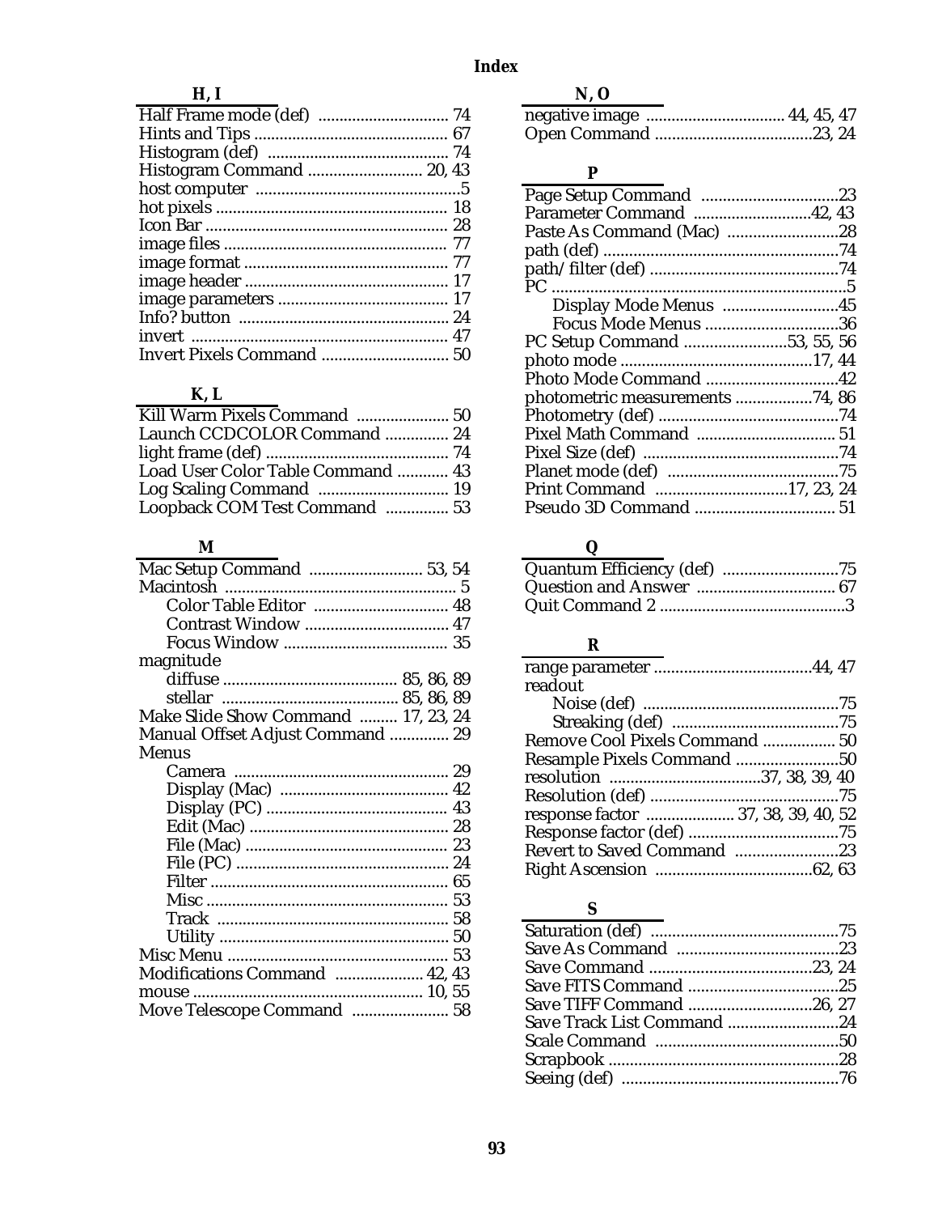# Index

## H, I

Half Frame mode (def) .............................. 74
Hints and Tips .............................................. 67
Histogram (def) ........................................... 74
Histogram Command .......................... 20, 43
host computer ..................................................5
hot pixels ...................................................... 18
Icon Bar ......................................................... 28
image files .................................................... 77
image format ................................................. 77
image header ................................................ 17
image parameters ........................................ 17
Info? button .................................................. 24
invert ............................................................. 47
Invert Pixels Command .............................. 50

## K, L

Kill Warm Pixels Command ...................... 50
Launch CCDCOLOR Command ............... 24
light frame (def) ........................................... 74
Load User Color Table Command ............ 43
Log Scaling Command .............................. 19
Loopback COM Test Command ............... 53

## M

Mac Setup Command .......................... 53, 54
Macintosh ....................................................... 5
    Color Table Editor ................................ 48
    Contrast Window .................................. 47
    Focus Window ....................................... 35
magnitude
    diffuse ......................................... 85, 86, 89
    stellar .......................................... 85, 86, 89
Make Slide Show Command ......... 17, 23, 24
Manual Offset Adjust Command .............. 29
Menus
    Camera .................................................. 29
    Display (Mac) ........................................ 42
    Display (PC) .......................................... 43
    Edit (Mac) .............................................. 28
    File (Mac) ............................................... 23
    File (PC) ................................................. 24
    Filter ....................................................... 65
    Misc ........................................................ 53
    Track ...................................................... 58
    Utility ...................................................... 50
Misc Menu .................................................... 53
Modifications Command ..................... 42, 43
mouse ...................................................... 10, 55
Move Telescope Command ....................... 58

## N, O

negative image ................................ 44, 45, 47
Open Command .....................................23, 24

## P

Page Setup Command ................................23
Parameter Command ............................42, 43
Paste As Command (Mac) ..........................28
path (def) .......................................................74
path/filter (def) .............................................74
PC .....................................................................5
    Display Mode Menus ...........................45
    Focus Mode Menus ..............................36
PC Setup Command ........................53, 55, 56
photo mode .............................................17, 44
Photo Mode Command ...............................42
photometric measurements ..................74, 86
Photometry (def) ..........................................74
Pixel Math Command ................................. 51
Pixel Size (def) ..............................................74
Planet mode (def) .........................................75
Print Command ...............................17, 23, 24
Pseudo 3D Command ................................. 51

## Q

Quantum Efficiency (def) ...........................75
Question and Answer ................................ 67
Quit Command 2 ............................................3

## R

range parameter .....................................44, 47
readout
    Noise (def) ..............................................75
    Streaking (def) .......................................75
Remove Cool Pixels Command ................. 50
Resample Pixels Command ........................50
resolution ....................................37, 38, 39, 40
Resolution (def) ............................................75
response factor ..................... 37, 38, 39, 40, 52
Response factor (def) ...................................75
Revert to Saved Command ........................23
Right Ascension .....................................62, 63

## S

Saturation (def) ............................................75
Save As Command ......................................23
Save Command ......................................23, 24
Save FITS Command ...................................25
Save TIFF Command .............................26, 27
Save Track List Command ..........................24
Scale Command ...........................................50
Scrapbook ......................................................28
Seeing (def) ...................................................76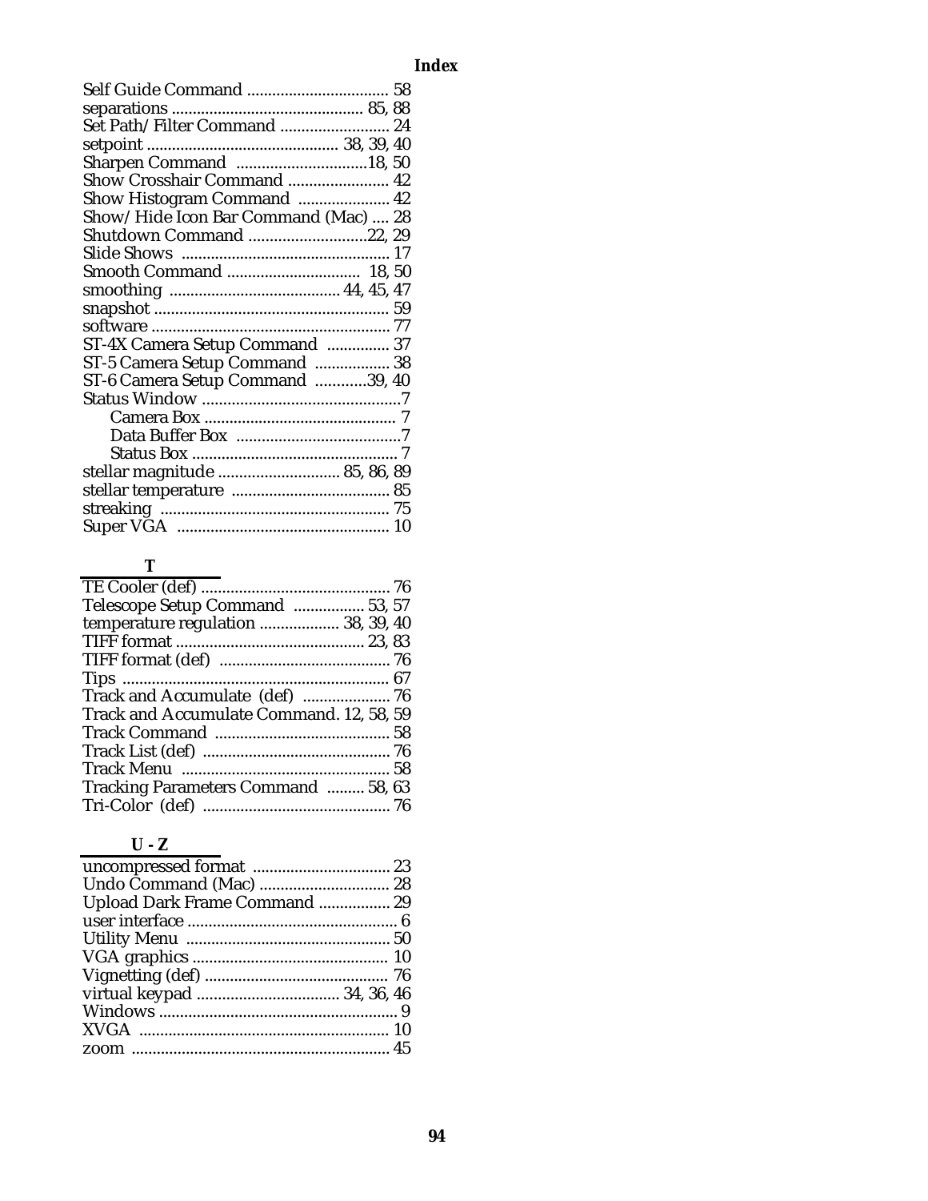Self Guide Command .................................. 58
separations ............................................. 85, 88
Set Path/Filter Command .......................... 24
setpoint ............................................. 38, 39, 40
Sharpen Command ...............................18, 50
Show Crosshair Command ........................ 42
Show Histogram Command ...................... 42
Show/Hide Icon Bar Command (Mac) .... 28
Shutdown Command ............................22, 29
Slide Shows .................................................. 17
Smooth Command ................................ 18, 50
smoothing ......................................... 44, 45, 47
snapshot ......................................................... 59
software ......................................................... 77
ST-4X Camera Setup Command ............... 37
ST-5 Camera Setup Command .................. 38
ST-6 Camera Setup Command ............39, 40
Status Window ...............................................7
- Camera Box .............................................. 7
- Data Buffer Box .......................................7
- Status Box ................................................. 7

stellar magnitude ............................. 85, 86, 89
stellar temperature ...................................... 85
streaking ....................................................... 75
Super VGA .................................................. 10

## T

TE Cooler (def) ............................................. 76
Telescope Setup Command ................. 53, 57
temperature regulation ................... 38, 39, 40
TIFF format ............................................. 23, 83
TIFF format (def) ......................................... 76
Tips ................................................................ 67
Track and Accumulate (def) ..................... 76
Track and Accumulate Command. 12, 58, 59
Track Command .......................................... 58
Track List (def) ............................................. 76
Track Menu .................................................. 58
Tracking Parameters Command ......... 58, 63
Tri-Color (def) ............................................. 76

## U - Z

uncompressed format ................................. 23
Undo Command (Mac) ............................... 28
Upload Dark Frame Command ................. 29
user interface .................................................. 6
Utility Menu ................................................. 50
VGA graphics ............................................... 10
Vignetting (def) ............................................ 76
virtual keypad .................................. 34, 36, 46
Windows ......................................................... 9
XVGA ............................................................ 10
zoom .............................................................. 45